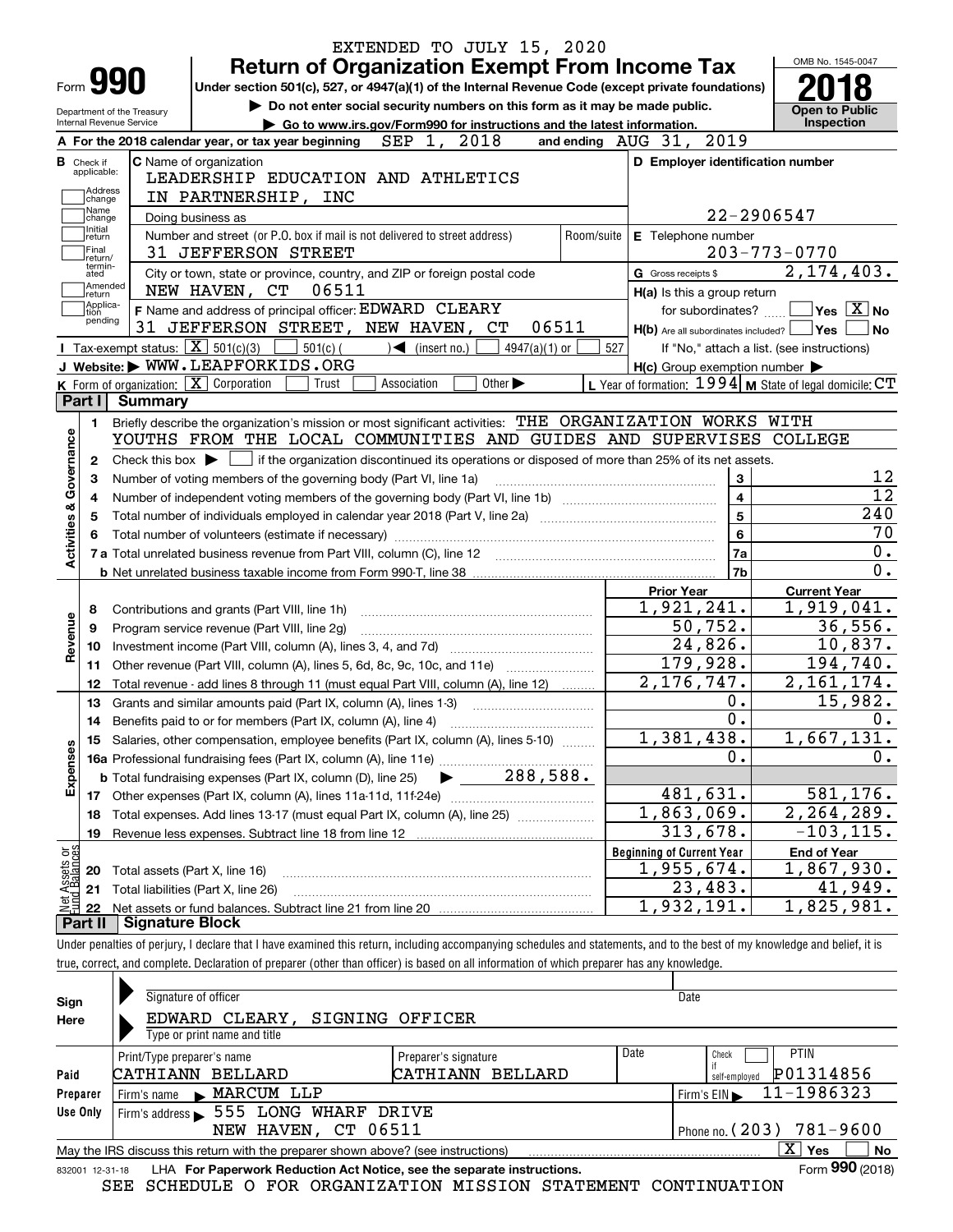EXTENDED TO JULY 15, 2020

# Form 990 — Return of Organization Exempt From Income Tax — 2018

Under section 501(c), 527, or 4947(a)(1) of the Internal Revenue Code (except private foundations)

▶ Do not enter social security numbers on this form as it may be made public.

▶ Go to www.irs.gov/Form990 for instructions and the latest information.

Department of the Treasury, Internal Revenue Service. OMB No. 1545-0047. Open to Public Inspection

**A** For the 2018 calendar year, or tax year beginning SEP 1, 2018 and ending AUG 31, 2019

**B** Check if applicable: Address change, Name change, Initial return, Final return/terminated, Amended return, Application pending

**C** Name of organization: LEADERSHIP EDUCATION AND ATHLETICS IN PARTNERSHIP, INC

Doing business as

Number and street (or P.O. box if mail is not delivered to street address): 31 JEFFERSON STREET — Room/suite

City or town, state or province, country, and ZIP or foreign postal code: NEW HAVEN, CT 06511

**D** Employer identification number: 22-2906547

**E** Telephone number: 203-773-0770

**G** Gross receipts $ 2,174,403.

**F** Name and address of principal officer: EDWARD CLEARY, 31 JEFFERSON STREET, NEW HAVEN, CT 06511

**H(a)** Is this a group return for subordinates? ☐ Yes ☒ No

**H(b)** Are all subordinates included? ☐ Yes ☐ No — If "No," attach a list. (see instructions)

**H(c)** Group exemption number ▶

**I** Tax-exempt status: ☒ 501(c)(3) ☐ 501(c) ( ) ◀ (insert no.) ☐ 4947(a)(1) or ☐ 527

**J** Website: ▶ WWW.LEAPFORKIDS.ORG

**K** Form of organization: ☒ Corporation ☐ Trust ☐ Association ☐ Other ▶

**L** Year of formation: 1994 **M** State of legal domicile: CT

## Part I Summary

**Activities & Governance**

1 Briefly describe the organization's mission or most significant activities: THE ORGANIZATION WORKS WITH YOUTHS FROM THE LOCAL COMMUNITIES AND GUIDES AND SUPERVISES COLLEGE

2 Check this box ▶ ☐ if the organization discontinued its operations or disposed of more than 25% of its net assets.

| Line | Description | No. | Value |
|---|---|---|---|
| 3 | Number of voting members of the governing body (Part VI, line 1a) | 3 | 12 |
| 4 | Number of independent voting members of the governing body (Part VI, line 1b) | 4 | 12 |
| 5 | Total number of individuals employed in calendar year 2018 (Part V, line 2a) | 5 | 240 |
| 6 | Total number of volunteers (estimate if necessary) | 6 | 70 |
| 7a | Total unrelated business revenue from Part VIII, column (C), line 12 | 7a | 0. |
| b | Net unrelated business taxable income from Form 990-T, line 38 | 7b | 0. |

| Line | Description | Prior Year | Current Year |
|---|---|---|---|
| **Revenue** | | | |
| 8 | Contributions and grants (Part VIII, line 1h) | 1,921,241. | 1,919,041. |
| 9 | Program service revenue (Part VIII, line 2g) | 50,752. | 36,556. |
| 10 | Investment income (Part VIII, column (A), lines 3, 4, and 7d) | 24,826. | 10,837. |
| 11 | Other revenue (Part VIII, column (A), lines 5, 6d, 8c, 9c, 10c, and 11e) | 179,928. | 194,740. |
| 12 | Total revenue - add lines 8 through 11 (must equal Part VIII, column (A), line 12) | 2,176,747. | 2,161,174. |
| **Expenses** | | | |
| 13 | Grants and similar amounts paid (Part IX, column (A), lines 1-3) | 0. | 15,982. |
| 14 | Benefits paid to or for members (Part IX, column (A), line 4) | 0. | 0. |
| 15 | Salaries, other compensation, employee benefits (Part IX, column (A), lines 5-10) | 1,381,438. | 1,667,131. |
| 16a | Professional fundraising fees (Part IX, column (A), line 11e) | 0. | 0. |
| b | Total fundraising expenses (Part IX, column (D), line 25) ▶ 288,588. | | |
| 17 | Other expenses (Part IX, column (A), lines 11a-11d, 11f-24e) | 481,631. | 581,176. |
| 18 | Total expenses. Add lines 13-17 (must equal Part IX, column (A), line 25) | 1,863,069. | 2,264,289. |
| 19 | Revenue less expenses. Subtract line 18 from line 12 | 313,678. | -103,115. |
| **Net Assets or Fund Balances** | | **Beginning of Current Year** | **End of Year** |
| 20 | Total assets (Part X, line 16) | 1,955,674. | 1,867,930. |
| 21 | Total liabilities (Part X, line 26) | 23,483. | 41,949. |
| 22 | Net assets or fund balances. Subtract line 21 from line 20 | 1,932,191. | 1,825,981. |

## Part II Signature Block

Under penalties of perjury, I declare that I have examined this return, including accompanying schedules and statements, and to the best of my knowledge and belief, it is true, correct, and complete. Declaration of preparer (other than officer) is based on all information of which preparer has any knowledge.

**Sign Here**

Signature of officer — Date

EDWARD CLEARY, SIGNING OFFICER

Type or print name and title

**Paid Preparer Use Only**

| Print/Type preparer's name | Preparer's signature | Date | Check if self-employed | PTIN |
|---|---|---|---|---|
| CATHIANN BELLARD | CATHIANN BELLARD | | ☐ | P01314856 |

Firm's name ▶ MARCUM LLP — Firm's EIN ▶ 11-1986323

Firm's address ▶ 555 LONG WHARF DRIVE, NEW HAVEN, CT 06511 — Phone no. (203) 781-9600

May the IRS discuss this return with the preparer shown above? (see instructions) ☒ Yes ☐ No

832001 12-31-18 LHA For Paperwork Reduction Act Notice, see the separate instructions. Form 990 (2018)

SEE SCHEDULE O FOR ORGANIZATION MISSION STATEMENT CONTINUATION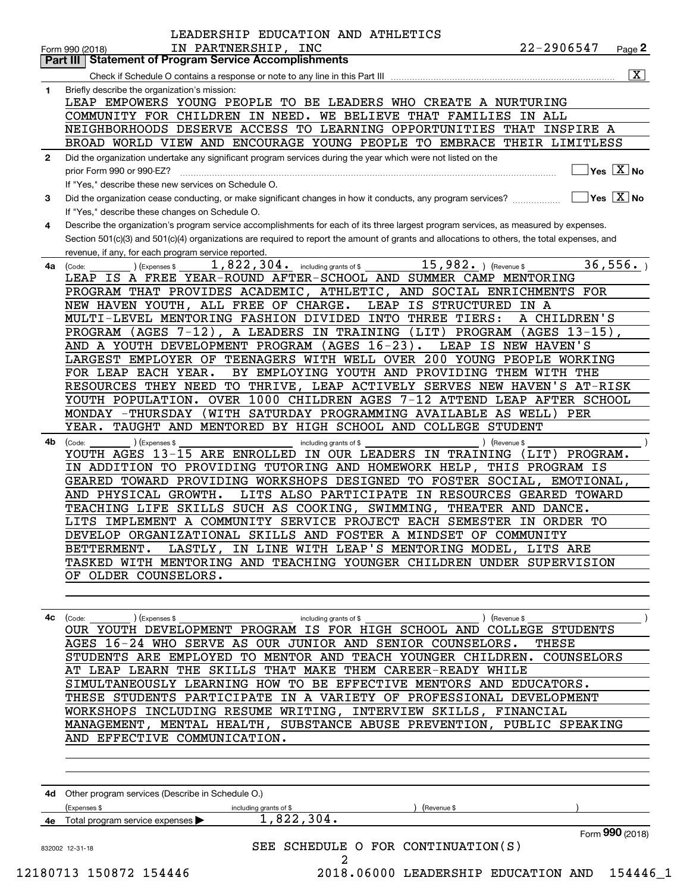LEADERSHIP EDUCATION AND ATHLETICS IN PARTNERSHIP, INC — 22-2906547

Form 990 (2018) Page **2**

## Part III Statement of Program Service Accomplishments

Check if Schedule O contains a response or note to any line in this Part III ..... [X]

**1** Briefly describe the organization's mission:

LEAP EMPOWERS YOUNG PEOPLE TO BE LEADERS WHO CREATE A NURTURING COMMUNITY FOR CHILDREN IN NEED. WE BELIEVE THAT FAMILIES IN ALL NEIGHBORHOODS DESERVE ACCESS TO LEARNING OPPORTUNITIES THAT INSPIRE A BROAD WORLD VIEW AND ENCOURAGE YOUNG PEOPLE TO EMBRACE THEIR LIMITLESS

**2** Did the organization undertake any significant program services during the year which were not listed on the prior Form 990 or 990-EZ? ..... [ ] Yes [X] No

If "Yes," describe these new services on Schedule O.

**3** Did the organization cease conducting, or make significant changes in how it conducts, any program services? ..... [ ] Yes [X] No

If "Yes," describe these changes on Schedule O.

**4** Describe the organization's program service accomplishments for each of its three largest program services, as measured by expenses. Section 501(c)(3) and 501(c)(4) organizations are required to report the amount of grants and allocations to others, the total expenses, and revenue, if any, for each program service reported.

**4a** (Code: ) (Expenses $ 1,822,304. including grants of $ 15,982. ) (Revenue $ 36,556. )

LEAP IS A FREE YEAR-ROUND AFTER-SCHOOL AND SUMMER CAMP MENTORING PROGRAM THAT PROVIDES ACADEMIC, ATHLETIC, AND SOCIAL ENRICHMENTS FOR NEW HAVEN YOUTH, ALL FREE OF CHARGE. LEAP IS STRUCTURED IN A MULTI-LEVEL MENTORING FASHION DIVIDED INTO THREE TIERS: A CHILDREN'S PROGRAM (AGES 7-12), A LEADERS IN TRAINING (LIT) PROGRAM (AGES 13-15), AND A YOUTH DEVELOPMENT PROGRAM (AGES 16-23). LEAP IS NEW HAVEN'S LARGEST EMPLOYER OF TEENAGERS WITH WELL OVER 200 YOUNG PEOPLE WORKING FOR LEAP EACH YEAR. BY EMPLOYING YOUTH AND PROVIDING THEM WITH THE RESOURCES THEY NEED TO THRIVE, LEAP ACTIVELY SERVES NEW HAVEN'S AT-RISK YOUTH POPULATION. OVER 1000 CHILDREN AGES 7-12 ATTEND LEAP AFTER SCHOOL MONDAY -THURSDAY (WITH SATURDAY PROGRAMMING AVAILABLE AS WELL) PER YEAR. TAUGHT AND MENTORED BY HIGH SCHOOL AND COLLEGE STUDENT

**4b** (Code: ) (Expenses $ including grants of $ ) (Revenue $ )

YOUTH AGES 13-15 ARE ENROLLED IN OUR LEADERS IN TRAINING (LIT) PROGRAM. IN ADDITION TO PROVIDING TUTORING AND HOMEWORK HELP, THIS PROGRAM IS GEARED TOWARD PROVIDING WORKSHOPS DESIGNED TO FOSTER SOCIAL, EMOTIONAL, AND PHYSICAL GROWTH. LITS ALSO PARTICIPATE IN RESOURCES GEARED TOWARD TEACHING LIFE SKILLS SUCH AS COOKING, SWIMMING, THEATER AND DANCE. LITS IMPLEMENT A COMMUNITY SERVICE PROJECT EACH SEMESTER IN ORDER TO DEVELOP ORGANIZATIONAL SKILLS AND FOSTER A MINDSET OF COMMUNITY BETTERMENT. LASTLY, IN LINE WITH LEAP'S MENTORING MODEL, LITS ARE TASKED WITH MENTORING AND TEACHING YOUNGER CHILDREN UNDER SUPERVISION OF OLDER COUNSELORS.

**4c** (Code: ) (Expenses $ including grants of $ ) (Revenue $ )

OUR YOUTH DEVELOPMENT PROGRAM IS FOR HIGH SCHOOL AND COLLEGE STUDENTS AGES 16-24 WHO SERVE AS OUR JUNIOR AND SENIOR COUNSELORS. THESE STUDENTS ARE EMPLOYED TO MENTOR AND TEACH YOUNGER CHILDREN. COUNSELORS AT LEAP LEARN THE SKILLS THAT MAKE THEM CAREER-READY WHILE SIMULTANEOUSLY LEARNING HOW TO BE EFFECTIVE MENTORS AND EDUCATORS. THESE STUDENTS PARTICIPATE IN A VARIETY OF PROFESSIONAL DEVELOPMENT WORKSHOPS INCLUDING RESUME WRITING, INTERVIEW SKILLS, FINANCIAL MANAGEMENT, MENTAL HEALTH, SUBSTANCE ABUSE PREVENTION, PUBLIC SPEAKING AND EFFECTIVE COMMUNICATION.

**4d** Other program services (Describe in Schedule O.)

(Expenses $ including grants of $ ) (Revenue $ )

**4e** Total program service expenses ▶ 1,822,304.

Form **990** (2018)

SEE SCHEDULE O FOR CONTINUATION(S)

832002 12-31-18

12180713 150872 154446 2018.06000 LEADERSHIP EDUCATION AND 154446_1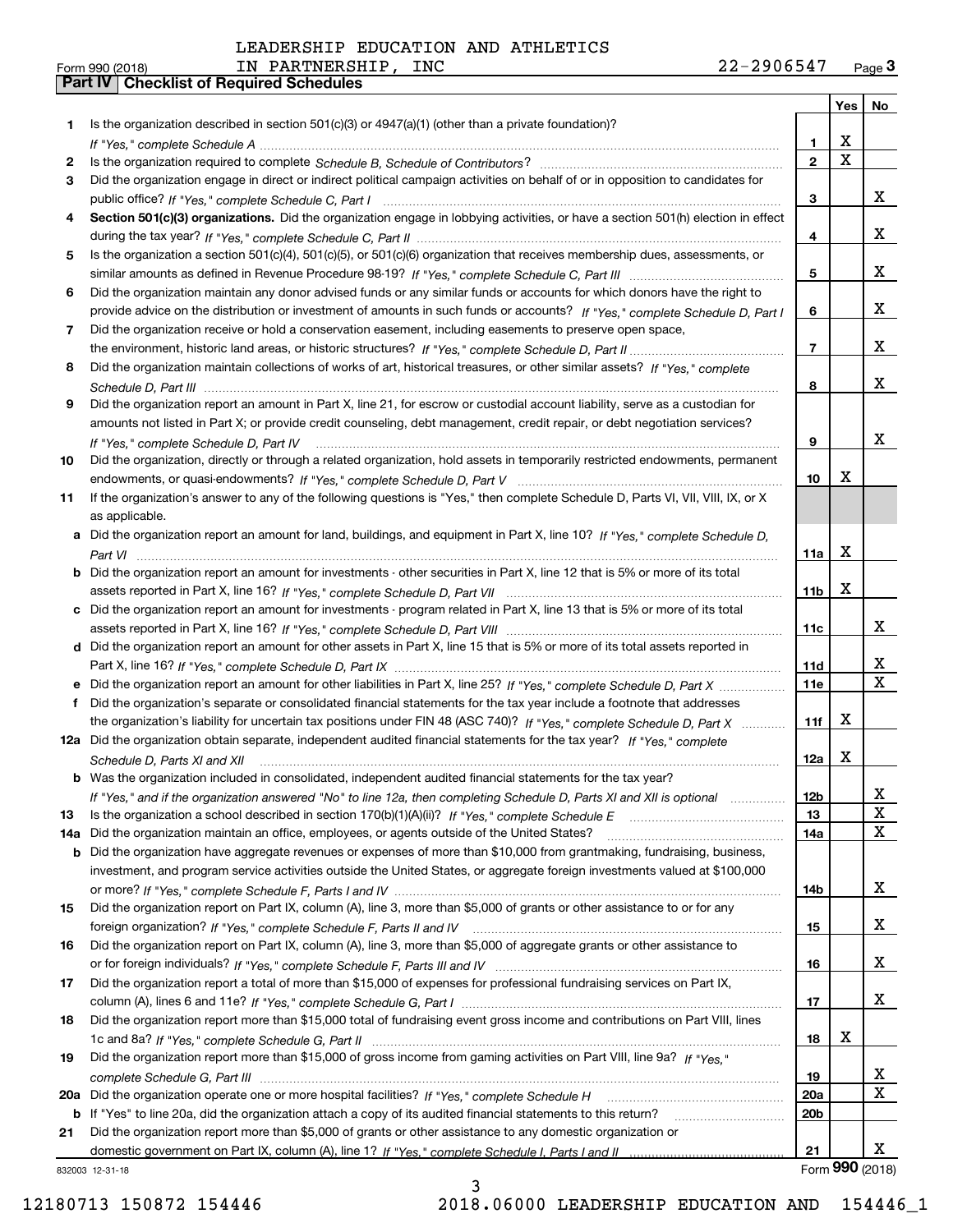LEADERSHIP EDUCATION AND ATHLETICS IN PARTNERSHIP, INC    22-2906547

Form 990 (2018)

## Part IV Checklist of Required Schedules

| | | | Yes | No |
|---|---|---|---|---|
| 1 | Is the organization described in section 501(c)(3) or 4947(a)(1) (other than a private foundation)? *If "Yes," complete Schedule A* | 1 | X | |
| 2 | Is the organization required to complete *Schedule B, Schedule of Contributors*? | 2 | X | |
| 3 | Did the organization engage in direct or indirect political campaign activities on behalf of or in opposition to candidates for public office? *If "Yes," complete Schedule C, Part I* | 3 | | X |
| 4 | **Section 501(c)(3) organizations.** Did the organization engage in lobbying activities, or have a section 501(h) election in effect during the tax year? *If "Yes," complete Schedule C, Part II* | 4 | | X |
| 5 | Is the organization a section 501(c)(4), 501(c)(5), or 501(c)(6) organization that receives membership dues, assessments, or similar amounts as defined in Revenue Procedure 98-19? *If "Yes," complete Schedule C, Part III* | 5 | | X |
| 6 | Did the organization maintain any donor advised funds or any similar funds or accounts for which donors have the right to provide advice on the distribution or investment of amounts in such funds or accounts? *If "Yes," complete Schedule D, Part I* | 6 | | X |
| 7 | Did the organization receive or hold a conservation easement, including easements to preserve open space, the environment, historic land areas, or historic structures? *If "Yes," complete Schedule D, Part II* | 7 | | X |
| 8 | Did the organization maintain collections of works of art, historical treasures, or other similar assets? *If "Yes," complete Schedule D, Part III* | 8 | | X |
| 9 | Did the organization report an amount in Part X, line 21, for escrow or custodial account liability, serve as a custodian for amounts not listed in Part X; or provide credit counseling, debt management, credit repair, or debt negotiation services? *If "Yes," complete Schedule D, Part IV* | 9 | | X |
| 10 | Did the organization, directly or through a related organization, hold assets in temporarily restricted endowments, permanent endowments, or quasi-endowments? *If "Yes," complete Schedule D, Part V* | 10 | X | |
| 11 | If the organization's answer to any of the following questions is "Yes," then complete Schedule D, Parts VI, VII, VIII, IX, or X as applicable. | | | |
| a | Did the organization report an amount for land, buildings, and equipment in Part X, line 10? *If "Yes," complete Schedule D, Part VI* | 11a | X | |
| b | Did the organization report an amount for investments - other securities in Part X, line 12 that is 5% or more of its total assets reported in Part X, line 16? *If "Yes," complete Schedule D, Part VII* | 11b | X | |
| c | Did the organization report an amount for investments - program related in Part X, line 13 that is 5% or more of its total assets reported in Part X, line 16? *If "Yes," complete Schedule D, Part VIII* | 11c | | X |
| d | Did the organization report an amount for other assets in Part X, line 15 that is 5% or more of its total assets reported in Part X, line 16? *If "Yes," complete Schedule D, Part IX* | 11d | | X |
| e | Did the organization report an amount for other liabilities in Part X, line 25? *If "Yes," complete Schedule D, Part X* | 11e | | X |
| f | Did the organization's separate or consolidated financial statements for the tax year include a footnote that addresses the organization's liability for uncertain tax positions under FIN 48 (ASC 740)? *If "Yes," complete Schedule D, Part X* | 11f | X | |
| 12a | Did the organization obtain separate, independent audited financial statements for the tax year? *If "Yes," complete Schedule D, Parts XI and XII* | 12a | X | |
| b | Was the organization included in consolidated, independent audited financial statements for the tax year? *If "Yes," and if the organization answered "No" to line 12a, then completing Schedule D, Parts XI and XII is optional* | 12b | | X |
| 13 | Is the organization a school described in section 170(b)(1)(A)(ii)? *If "Yes," complete Schedule E* | 13 | | X |
| 14a | Did the organization maintain an office, employees, or agents outside of the United States? | 14a | | X |
| b | Did the organization have aggregate revenues or expenses of more than $10,000 from grantmaking, fundraising, business, investment, and program service activities outside the United States, or aggregate foreign investments valued at $100,000 or more? *If "Yes," complete Schedule F, Parts I and IV* | 14b | | X |
| 15 | Did the organization report on Part IX, column (A), line 3, more than $5,000 of grants or other assistance to or for any foreign organization? *If "Yes," complete Schedule F, Parts II and IV* | 15 | | X |
| 16 | Did the organization report on Part IX, column (A), line 3, more than $5,000 of aggregate grants or other assistance to or for foreign individuals? *If "Yes," complete Schedule F, Parts III and IV* | 16 | | X |
| 17 | Did the organization report a total of more than $15,000 of expenses for professional fundraising services on Part IX, column (A), lines 6 and 11e? *If "Yes," complete Schedule G, Part I* | 17 | | X |
| 18 | Did the organization report more than $15,000 total of fundraising event gross income and contributions on Part VIII, lines 1c and 8a? *If "Yes," complete Schedule G, Part II* | 18 | X | |
| 19 | Did the organization report more than $15,000 of gross income from gaming activities on Part VIII, line 9a? *If "Yes," complete Schedule G, Part III* | 19 | | X |
| 20a | Did the organization operate one or more hospital facilities? *If "Yes," complete Schedule H* | 20a | | X |
| b | If "Yes" to line 20a, did the organization attach a copy of its audited financial statements to this return? | 20b | | |
| 21 | Did the organization report more than $5,000 of grants or other assistance to any domestic organization or domestic government on Part IX, column (A), line 1? *If "Yes," complete Schedule I, Parts I and II* | 21 | | X |

832003 12-31-18    Form 990 (2018)

12180713 150872 154446    2018.06000 LEADERSHIP EDUCATION AND    154446_1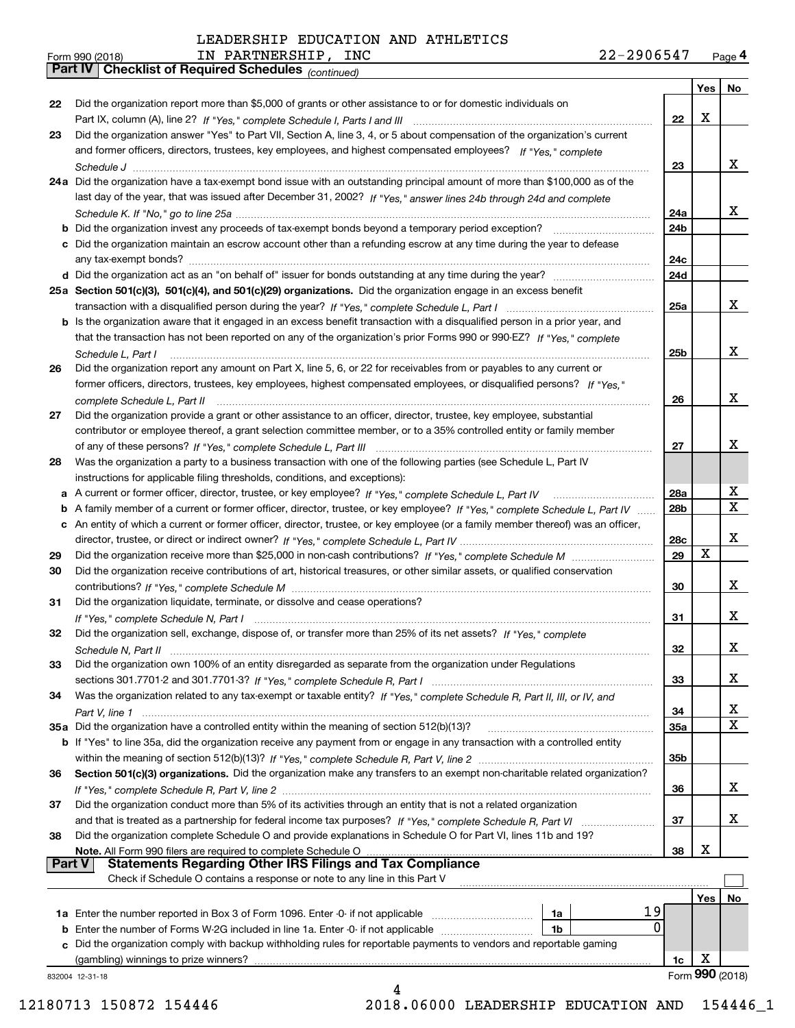LEADERSHIP EDUCATION AND ATHLETICS IN PARTNERSHIP, INC 22-2906547

Form 990 (2018)

**Part IV Checklist of Required Schedules** *(continued)*

| | | | Yes | No |
|---|---|---|---|---|
| 22 | Did the organization report more than $5,000 of grants or other assistance to or for domestic individuals on Part IX, column (A), line 2? *If "Yes," complete Schedule I, Parts I and III* | 22 | X | |
| 23 | Did the organization answer "Yes" to Part VII, Section A, line 3, 4, or 5 about compensation of the organization's current and former officers, directors, trustees, key employees, and highest compensated employees? *If "Yes," complete Schedule J* | 23 | | X |
| 24a | Did the organization have a tax-exempt bond issue with an outstanding principal amount of more than $100,000 as of the last day of the year, that was issued after December 31, 2002? *If "Yes," answer lines 24b through 24d and complete Schedule K. If "No," go to line 25a* | 24a | | X |
| b | Did the organization invest any proceeds of tax-exempt bonds beyond a temporary period exception? | 24b | | |
| c | Did the organization maintain an escrow account other than a refunding escrow at any time during the year to defease any tax-exempt bonds? | 24c | | |
| d | Did the organization act as an "on behalf of" issuer for bonds outstanding at any time during the year? | 24d | | |
| 25a | **Section 501(c)(3), 501(c)(4), and 501(c)(29) organizations.** Did the organization engage in an excess benefit transaction with a disqualified person during the year? *If "Yes," complete Schedule L, Part I* | 25a | | X |
| b | Is the organization aware that it engaged in an excess benefit transaction with a disqualified person in a prior year, and that the transaction has not been reported on any of the organization's prior Forms 990 or 990-EZ? *If "Yes," complete Schedule L, Part I* | 25b | | X |
| 26 | Did the organization report any amount on Part X, line 5, 6, or 22 for receivables from or payables to any current or former officers, directors, trustees, key employees, highest compensated employees, or disqualified persons? *If "Yes," complete Schedule L, Part II* | 26 | | X |
| 27 | Did the organization provide a grant or other assistance to an officer, director, trustee, key employee, substantial contributor or employee thereof, a grant selection committee member, or to a 35% controlled entity or family member of any of these persons? *If "Yes," complete Schedule L, Part III* | 27 | | X |
| 28 | Was the organization a party to a business transaction with one of the following parties (see Schedule L, Part IV instructions for applicable filing thresholds, conditions, and exceptions): | | | |
| a | A current or former officer, director, trustee, or key employee? *If "Yes," complete Schedule L, Part IV* | 28a | | X |
| b | A family member of a current or former officer, director, trustee, or key employee? *If "Yes," complete Schedule L, Part IV* | 28b | | X |
| c | An entity of which a current or former officer, director, trustee, or key employee (or a family member thereof) was an officer, director, trustee, or direct or indirect owner? *If "Yes," complete Schedule L, Part IV* | 28c | | X |
| 29 | Did the organization receive more than $25,000 in non-cash contributions? *If "Yes," complete Schedule M* | 29 | X | |
| 30 | Did the organization receive contributions of art, historical treasures, or other similar assets, or qualified conservation contributions? *If "Yes," complete Schedule M* | 30 | | X |
| 31 | Did the organization liquidate, terminate, or dissolve and cease operations? *If "Yes," complete Schedule N, Part I* | 31 | | X |
| 32 | Did the organization sell, exchange, dispose of, or transfer more than 25% of its net assets? *If "Yes," complete Schedule N, Part II* | 32 | | X |
| 33 | Did the organization own 100% of an entity disregarded as separate from the organization under Regulations sections 301.7701-2 and 301.7701-3? *If "Yes," complete Schedule R, Part I* | 33 | | X |
| 34 | Was the organization related to any tax-exempt or taxable entity? *If "Yes," complete Schedule R, Part II, III, or IV, and Part V, line 1* | 34 | | X |
| 35a | Did the organization have a controlled entity within the meaning of section 512(b)(13)? | 35a | | X |
| b | If "Yes" to line 35a, did the organization receive any payment from or engage in any transaction with a controlled entity within the meaning of section 512(b)(13)? *If "Yes," complete Schedule R, Part V, line 2* | 35b | | |
| 36 | **Section 501(c)(3) organizations.** Did the organization make any transfers to an exempt non-charitable related organization? *If "Yes," complete Schedule R, Part V, line 2* | 36 | | X |
| 37 | Did the organization conduct more than 5% of its activities through an entity that is not a related organization and that is treated as a partnership for federal income tax purposes? *If "Yes," complete Schedule R, Part VI* | 37 | | X |
| 38 | Did the organization complete Schedule O and provide explanations in Schedule O for Part VI, lines 11b and 19? **Note.** All Form 990 filers are required to complete Schedule O | 38 | X | |

**Part V Statements Regarding Other IRS Filings and Tax Compliance**

Check if Schedule O contains a response or note to any line in this Part V

| | | | | | Yes | No |
|---|---|---|---|---|---|---|
| 1a | Enter the number reported in Box 3 of Form 1096. Enter -0- if not applicable | 1a | 19 | | | |
| b | Enter the number of Forms W-2G included in line 1a. Enter -0- if not applicable | 1b | 0 | | | |
| c | Did the organization comply with backup withholding rules for reportable payments to vendors and reportable gaming (gambling) winnings to prize winners? | | | 1c | X | |

832004 12-31-18

Form **990** (2018)

12180713 150872 154446 2018.06000 LEADERSHIP EDUCATION AND 154446_1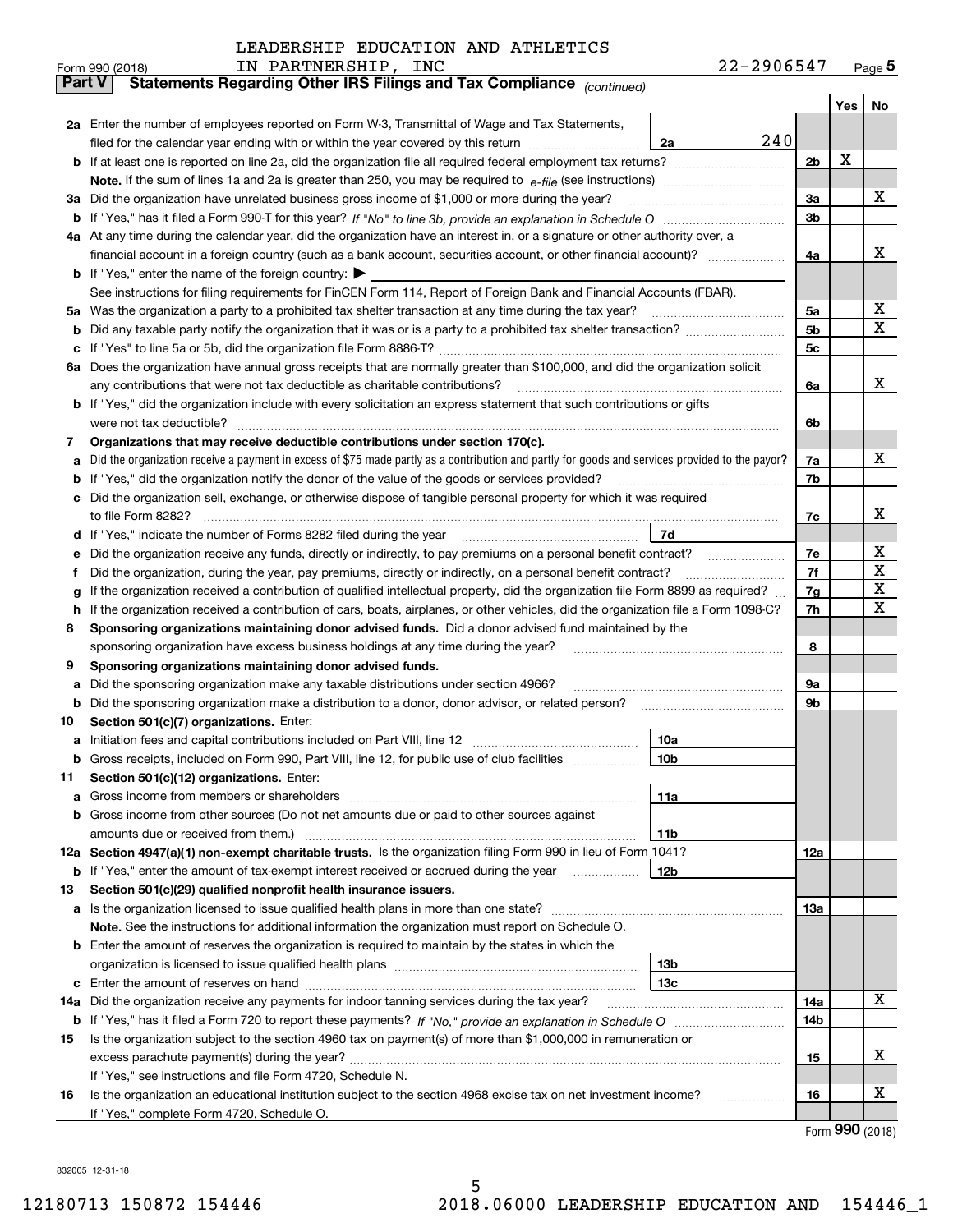LEADERSHIP EDUCATION AND ATHLETICS
IN PARTNERSHIP, INC

Form 990 (2018) 22-2906547 Page 5

**Part V — Statements Regarding Other IRS Filings and Tax Compliance** *(continued)*

| | | | | | Yes | No |
|---|---|---|---|---|---|---|
| **2a** | Enter the number of employees reported on Form W-3, Transmittal of Wage and Tax Statements, filed for the calendar year ending with or within the year covered by this return | 2a | 240 | | | |
| **b** | If at least one is reported on line 2a, did the organization file all required federal employment tax returns? | | | 2b | X | |
| | **Note.** If the sum of lines 1a and 2a is greater than 250, you may be required to *e-file* (see instructions) | | | | | |
| **3a** | Did the organization have unrelated business gross income of $1,000 or more during the year? | | | 3a | | X |
| **b** | If "Yes," has it filed a Form 990-T for this year? *If "No" to line 3b, provide an explanation in Schedule O* | | | 3b | | |
| **4a** | At any time during the calendar year, did the organization have an interest in, or a signature or other authority over, a financial account in a foreign country (such as a bank account, securities account, or other financial account)? | | | 4a | | X |
| **b** | If "Yes," enter the name of the foreign country: ▶ | | | | | |
| | See instructions for filing requirements for FinCEN Form 114, Report of Foreign Bank and Financial Accounts (FBAR). | | | | | |
| **5a** | Was the organization a party to a prohibited tax shelter transaction at any time during the tax year? | | | 5a | | X |
| **b** | Did any taxable party notify the organization that it was or is a party to a prohibited tax shelter transaction? | | | 5b | | X |
| **c** | If "Yes" to line 5a or 5b, did the organization file Form 8886-T? | | | 5c | | |
| **6a** | Does the organization have annual gross receipts that are normally greater than $100,000, and did the organization solicit any contributions that were not tax deductible as charitable contributions? | | | 6a | | X |
| **b** | If "Yes," did the organization include with every solicitation an express statement that such contributions or gifts were not tax deductible? | | | 6b | | |
| **7** | **Organizations that may receive deductible contributions under section 170(c).** | | | | | |
| **a** | Did the organization receive a payment in excess of $75 made partly as a contribution and partly for goods and services provided to the payor? | | | 7a | | X |
| **b** | If "Yes," did the organization notify the donor of the value of the goods or services provided? | | | 7b | | |
| **c** | Did the organization sell, exchange, or otherwise dispose of tangible personal property for which it was required to file Form 8282? | | | 7c | | X |
| **d** | If "Yes," indicate the number of Forms 8282 filed during the year | 7d | | | | |
| **e** | Did the organization receive any funds, directly or indirectly, to pay premiums on a personal benefit contract? | | | 7e | | X |
| **f** | Did the organization, during the year, pay premiums, directly or indirectly, on a personal benefit contract? | | | 7f | | X |
| **g** | If the organization received a contribution of qualified intellectual property, did the organization file Form 8899 as required? | | | 7g | | X |
| **h** | If the organization received a contribution of cars, boats, airplanes, or other vehicles, did the organization file a Form 1098-C? | | | 7h | | X |
| **8** | **Sponsoring organizations maintaining donor advised funds.** Did a donor advised fund maintained by the sponsoring organization have excess business holdings at any time during the year? | | | 8 | | |
| **9** | **Sponsoring organizations maintaining donor advised funds.** | | | | | |
| **a** | Did the sponsoring organization make any taxable distributions under section 4966? | | | 9a | | |
| **b** | Did the sponsoring organization make a distribution to a donor, donor advisor, or related person? | | | 9b | | |
| **10** | **Section 501(c)(7) organizations.** Enter: | | | | | |
| **a** | Initiation fees and capital contributions included on Part VIII, line 12 | 10a | | | | |
| **b** | Gross receipts, included on Form 990, Part VIII, line 12, for public use of club facilities | 10b | | | | |
| **11** | **Section 501(c)(12) organizations.** Enter: | | | | | |
| **a** | Gross income from members or shareholders | 11a | | | | |
| **b** | Gross income from other sources (Do not net amounts due or paid to other sources against amounts due or received from them.) | 11b | | | | |
| **12a** | **Section 4947(a)(1) non-exempt charitable trusts.** Is the organization filing Form 990 in lieu of Form 1041? | | | 12a | | |
| **b** | If "Yes," enter the amount of tax-exempt interest received or accrued during the year | 12b | | | | |
| **13** | **Section 501(c)(29) qualified nonprofit health insurance issuers.** | | | | | |
| **a** | Is the organization licensed to issue qualified health plans in more than one state? | | | 13a | | |
| | **Note.** See the instructions for additional information the organization must report on Schedule O. | | | | | |
| **b** | Enter the amount of reserves the organization is required to maintain by the states in which the organization is licensed to issue qualified health plans | 13b | | | | |
| **c** | Enter the amount of reserves on hand | 13c | | | | |
| **14a** | Did the organization receive any payments for indoor tanning services during the tax year? | | | 14a | | X |
| **b** | If "Yes," has it filed a Form 720 to report these payments? *If "No," provide an explanation in Schedule O* | | | 14b | | |
| **15** | Is the organization subject to the section 4960 tax on payment(s) of more than $1,000,000 in remuneration or excess parachute payment(s) during the year? | | | 15 | | X |
| | If "Yes," see instructions and file Form 4720, Schedule N. | | | | | |
| **16** | Is the organization an educational institution subject to the section 4968 excise tax on net investment income? | | | 16 | | X |
| | If "Yes," complete Form 4720, Schedule O. | | | | | |

Form **990** (2018)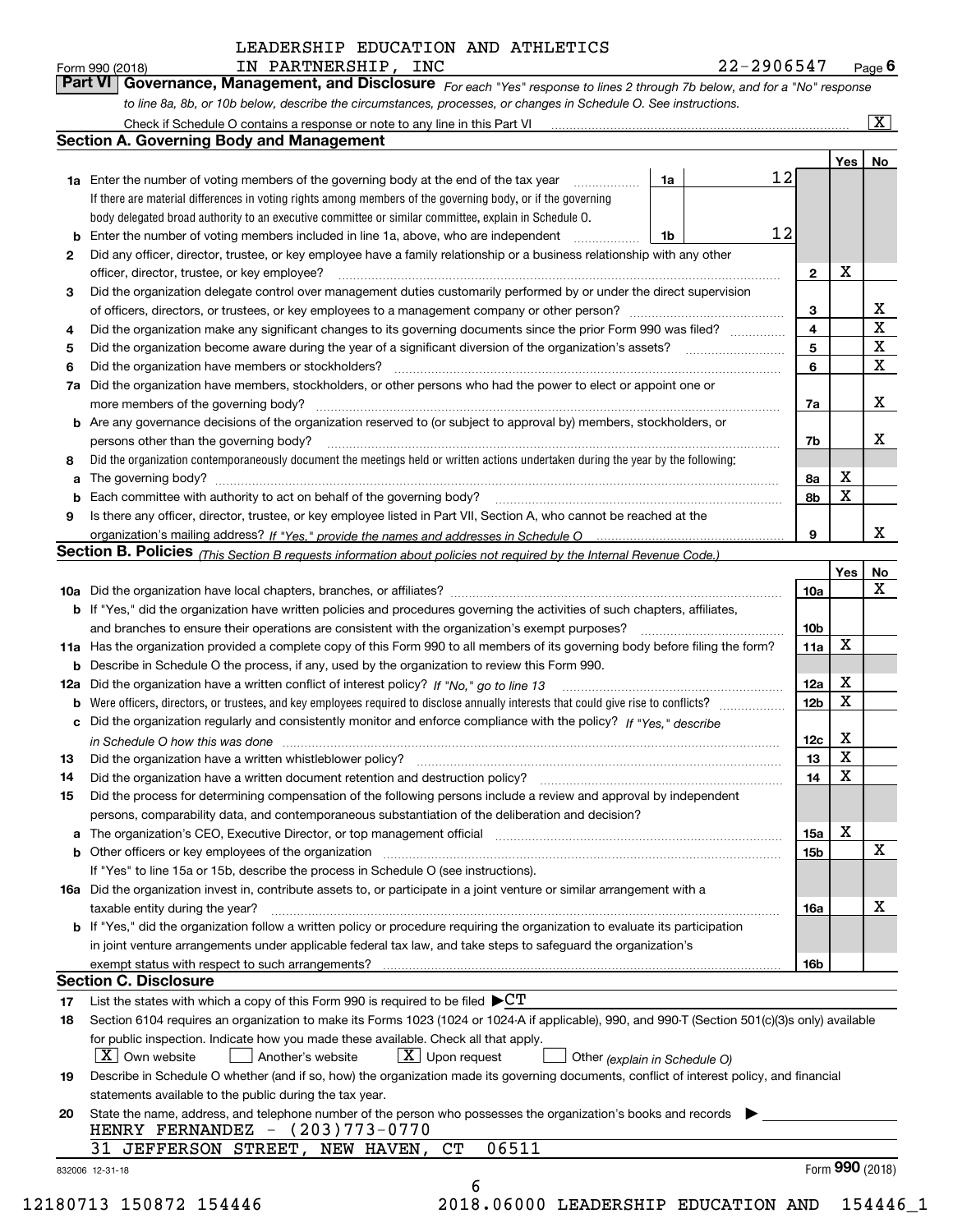LEADERSHIP EDUCATION AND ATHLETICS IN PARTNERSHIP, INC

Form 990 (2018) 22-2906547 Page 6

**Part VI Governance, Management, and Disclosure** *For each "Yes" response to lines 2 through 7b below, and for a "No" response to line 8a, 8b, or 10b below, describe the circumstances, processes, or changes in Schedule O. See instructions.*

Check if Schedule O contains a response or note to any line in this Part VI [X]

## Section A. Governing Body and Management

| | | | | Yes | No |
|---|---|---|---|---|---|
| **1a** | Enter the number of voting members of the governing body at the end of the tax year | 1a | 12 | | |
| | If there are material differences in voting rights among members of the governing body, or if the governing body delegated broad authority to an executive committee or similar committee, explain in Schedule O. | | | | |
| **b** | Enter the number of voting members included in line 1a, above, who are independent | 1b | 12 | | |
| **2** | Did any officer, director, trustee, or key employee have a family relationship or a business relationship with any other officer, director, trustee, or key employee? | 2 | | X | |
| **3** | Did the organization delegate control over management duties customarily performed by or under the direct supervision of officers, directors, or trustees, or key employees to a management company or other person? | 3 | | | X |
| **4** | Did the organization make any significant changes to its governing documents since the prior Form 990 was filed? | 4 | | | X |
| **5** | Did the organization become aware during the year of a significant diversion of the organization's assets? | 5 | | | X |
| **6** | Did the organization have members or stockholders? | 6 | | | X |
| **7a** | Did the organization have members, stockholders, or other persons who had the power to elect or appoint one or more members of the governing body? | 7a | | | X |
| **b** | Are any governance decisions of the organization reserved to (or subject to approval by) members, stockholders, or persons other than the governing body? | 7b | | | X |
| **8** | Did the organization contemporaneously document the meetings held or written actions undertaken during the year by the following: | | | | |
| **a** | The governing body? | 8a | | X | |
| **b** | Each committee with authority to act on behalf of the governing body? | 8b | | X | |
| **9** | Is there any officer, director, trustee, or key employee listed in Part VII, Section A, who cannot be reached at the organization's mailing address? *If "Yes," provide the names and addresses in Schedule O* | 9 | | | X |

## Section B. Policies *(This Section B requests information about policies not required by the Internal Revenue Code.)*

| | | | Yes | No |
|---|---|---|---|---|
| **10a** | Did the organization have local chapters, branches, or affiliates? | 10a | | X |
| **b** | If "Yes," did the organization have written policies and procedures governing the activities of such chapters, affiliates, and branches to ensure their operations are consistent with the organization's exempt purposes? | 10b | | |
| **11a** | Has the organization provided a complete copy of this Form 990 to all members of its governing body before filing the form? | 11a | X | |
| **b** | Describe in Schedule O the process, if any, used by the organization to review this Form 990. | | | |
| **12a** | Did the organization have a written conflict of interest policy? *If "No," go to line 13* | 12a | X | |
| **b** | Were officers, directors, or trustees, and key employees required to disclose annually interests that could give rise to conflicts? | 12b | X | |
| **c** | Did the organization regularly and consistently monitor and enforce compliance with the policy? *If "Yes," describe in Schedule O how this was done* | 12c | X | |
| **13** | Did the organization have a written whistleblower policy? | 13 | X | |
| **14** | Did the organization have a written document retention and destruction policy? | 14 | X | |
| **15** | Did the process for determining compensation of the following persons include a review and approval by independent persons, comparability data, and contemporaneous substantiation of the deliberation and decision? | | | |
| **a** | The organization's CEO, Executive Director, or top management official | 15a | X | |
| **b** | Other officers or key employees of the organization | 15b | | X |
| | If "Yes" to line 15a or 15b, describe the process in Schedule O (see instructions). | | | |
| **16a** | Did the organization invest in, contribute assets to, or participate in a joint venture or similar arrangement with a taxable entity during the year? | 16a | | X |
| **b** | If "Yes," did the organization follow a written policy or procedure requiring the organization to evaluate its participation in joint venture arrangements under applicable federal tax law, and take steps to safeguard the organization's exempt status with respect to such arrangements? | 16b | | |

## Section C. Disclosure

**17** List the states with which a copy of this Form 990 is required to be filed ▶ CT

**18** Section 6104 requires an organization to make its Forms 1023 (1024 or 1024-A if applicable), 990, and 990-T (Section 501(c)(3)s only) available for public inspection. Indicate how you made these available. Check all that apply.

[X] Own website [ ] Another's website [X] Upon request [ ] Other *(explain in Schedule O)*

**19** Describe in Schedule O whether (and if so, how) the organization made its governing documents, conflict of interest policy, and financial statements available to the public during the tax year.

**20** State the name, address, and telephone number of the person who possesses the organization's books and records ▶

HENRY FERNANDEZ - (203)773-0770
31 JEFFERSON STREET, NEW HAVEN, CT 06511

832006 12-31-18 Form **990** (2018)

12180713 150872 154446 2018.06000 LEADERSHIP EDUCATION AND 154446_1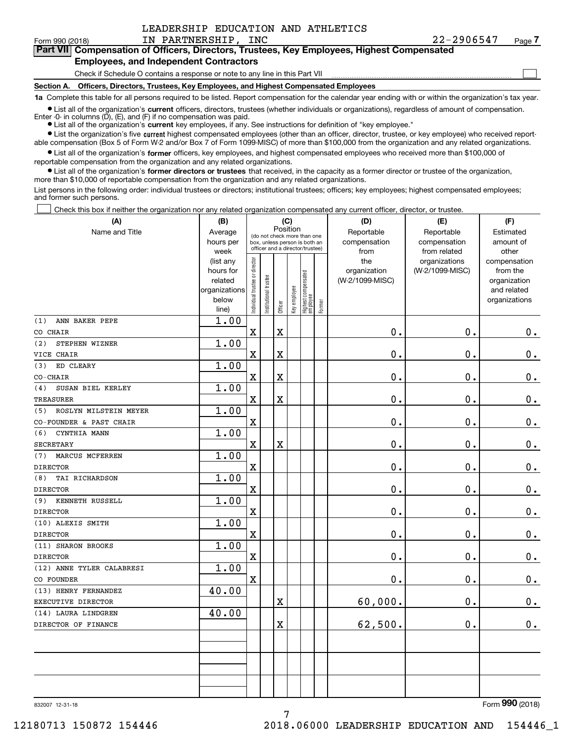LEADERSHIP EDUCATION AND ATHLETICS IN PARTNERSHIP, INC 22-2906547

Form 990 (2018) Page 7

**Part VII Compensation of Officers, Directors, Trustees, Key Employees, Highest Compensated Employees, and Independent Contractors**

Check if Schedule O contains a response or note to any line in this Part VII ☐

**Section A. Officers, Directors, Trustees, Key Employees, and Highest Compensated Employees**

**1a** Complete this table for all persons required to be listed. Report compensation for the calendar year ending with or within the organization's tax year.

- List all of the organization's **current** officers, directors, trustees (whether individuals or organizations), regardless of amount of compensation. Enter -0- in columns (D), (E), and (F) if no compensation was paid.
- List all of the organization's **current** key employees, if any. See instructions for definition of "key employee."
- List the organization's five **current** highest compensated employees (other than an officer, director, trustee, or key employee) who received reportable compensation (Box 5 of Form W-2 and/or Box 7 of Form 1099-MISC) of more than $100,000 from the organization and any related organizations.
- List all of the organization's **former** officers, key employees, and highest compensated employees who received more than $100,000 of reportable compensation from the organization and any related organizations.
- List all of the organization's **former directors or trustees** that received, in the capacity as a former director or trustee of the organization, more than $10,000 of reportable compensation from the organization and any related organizations.

List persons in the following order: individual trustees or directors; institutional trustees; officers; key employees; highest compensated employees; and former such persons.

☐ Check this box if neither the organization nor any related organization compensated any current officer, director, or trustee.

| (A) Name and Title | (B) Average hours per week (list any hours for related organizations below line) | (C) Position: Individual trustee or director | Institutional trustee | Officer | Key employee | Highest compensated employee | Former | (D) Reportable compensation from the organization (W-2/1099-MISC) | (E) Reportable compensation from related organizations (W-2/1099-MISC) | (F) Estimated amount of other compensation from the organization and related organizations |
|---|---|---|---|---|---|---|---|---|---|---|
| (1) ANN BAKER PEPE<br>CO CHAIR | 1.00 | X | | X | | | | 0. | 0. | 0. |
| (2) STEPHEN WIZNER<br>VICE CHAIR | 1.00 | X | | X | | | | 0. | 0. | 0. |
| (3) ED CLEARY<br>CO-CHAIR | 1.00 | X | | X | | | | 0. | 0. | 0. |
| (4) SUSAN BIEL KERLEY<br>TREASURER | 1.00 | X | | X | | | | 0. | 0. | 0. |
| (5) ROSLYN MILSTEIN MEYER<br>CO-FOUNDER & PAST CHAIR | 1.00 | X | | | | | | 0. | 0. | 0. |
| (6) CYNTHIA MANN<br>SECRETARY | 1.00 | X | | X | | | | 0. | 0. | 0. |
| (7) MARCUS MCFERREN<br>DIRECTOR | 1.00 | X | | | | | | 0. | 0. | 0. |
| (8) TAI RICHARDSON<br>DIRECTOR | 1.00 | X | | | | | | 0. | 0. | 0. |
| (9) KENNETH RUSSELL<br>DIRECTOR | 1.00 | X | | | | | | 0. | 0. | 0. |
| (10) ALEXIS SMITH<br>DIRECTOR | 1.00 | X | | | | | | 0. | 0. | 0. |
| (11) SHARON BROOKS<br>DIRECTOR | 1.00 | X | | | | | | 0. | 0. | 0. |
| (12) ANNE TYLER CALABRESI<br>CO FOUNDER | 1.00 | X | | | | | | 0. | 0. | 0. |
| (13) HENRY FERNANDEZ<br>EXECUTIVE DIRECTOR | 40.00 | | | X | | | | 60,000. | 0. | 0. |
| (14) LAURA LINDGREN<br>DIRECTOR OF FINANCE | 40.00 | | | X | | | | 62,500. | 0. | 0. |
| | | | | | | | | | | |
| | | | | | | | | | | |
| | | | | | | | | | | |

832007 12-31-18

Form 990 (2018)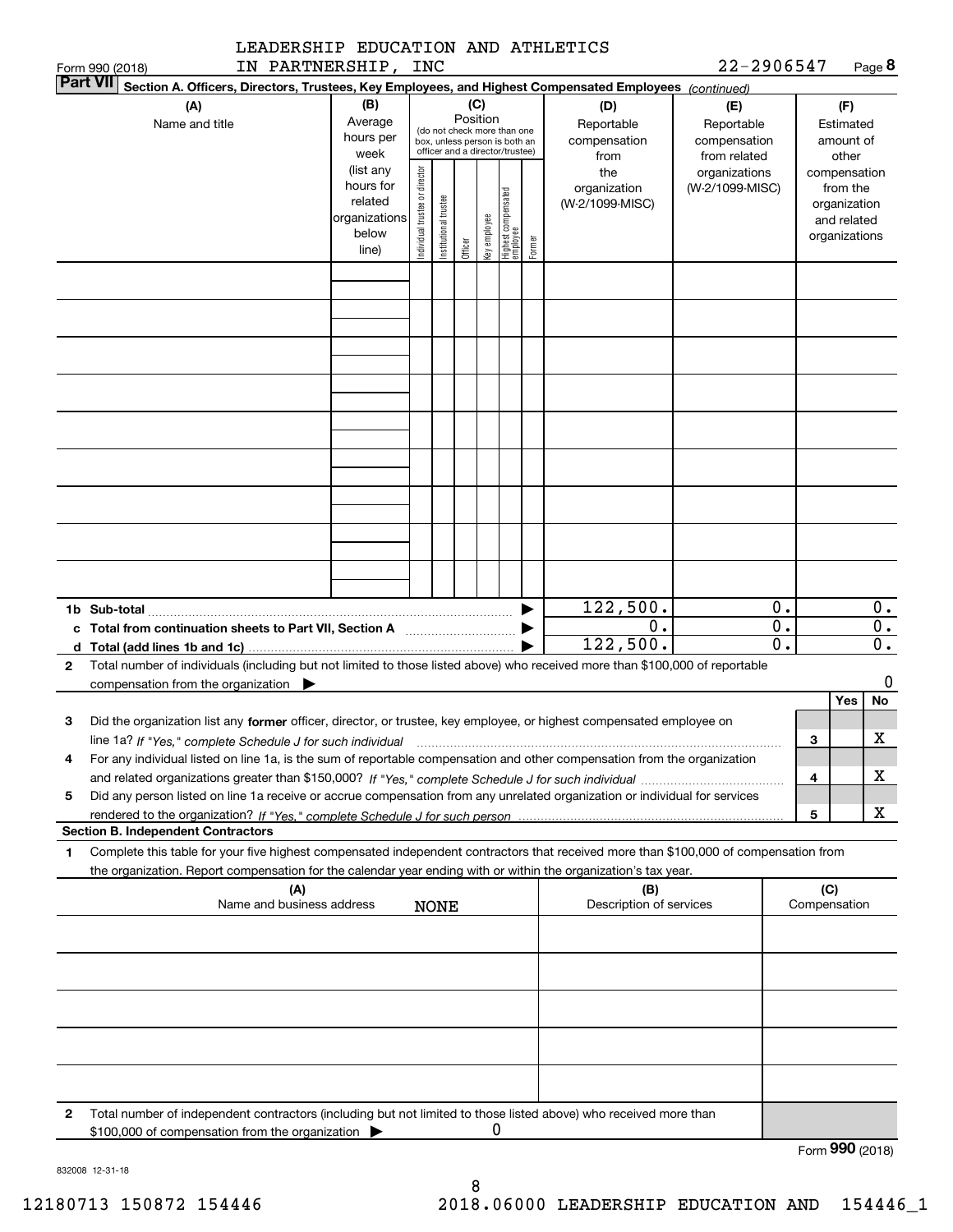LEADERSHIP EDUCATION AND ATHLETICS IN PARTNERSHIP, INC 22-2906547

Form 990 (2018)

**Part VII Section A. Officers, Directors, Trustees, Key Employees, and Highest Compensated Employees** *(continued)*

| (A) Name and title | (B) Average hours per week (list any hours for related organizations below line) | (C) Position (do not check more than one box, unless person is both an officer and a director/trustee): Individual trustee or director | Institutional trustee | Officer | Key employee | Highest compensated employee | Former | (D) Reportable compensation from the organization (W-2/1099-MISC) | (E) Reportable compensation from related organizations (W-2/1099-MISC) | (F) Estimated amount of other compensation from the organization and related organizations |
|---|---|---|---|---|---|---|---|---|---|---|
| | | | | | | | | | | |
| | | | | | | | | | | |
| | | | | | | | | | | |
| | | | | | | | | | | |
| | | | | | | | | | | |
| | | | | | | | | | | |
| | | | | | | | | | | |
| | | | | | | | | | | |
| | | | | | | | | | | |
| **1b Sub-total** | | | | | | | ▶ | 122,500. | 0. | 0. |
| **c Total from continuation sheets to Part VII, Section A** | | | | | | | ▶ | 0. | 0. | 0. |
| **d Total (add lines 1b and 1c)** | | | | | | | ▶ | 122,500. | 0. | 0. |

**2** Total number of individuals (including but not limited to those listed above) who received more than $100,000 of reportable compensation from the organization ▶ 0

| | | | Yes | No |
|---|---|---|---|---|
| **3** | Did the organization list any **former** officer, director, or trustee, key employee, or highest compensated employee on line 1a? *If "Yes," complete Schedule J for such individual* | 3 | | X |
| **4** | For any individual listed on line 1a, is the sum of reportable compensation and other compensation from the organization and related organizations greater than $150,000? *If "Yes," complete Schedule J for such individual* | 4 | | X |
| **5** | Did any person listed on line 1a receive or accrue compensation from any unrelated organization or individual for services rendered to the organization? *If "Yes," complete Schedule J for such person* | 5 | | X |

**Section B. Independent Contractors**

**1** Complete this table for your five highest compensated independent contractors that received more than $100,000 of compensation from the organization. Report compensation for the calendar year ending with or within the organization's tax year.

| (A) Name and business address NONE | (B) Description of services | (C) Compensation |
|---|---|---|
| | | |
| | | |
| | | |
| | | |
| | | |

**2** Total number of independent contractors (including but not limited to those listed above) who received more than $100,000 of compensation from the organization ▶ 0

Form **990** (2018)

832008 12-31-18

12180713 150872 154446 2018.06000 LEADERSHIP EDUCATION AND 154446_1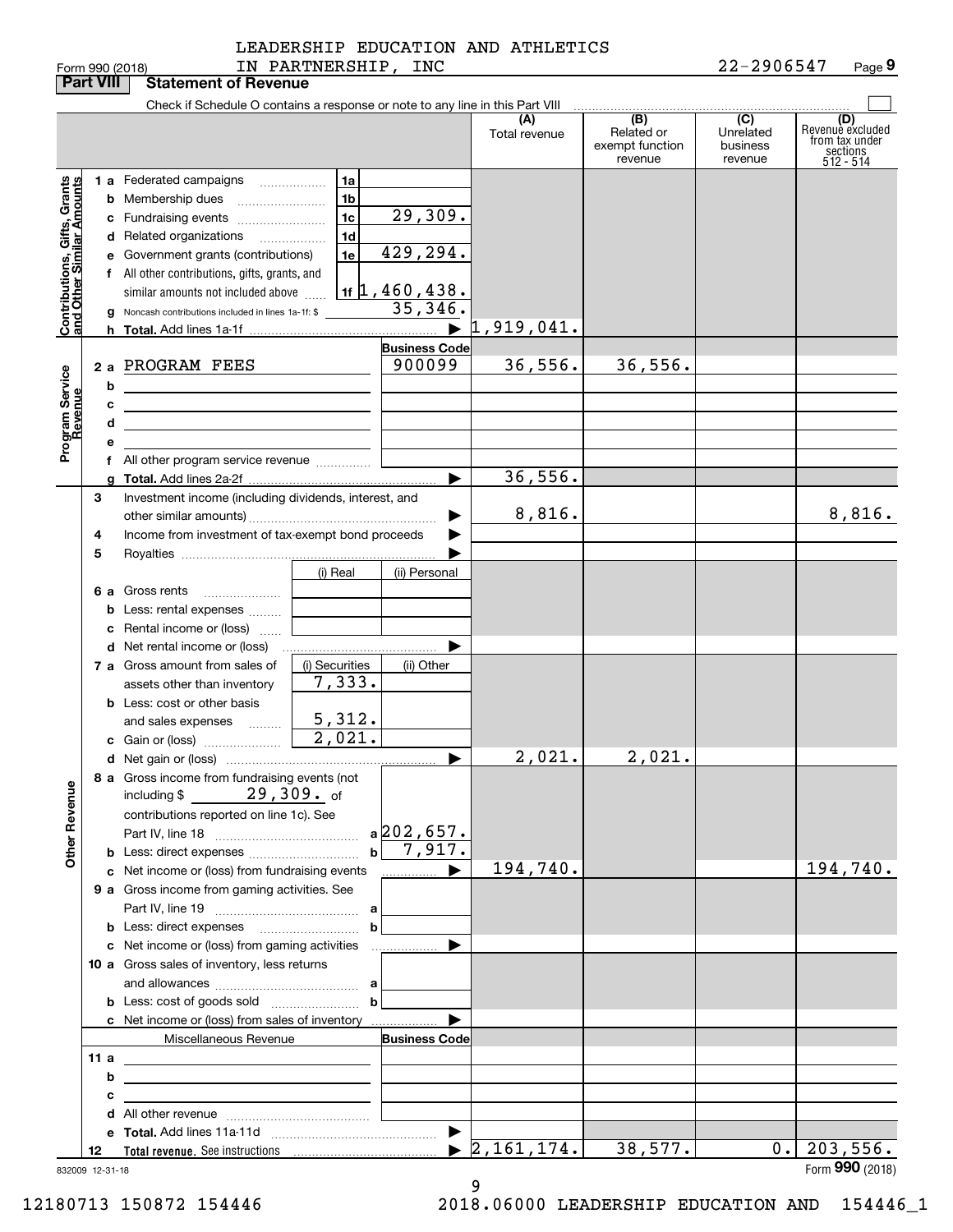Form 990 (2018) LEADERSHIP EDUCATION AND ATHLETICS IN PARTNERSHIP, INC 22-2906547 Page **9**

**Part VIII** **Statement of Revenue**

Check if Schedule O contains a response or note to any line in this Part VIII

| | | | (A) Total revenue | (B) Related or exempt function revenue | (C) Unrelated business revenue | (D) Revenue excluded from tax under sections 512 - 514 |
|---|---|---|---|---|---|---|
| **Contributions, Gifts, Grants and Other Similar Amounts** | 1 a Federated campaigns | 1a | | | | |
| | b Membership dues | 1b | | | | |
| | c Fundraising events | 1c 29,309. | | | | |
| | d Related organizations | 1d | | | | |
| | e Government grants (contributions) | 1e 429,294. | | | | |
| | f All other contributions, gifts, grants, and similar amounts not included above | 1f 1,460,438. | | | | |
| | g Noncash contributions included in lines 1a-1f: $ | 35,346. | | | | |
| | h **Total.** Add lines 1a-1f | ▶ | 1,919,041. | | | |
| **Program Service Revenue** | | **Business Code** | | | | |
| | 2 a PROGRAM FEES | 900099 | 36,556. | 36,556. | | |
| | b | | | | | |
| | c | | | | | |
| | d | | | | | |
| | e | | | | | |
| | f All other program service revenue | | | | | |
| | g **Total.** Add lines 2a-2f | ▶ | 36,556. | | | |
| | 3 Investment income (including dividends, interest, and other similar amounts) | ▶ | 8,816. | | | 8,816. |
| | 4 Income from investment of tax-exempt bond proceeds | ▶ | | | | |
| | 5 Royalties | ▶ | | | | |
| | | (i) Real / (ii) Personal | | | | |
| | 6 a Gross rents | | | | | |
| | b Less: rental expenses | | | | | |
| | c Rental income or (loss) | | | | | |
| | d Net rental income or (loss) | ▶ | | | | |
| | | (i) Securities / (ii) Other | | | | |
| | 7 a Gross amount from sales of assets other than inventory | (i) 7,333. | | | | |
| | b Less: cost or other basis and sales expenses | (i) 5,312. | | | | |
| | c Gain or (loss) | (i) 2,021. | | | | |
| | d Net gain or (loss) | ▶ | 2,021. | 2,021. | | |
| **Other Revenue** | 8 a Gross income from fundraising events (not including $ 29,309. of contributions reported on line 1c). See Part IV, line 18 | a 202,657. | | | | |
| | b Less: direct expenses | b 7,917. | | | | |
| | c Net income or (loss) from fundraising events | ▶ | 194,740. | | | 194,740. |
| | 9 a Gross income from gaming activities. See Part IV, line 19 | a | | | | |
| | b Less: direct expenses | b | | | | |
| | c Net income or (loss) from gaming activities | ▶ | | | | |
| | 10 a Gross sales of inventory, less returns and allowances | a | | | | |
| | b Less: cost of goods sold | b | | | | |
| | c Net income or (loss) from sales of inventory | ▶ | | | | |
| | Miscellaneous Revenue | **Business Code** | | | | |
| | 11 a | | | | | |
| | b | | | | | |
| | c | | | | | |
| | d All other revenue | | | | | |
| | e **Total.** Add lines 11a-11d | ▶ | | | | |
| | 12 **Total revenue.** See instructions | ▶ | 2,161,174. | 38,577. | 0. | 203,556. |

832009 12-31-18

Form **990** (2018)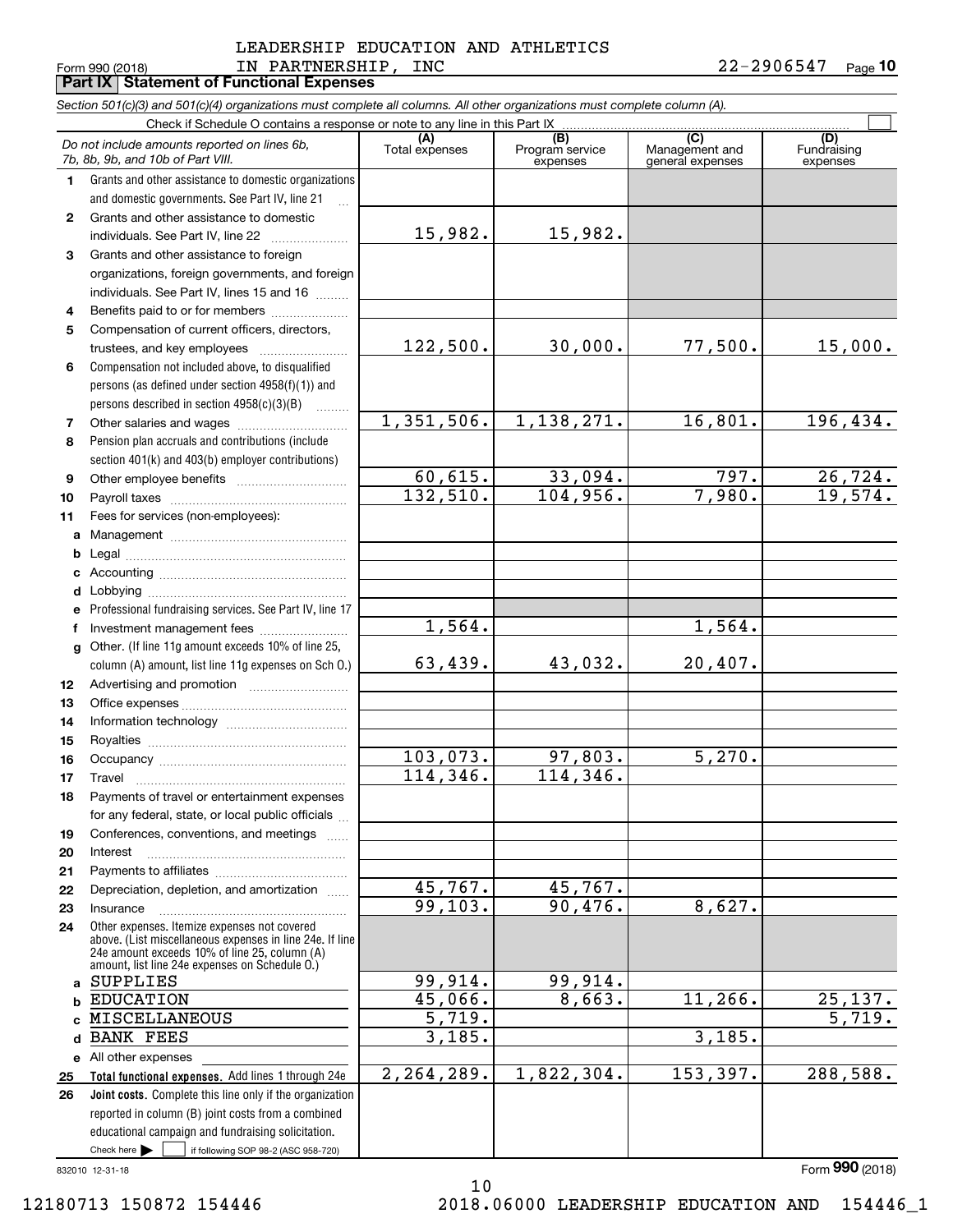LEADERSHIP EDUCATION AND ATHLETICS IN PARTNERSHIP, INC

Form 990 (2018) 22-2906547

## Part IX Statement of Functional Expenses

*Section 501(c)(3) and 501(c)(4) organizations must complete all columns. All other organizations must complete column (A).*

Check if Schedule O contains a response or note to any line in this Part IX

| *Do not include amounts reported on lines 6b, 7b, 8b, 9b, and 10b of Part VIII.* | (A) Total expenses | (B) Program service expenses | (C) Management and general expenses | (D) Fundraising expenses |
|---|---|---|---|---|
| 1 Grants and other assistance to domestic organizations and domestic governments. See Part IV, line 21 | | | | |
| 2 Grants and other assistance to domestic individuals. See Part IV, line 22 | 15,982. | 15,982. | | |
| 3 Grants and other assistance to foreign organizations, foreign governments, and foreign individuals. See Part IV, lines 15 and 16 | | | | |
| 4 Benefits paid to or for members | | | | |
| 5 Compensation of current officers, directors, trustees, and key employees | 122,500. | 30,000. | 77,500. | 15,000. |
| 6 Compensation not included above, to disqualified persons (as defined under section 4958(f)(1)) and persons described in section 4958(c)(3)(B) | | | | |
| 7 Other salaries and wages | 1,351,506. | 1,138,271. | 16,801. | 196,434. |
| 8 Pension plan accruals and contributions (include section 401(k) and 403(b) employer contributions) | | | | |
| 9 Other employee benefits | 60,615. | 33,094. | 797. | 26,724. |
| 10 Payroll taxes | 132,510. | 104,956. | 7,980. | 19,574. |
| 11 Fees for services (non-employees): | | | | |
| a Management | | | | |
| b Legal | | | | |
| c Accounting | | | | |
| d Lobbying | | | | |
| e Professional fundraising services. See Part IV, line 17 | | | | |
| f Investment management fees | 1,564. | | 1,564. | |
| g Other. (If line 11g amount exceeds 10% of line 25, column (A) amount, list line 11g expenses on Sch O.) | 63,439. | 43,032. | 20,407. | |
| 12 Advertising and promotion | | | | |
| 13 Office expenses | | | | |
| 14 Information technology | | | | |
| 15 Royalties | | | | |
| 16 Occupancy | 103,073. | 97,803. | 5,270. | |
| 17 Travel | 114,346. | 114,346. | | |
| 18 Payments of travel or entertainment expenses for any federal, state, or local public officials | | | | |
| 19 Conferences, conventions, and meetings | | | | |
| 20 Interest | | | | |
| 21 Payments to affiliates | | | | |
| 22 Depreciation, depletion, and amortization | 45,767. | 45,767. | | |
| 23 Insurance | 99,103. | 90,476. | 8,627. | |
| 24 Other expenses. Itemize expenses not covered above. (List miscellaneous expenses in line 24e. If line 24e amount exceeds 10% of line 25, column (A) amount, list line 24e expenses on Schedule O.) | | | | |
| a SUPPLIES | 99,914. | 99,914. | | |
| b EDUCATION | 45,066. | 8,663. | 11,266. | 25,137. |
| c MISCELLANEOUS | 5,719. | | | 5,719. |
| d BANK FEES | 3,185. | | 3,185. | |
| e All other expenses | | | | |
| 25 **Total functional expenses.** Add lines 1 through 24e | 2,264,289. | 1,822,304. | 153,397. | 288,588. |
| 26 **Joint costs.** Complete this line only if the organization reported in column (B) joint costs from a combined educational campaign and fundraising solicitation. Check here ☐ if following SOP 98-2 (ASC 958-720) | | | | |

832010 12-31-18

Form **990** (2018)

12180713 150872 154446 2018.06000 LEADERSHIP EDUCATION AND 154446_1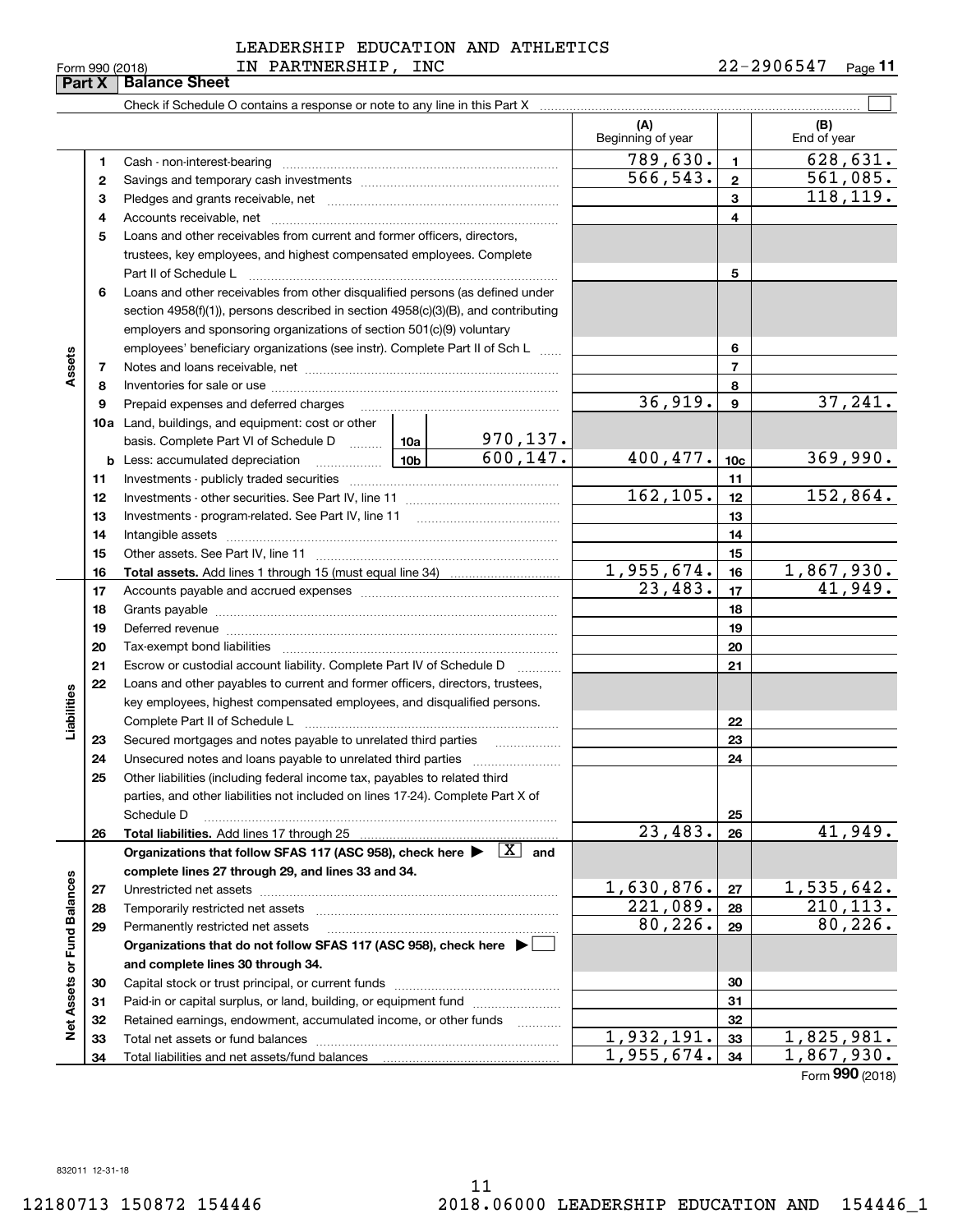LEADERSHIP EDUCATION AND ATHLETICS IN PARTNERSHIP, INC

Form 990 (2018) 22-2906547 Page 11

**Part X | Balance Sheet**

Check if Schedule O contains a response or note to any line in this Part X ☐

| | | | | (A) Beginning of year | | (B) End of year |
|---|---|---|---|---|---|---|
| **Assets** | 1 | Cash - non-interest-bearing | | 789,630. | 1 | 628,631. |
| | 2 | Savings and temporary cash investments | | 566,543. | 2 | 561,085. |
| | 3 | Pledges and grants receivable, net | | | 3 | 118,119. |
| | 4 | Accounts receivable, net | | | 4 | |
| | 5 | Loans and other receivables from current and former officers, directors, trustees, key employees, and highest compensated employees. Complete Part II of Schedule L | | | 5 | |
| | 6 | Loans and other receivables from other disqualified persons (as defined under section 4958(f)(1)), persons described in section 4958(c)(3)(B), and contributing employers and sponsoring organizations of section 501(c)(9) voluntary employees' beneficiary organizations (see instr). Complete Part II of Sch L | | | 6 | |
| | 7 | Notes and loans receivable, net | | | 7 | |
| | 8 | Inventories for sale or use | | | 8 | |
| | 9 | Prepaid expenses and deferred charges | | 36,919. | 9 | 37,241. |
| | 10a | Land, buildings, and equipment: cost or other basis. Complete Part VI of Schedule D | 10a 970,137. | | | |
| | b | Less: accumulated depreciation | 10b 600,147. | 400,477. | 10c | 369,990. |
| | 11 | Investments - publicly traded securities | | | 11 | |
| | 12 | Investments - other securities. See Part IV, line 11 | | 162,105. | 12 | 152,864. |
| | 13 | Investments - program-related. See Part IV, line 11 | | | 13 | |
| | 14 | Intangible assets | | | 14 | |
| | 15 | Other assets. See Part IV, line 11 | | | 15 | |
| | 16 | **Total assets.** Add lines 1 through 15 (must equal line 34) | | 1,955,674. | 16 | 1,867,930. |
| **Liabilities** | 17 | Accounts payable and accrued expenses | | 23,483. | 17 | 41,949. |
| | 18 | Grants payable | | | 18 | |
| | 19 | Deferred revenue | | | 19 | |
| | 20 | Tax-exempt bond liabilities | | | 20 | |
| | 21 | Escrow or custodial account liability. Complete Part IV of Schedule D | | | 21 | |
| | 22 | Loans and other payables to current and former officers, directors, trustees, key employees, highest compensated employees, and disqualified persons. Complete Part II of Schedule L | | | 22 | |
| | 23 | Secured mortgages and notes payable to unrelated third parties | | | 23 | |
| | 24 | Unsecured notes and loans payable to unrelated third parties | | | 24 | |
| | 25 | Other liabilities (including federal income tax, payables to related third parties, and other liabilities not included on lines 17-24). Complete Part X of Schedule D | | | 25 | |
| | 26 | **Total liabilities.** Add lines 17 through 25 | | 23,483. | 26 | 41,949. |
| **Net Assets or Fund Balances** | | **Organizations that follow SFAS 117 (ASC 958), check here ▶ [X] and complete lines 27 through 29, and lines 33 and 34.** | | | | |
| | 27 | Unrestricted net assets | | 1,630,876. | 27 | 1,535,642. |
| | 28 | Temporarily restricted net assets | | 221,089. | 28 | 210,113. |
| | 29 | Permanently restricted net assets | | 80,226. | 29 | 80,226. |
| | | **Organizations that do not follow SFAS 117 (ASC 958), check here ▶ ☐ and complete lines 30 through 34.** | | | | |
| | 30 | Capital stock or trust principal, or current funds | | | 30 | |
| | 31 | Paid-in or capital surplus, or land, building, or equipment fund | | | 31 | |
| | 32 | Retained earnings, endowment, accumulated income, or other funds | | | 32 | |
| | 33 | Total net assets or fund balances | | 1,932,191. | 33 | 1,825,981. |
| | 34 | Total liabilities and net assets/fund balances | | 1,955,674. | 34 | 1,867,930. |

Form **990** (2018)

832011 12-31-18

12180713 150872 154446 2018.06000 LEADERSHIP EDUCATION AND 154446_1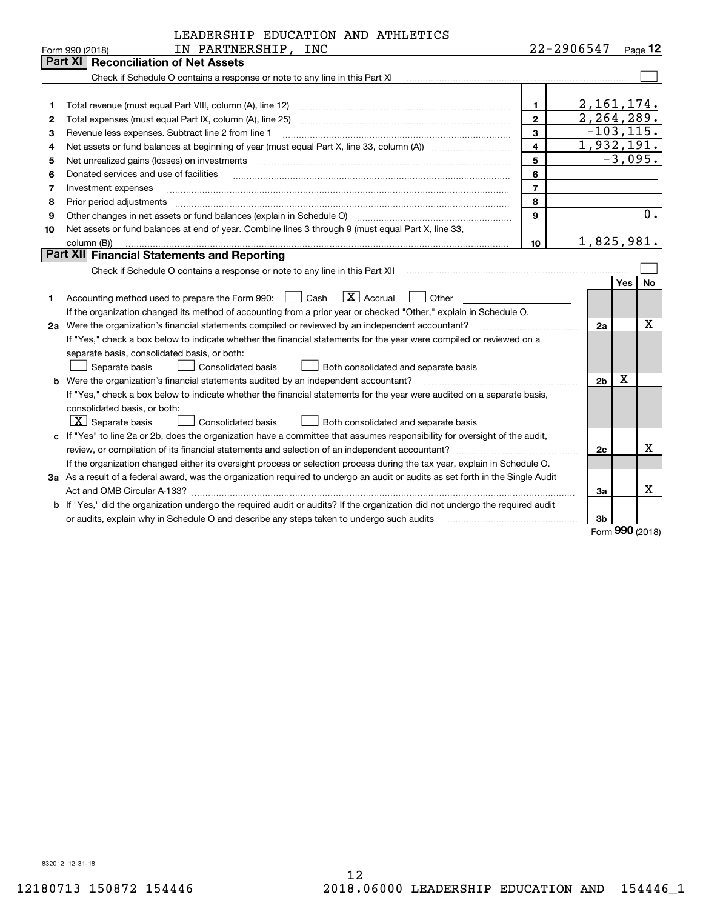LEADERSHIP EDUCATION AND ATHLETICS IN PARTNERSHIP, INC — 22-2906547

Form 990 (2018) Page **12**

## Part XI Reconciliation of Net Assets

Check if Schedule O contains a response or note to any line in this Part XI ☐

| | | | |
|---|---|---|---|
| 1 | Total revenue (must equal Part VIII, column (A), line 12) | 1 | 2,161,174. |
| 2 | Total expenses (must equal Part IX, column (A), line 25) | 2 | 2,264,289. |
| 3 | Revenue less expenses. Subtract line 2 from line 1 | 3 | -103,115. |
| 4 | Net assets or fund balances at beginning of year (must equal Part X, line 33, column (A)) | 4 | 1,932,191. |
| 5 | Net unrealized gains (losses) on investments | 5 | -3,095. |
| 6 | Donated services and use of facilities | 6 | |
| 7 | Investment expenses | 7 | |
| 8 | Prior period adjustments | 8 | |
| 9 | Other changes in net assets or fund balances (explain in Schedule O) | 9 | 0. |
| 10 | Net assets or fund balances at end of year. Combine lines 3 through 9 (must equal Part X, line 33, column (B)) | 10 | 1,825,981. |

## Part XII Financial Statements and Reporting

Check if Schedule O contains a response or note to any line in this Part XII ☐

| | | | Yes | No |
|---|---|---|---|---|
| 1 | Accounting method used to prepare the Form 990: ☐ Cash ☒ Accrual ☐ Other<br>If the organization changed its method of accounting from a prior year or checked "Other," explain in Schedule O. | | | |
| 2a | Were the organization's financial statements compiled or reviewed by an independent accountant?<br>If "Yes," check a box below to indicate whether the financial statements for the year were compiled or reviewed on a separate basis, consolidated basis, or both:<br>☐ Separate basis ☐ Consolidated basis ☐ Both consolidated and separate basis | 2a | | X |
| b | Were the organization's financial statements audited by an independent accountant?<br>If "Yes," check a box below to indicate whether the financial statements for the year were audited on a separate basis, consolidated basis, or both:<br>☒ Separate basis ☐ Consolidated basis ☐ Both consolidated and separate basis | 2b | X | |
| c | If "Yes" to line 2a or 2b, does the organization have a committee that assumes responsibility for oversight of the audit, review, or compilation of its financial statements and selection of an independent accountant?<br>If the organization changed either its oversight process or selection process during the tax year, explain in Schedule O. | 2c | | X |
| 3a | As a result of a federal award, was the organization required to undergo an audit or audits as set forth in the Single Audit Act and OMB Circular A-133? | 3a | | X |
| b | If "Yes," did the organization undergo the required audit or audits? If the organization did not undergo the required audit or audits, explain why in Schedule O and describe any steps taken to undergo such audits | 3b | | |

Form **990** (2018)

832012 12-31-18

12180713 150872 154446 2018.06000 LEADERSHIP EDUCATION AND 154446_1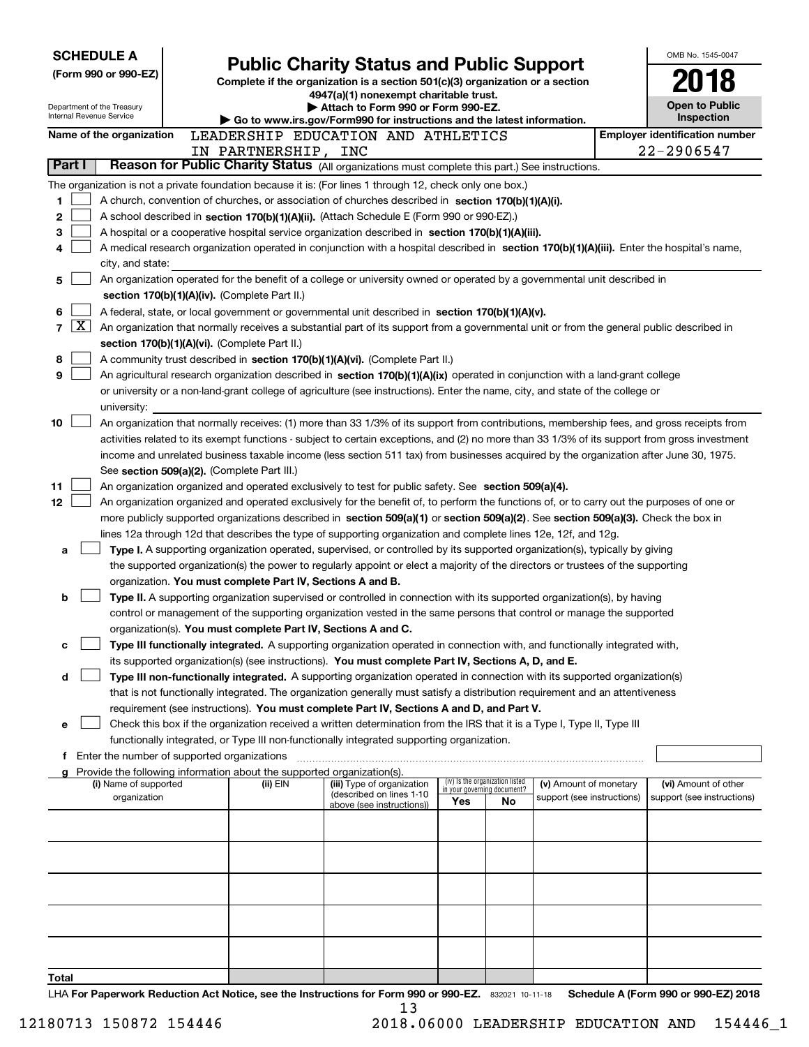**SCHEDULE A**
**(Form 990 or 990-EZ)**

Department of the Treasury
Internal Revenue Service

# Public Charity Status and Public Support

**Complete if the organization is a section 501(c)(3) organization or a section 4947(a)(1) nonexempt charitable trust.**
**▶ Attach to Form 990 or Form 990-EZ.**
**▶ Go to www.irs.gov/Form990 for instructions and the latest information.**

OMB No. 1545-0047

**2018**

**Open to Public Inspection**

**Name of the organization** LEADERSHIP EDUCATION AND ATHLETICS IN PARTNERSHIP, INC

**Employer identification number** 22-2906547

**Part I** **Reason for Public Charity Status** (All organizations must complete this part.) See instructions.

The organization is not a private foundation because it is: (For lines 1 through 12, check only one box.)

1 [ ] A church, convention of churches, or association of churches described in **section 170(b)(1)(A)(i).**

2 [ ] A school described in **section 170(b)(1)(A)(ii).** (Attach Schedule E (Form 990 or 990-EZ).)

3 [ ] A hospital or a cooperative hospital service organization described in **section 170(b)(1)(A)(iii).**

4 [ ] A medical research organization operated in conjunction with a hospital described in **section 170(b)(1)(A)(iii).** Enter the hospital's name, city, and state:

5 [ ] An organization operated for the benefit of a college or university owned or operated by a governmental unit described in **section 170(b)(1)(A)(iv).** (Complete Part II.)

6 [ ] A federal, state, or local government or governmental unit described in **section 170(b)(1)(A)(v).**

7 [X] An organization that normally receives a substantial part of its support from a governmental unit or from the general public described in **section 170(b)(1)(A)(vi).** (Complete Part II.)

8 [ ] A community trust described in **section 170(b)(1)(A)(vi).** (Complete Part II.)

9 [ ] An agricultural research organization described in **section 170(b)(1)(A)(ix)** operated in conjunction with a land-grant college or university or a non-land-grant college of agriculture (see instructions). Enter the name, city, and state of the college or university:

10 [ ] An organization that normally receives: (1) more than 33 1/3% of its support from contributions, membership fees, and gross receipts from activities related to its exempt functions - subject to certain exceptions, and (2) no more than 33 1/3% of its support from gross investment income and unrelated business taxable income (less section 511 tax) from businesses acquired by the organization after June 30, 1975. See **section 509(a)(2).** (Complete Part III.)

11 [ ] An organization organized and operated exclusively to test for public safety. See **section 509(a)(4).**

12 [ ] An organization organized and operated exclusively for the benefit of, to perform the functions of, or to carry out the purposes of one or more publicly supported organizations described in **section 509(a)(1)** or **section 509(a)(2)**. See **section 509(a)(3).** Check the box in lines 12a through 12d that describes the type of supporting organization and complete lines 12e, 12f, and 12g.

a [ ] **Type I.** A supporting organization operated, supervised, or controlled by its supported organization(s), typically by giving the supported organization(s) the power to regularly appoint or elect a majority of the directors or trustees of the supporting organization. **You must complete Part IV, Sections A and B.**

b [ ] **Type II.** A supporting organization supervised or controlled in connection with its supported organization(s), by having control or management of the supporting organization vested in the same persons that control or manage the supported organization(s). **You must complete Part IV, Sections A and C.**

c [ ] **Type III functionally integrated.** A supporting organization operated in connection with, and functionally integrated with, its supported organization(s) (see instructions). **You must complete Part IV, Sections A, D, and E.**

d [ ] **Type III non-functionally integrated.** A supporting organization operated in connection with its supported organization(s) that is not functionally integrated. The organization generally must satisfy a distribution requirement and an attentiveness requirement (see instructions). **You must complete Part IV, Sections A and D, and Part V.**

e [ ] Check this box if the organization received a written determination from the IRS that it is a Type I, Type II, Type III functionally integrated, or Type III non-functionally integrated supporting organization.

f Enter the number of supported organizations

g Provide the following information about the supported organization(s).

| (i) Name of supported organization | (ii) EIN | (iii) Type of organization (described on lines 1-10 above (see instructions)) | (iv) Is the organization listed in your governing document? Yes | No | (v) Amount of monetary support (see instructions) | (vi) Amount of other support (see instructions) |
|---|---|---|---|---|---|---|
| | | | | | | |
| | | | | | | |
| | | | | | | |
| | | | | | | |
| | | | | | | |
| Total | | | | | | |

LHA **For Paperwork Reduction Act Notice, see the Instructions for Form 990 or 990-EZ.** 832021 10-11-18 **Schedule A (Form 990 or 990-EZ) 2018**

12180713 150872 154446 2018.06000 LEADERSHIP EDUCATION AND 154446_1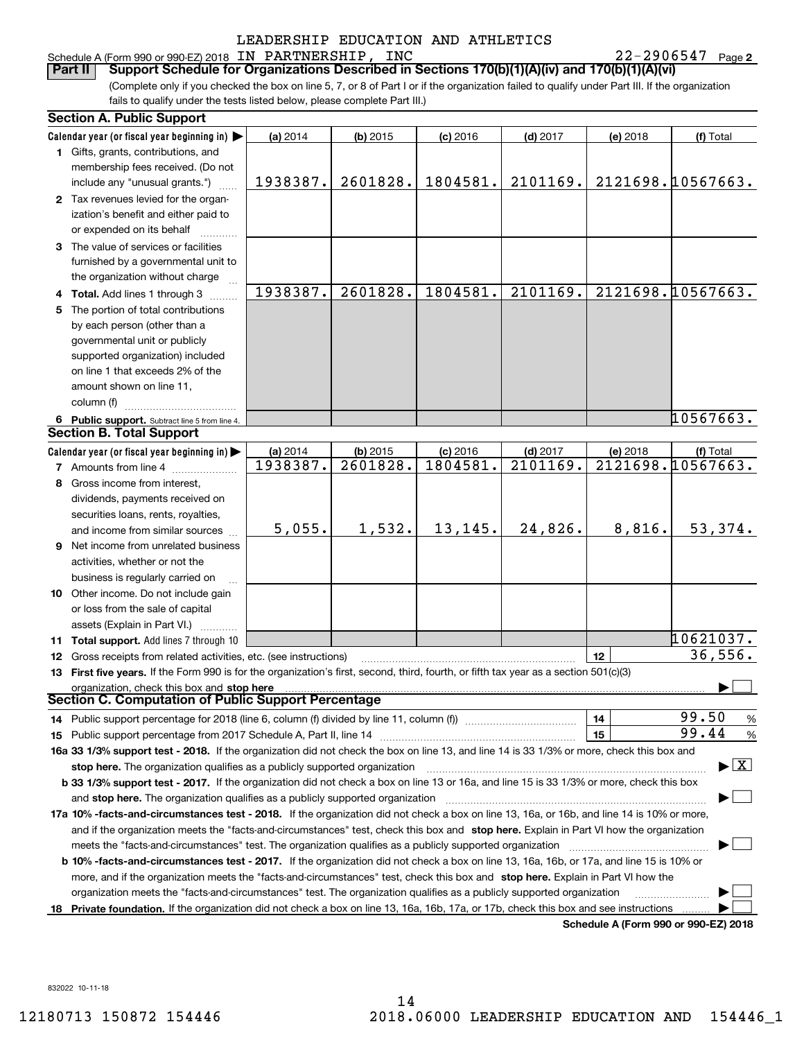LEADERSHIP EDUCATION AND ATHLETICS

Schedule A (Form 990 or 990-EZ) 2018 IN PARTNERSHIP, INC 22-2906547 Page 2

## Part II Support Schedule for Organizations Described in Sections 170(b)(1)(A)(iv) and 170(b)(1)(A)(vi)

(Complete only if you checked the box on line 5, 7, or 8 of Part I or if the organization failed to qualify under Part III. If the organization fails to qualify under the tests listed below, please complete Part III.)

### Section A. Public Support

| Calendar year (or fiscal year beginning in) ▶ | (a) 2014 | (b) 2015 | (c) 2016 | (d) 2017 | (e) 2018 | (f) Total |
|---|---|---|---|---|---|---|
| 1 Gifts, grants, contributions, and membership fees received. (Do not include any "unusual grants.") | 1938387. | 2601828. | 1804581. | 2101169. | 2121698. | 10567663. |
| 2 Tax revenues levied for the organization's benefit and either paid to or expended on its behalf | | | | | | |
| 3 The value of services or facilities furnished by a governmental unit to the organization without charge | | | | | | |
| 4 Total. Add lines 1 through 3 | 1938387. | 2601828. | 1804581. | 2101169. | 2121698. | 10567663. |
| 5 The portion of total contributions by each person (other than a governmental unit or publicly supported organization) included on line 1 that exceeds 2% of the amount shown on line 11, column (f) | | | | | | |
| 6 Public support. Subtract line 5 from line 4. | | | | | | 10567663. |

### Section B. Total Support

| Calendar year (or fiscal year beginning in) ▶ | (a) 2014 | (b) 2015 | (c) 2016 | (d) 2017 | (e) 2018 | (f) Total |
|---|---|---|---|---|---|---|
| 7 Amounts from line 4 | 1938387. | 2601828. | 1804581. | 2101169. | 2121698. | 10567663. |
| 8 Gross income from interest, dividends, payments received on securities loans, rents, royalties, and income from similar sources | 5,055. | 1,532. | 13,145. | 24,826. | 8,816. | 53,374. |
| 9 Net income from unrelated business activities, whether or not the business is regularly carried on | | | | | | |
| 10 Other income. Do not include gain or loss from the sale of capital assets (Explain in Part VI.) | | | | | | |
| 11 Total support. Add lines 7 through 10 | | | | | | 10621037. |

12 Gross receipts from related activities, etc. (see instructions) | 12 | 36,556.

13 **First five years.** If the Form 990 is for the organization's first, second, third, fourth, or fifth tax year as a section 501(c)(3) organization, check this box and **stop here** ☐

### Section C. Computation of Public Support Percentage

14 Public support percentage for 2018 (line 6, column (f) divided by line 11, column (f)) | 14 | 99.50 %

15 Public support percentage from 2017 Schedule A, Part II, line 14 | 15 | 99.44 %

16a **33 1/3% support test - 2018.** If the organization did not check the box on line 13, and line 14 is 33 1/3% or more, check this box and **stop here.** The organization qualifies as a publicly supported organization ☒

b **33 1/3% support test - 2017.** If the organization did not check a box on line 13 or 16a, and line 15 is 33 1/3% or more, check this box and **stop here.** The organization qualifies as a publicly supported organization ☐

17a **10% -facts-and-circumstances test - 2018.** If the organization did not check a box on line 13, 16a, or 16b, and line 14 is 10% or more, and if the organization meets the "facts-and-circumstances" test, check this box and **stop here.** Explain in Part VI how the organization meets the "facts-and-circumstances" test. The organization qualifies as a publicly supported organization ☐

b **10% -facts-and-circumstances test - 2017.** If the organization did not check a box on line 13, 16a, 16b, or 17a, and line 15 is 10% or more, and if the organization meets the "facts-and-circumstances" test, check this box and **stop here.** Explain in Part VI how the organization meets the "facts-and-circumstances" test. The organization qualifies as a publicly supported organization ☐

18 **Private foundation.** If the organization did not check a box on line 13, 16a, 16b, 17a, or 17b, check this box and see instructions ☐

**Schedule A (Form 990 or 990-EZ) 2018**

832022 10-11-18

12180713 150872 154446 2018.06000 LEADERSHIP EDUCATION AND 154446_1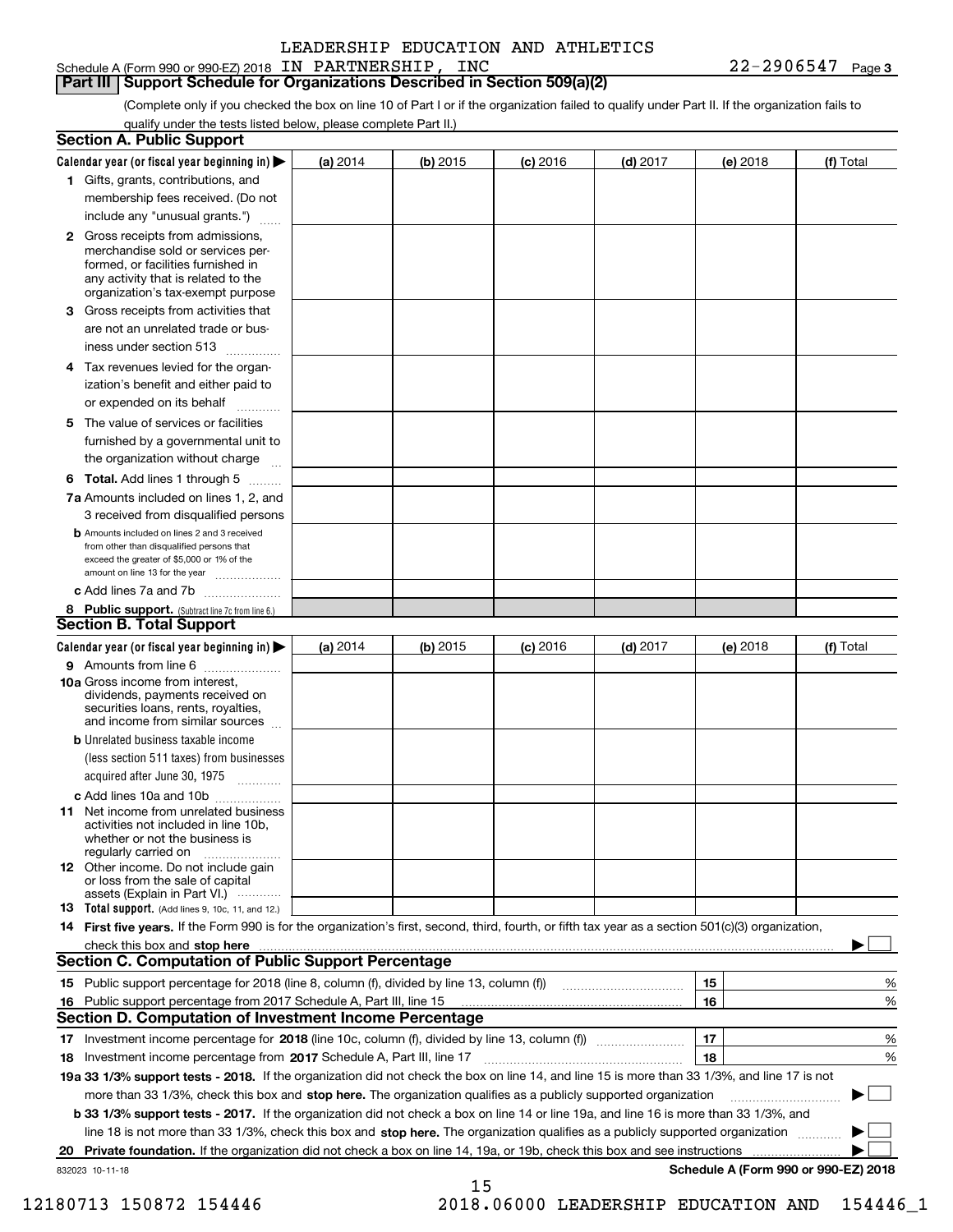LEADERSHIP EDUCATION AND ATHLETICS

Schedule A (Form 990 or 990-EZ) 2018 IN PARTNERSHIP, INC 22-2906547 Page 3

## Part III Support Schedule for Organizations Described in Section 509(a)(2)

(Complete only if you checked the box on line 10 of Part I or if the organization failed to qualify under Part II. If the organization fails to qualify under the tests listed below, please complete Part II.)

### Section A. Public Support

| Calendar year (or fiscal year beginning in) ▶ | (a) 2014 | (b) 2015 | (c) 2016 | (d) 2017 | (e) 2018 | (f) Total |
|---|---|---|---|---|---|---|
| 1 Gifts, grants, contributions, and membership fees received. (Do not include any "unusual grants.") | | | | | | |
| 2 Gross receipts from admissions, merchandise sold or services performed, or facilities furnished in any activity that is related to the organization's tax-exempt purpose | | | | | | |
| 3 Gross receipts from activities that are not an unrelated trade or business under section 513 | | | | | | |
| 4 Tax revenues levied for the organization's benefit and either paid to or expended on its behalf | | | | | | |
| 5 The value of services or facilities furnished by a governmental unit to the organization without charge | | | | | | |
| 6 **Total.** Add lines 1 through 5 | | | | | | |
| 7a Amounts included on lines 1, 2, and 3 received from disqualified persons | | | | | | |
| b Amounts included on lines 2 and 3 received from other than disqualified persons that exceed the greater of $5,000 or 1% of the amount on line 13 for the year | | | | | | |
| c Add lines 7a and 7b | | | | | | |
| 8 **Public support.** (Subtract line 7c from line 6.) | | | | | | |

### Section B. Total Support

| Calendar year (or fiscal year beginning in) ▶ | (a) 2014 | (b) 2015 | (c) 2016 | (d) 2017 | (e) 2018 | (f) Total |
|---|---|---|---|---|---|---|
| 9 Amounts from line 6 | | | | | | |
| 10a Gross income from interest, dividends, payments received on securities loans, rents, royalties, and income from similar sources | | | | | | |
| b Unrelated business taxable income (less section 511 taxes) from businesses acquired after June 30, 1975 | | | | | | |
| c Add lines 10a and 10b | | | | | | |
| 11 Net income from unrelated business activities not included in line 10b, whether or not the business is regularly carried on | | | | | | |
| 12 Other income. Do not include gain or loss from the sale of capital assets (Explain in Part VI.) | | | | | | |
| 13 **Total support.** (Add lines 9, 10c, 11, and 12.) | | | | | | |

14 **First five years.** If the Form 990 is for the organization's first, second, third, fourth, or fifth tax year as a section 501(c)(3) organization, check this box and **stop here** ▶ ☐

### Section C. Computation of Public Support Percentage

15 Public support percentage for 2018 (line 8, column (f), divided by line 13, column (f)) — 15 — %

16 Public support percentage from 2017 Schedule A, Part III, line 15 — 16 — %

### Section D. Computation of Investment Income Percentage

17 Investment income percentage for **2018** (line 10c, column (f), divided by line 13, column (f)) — 17 — %

18 Investment income percentage from **2017** Schedule A, Part III, line 17 — 18 — %

**19a 33 1/3% support tests - 2018.** If the organization did not check the box on line 14, and line 15 is more than 33 1/3%, and line 17 is not more than 33 1/3%, check this box and **stop here.** The organization qualifies as a publicly supported organization ▶ ☐

**b 33 1/3% support tests - 2017.** If the organization did not check a box on line 14 or line 19a, and line 16 is more than 33 1/3%, and line 18 is not more than 33 1/3%, check this box and **stop here.** The organization qualifies as a publicly supported organization ▶ ☐

**20 Private foundation.** If the organization did not check a box on line 14, 19a, or 19b, check this box and see instructions ▶ ☐

832023 10-11-18 **Schedule A (Form 990 or 990-EZ) 2018**

12180713 150872 154446 2018.06000 LEADERSHIP EDUCATION AND 154446_1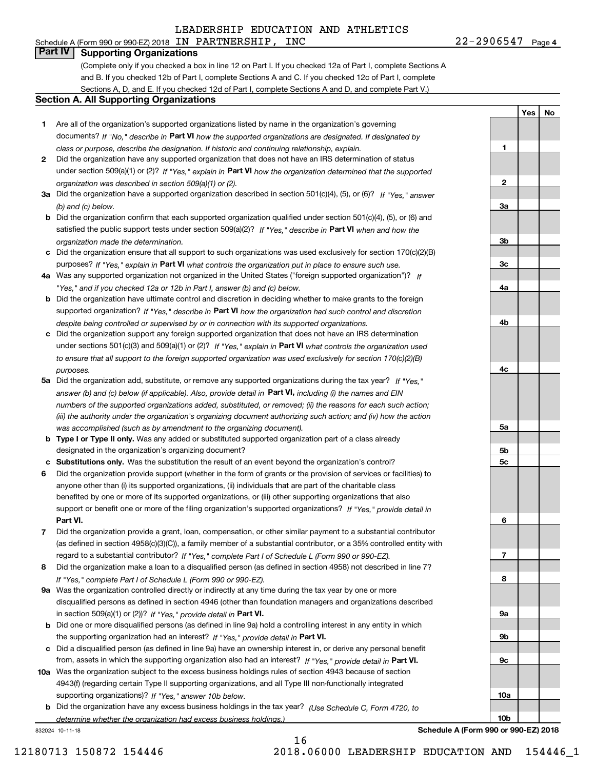Schedule A (Form 990 or 990-EZ) 2018 LEADERSHIP EDUCATION AND ATHLETICS IN PARTNERSHIP, INC 22-2906547 Page 4

## Part IV Supporting Organizations

(Complete only if you checked a box in line 12 on Part I. If you checked 12a of Part I, complete Sections A and B. If you checked 12b of Part I, complete Sections A and C. If you checked 12c of Part I, complete Sections A, D, and E. If you checked 12d of Part I, complete Sections A and D, and complete Part V.)

### Section A. All Supporting Organizations

| | | Line | Yes | No |
|---|---|---|---|---|
| 1 | Are all of the organization's supported organizations listed by name in the organization's governing documents? *If "No," describe in* **Part VI** *how the supported organizations are designated. If designated by class or purpose, describe the designation. If historic and continuing relationship, explain.* | 1 | | |
| 2 | Did the organization have any supported organization that does not have an IRS determination of status under section 509(a)(1) or (2)? *If "Yes," explain in* **Part VI** *how the organization determined that the supported organization was described in section 509(a)(1) or (2).* | 2 | | |
| 3a | Did the organization have a supported organization described in section 501(c)(4), (5), or (6)? *If "Yes," answer (b) and (c) below.* | 3a | | |
| b | Did the organization confirm that each supported organization qualified under section 501(c)(4), (5), or (6) and satisfied the public support tests under section 509(a)(2)? *If "Yes," describe in* **Part VI** *when and how the organization made the determination.* | 3b | | |
| c | Did the organization ensure that all support to such organizations was used exclusively for section 170(c)(2)(B) purposes? *If "Yes," explain in* **Part VI** *what controls the organization put in place to ensure such use.* | 3c | | |
| 4a | Was any supported organization not organized in the United States ("foreign supported organization")? *If "Yes," and if you checked 12a or 12b in Part I, answer (b) and (c) below.* | 4a | | |
| b | Did the organization have ultimate control and discretion in deciding whether to make grants to the foreign supported organization? *If "Yes," describe in* **Part VI** *how the organization had such control and discretion despite being controlled or supervised by or in connection with its supported organizations.* | 4b | | |
| c | Did the organization support any foreign supported organization that does not have an IRS determination under sections 501(c)(3) and 509(a)(1) or (2)? *If "Yes," explain in* **Part VI** *what controls the organization used to ensure that all support to the foreign supported organization was used exclusively for section 170(c)(2)(B) purposes.* | 4c | | |
| 5a | Did the organization add, substitute, or remove any supported organizations during the tax year? *If "Yes," answer (b) and (c) below (if applicable). Also, provide detail in* **Part VI,** *including (i) the names and EIN numbers of the supported organizations added, substituted, or removed; (ii) the reasons for each such action; (iii) the authority under the organization's organizing document authorizing such action; and (iv) how the action was accomplished (such as by amendment to the organizing document).* | 5a | | |
| b | **Type I or Type II only.** Was any added or substituted supported organization part of a class already designated in the organization's organizing document? | 5b | | |
| c | **Substitutions only.** Was the substitution the result of an event beyond the organization's control? | 5c | | |
| 6 | Did the organization provide support (whether in the form of grants or the provision of services or facilities) to anyone other than (i) its supported organizations, (ii) individuals that are part of the charitable class benefited by one or more of its supported organizations, or (iii) other supporting organizations that also support or benefit one or more of the filing organization's supported organizations? *If "Yes," provide detail in* **Part VI.** | 6 | | |
| 7 | Did the organization provide a grant, loan, compensation, or other similar payment to a substantial contributor (as defined in section 4958(c)(3)(C)), a family member of a substantial contributor, or a 35% controlled entity with regard to a substantial contributor? *If "Yes," complete Part I of Schedule L (Form 990 or 990-EZ).* | 7 | | |
| 8 | Did the organization make a loan to a disqualified person (as defined in section 4958) not described in line 7? *If "Yes," complete Part I of Schedule L (Form 990 or 990-EZ).* | 8 | | |
| 9a | Was the organization controlled directly or indirectly at any time during the tax year by one or more disqualified persons as defined in section 4946 (other than foundation managers and organizations described in section 509(a)(1) or (2))? *If "Yes," provide detail in* **Part VI.** | 9a | | |
| b | Did one or more disqualified persons (as defined in line 9a) hold a controlling interest in any entity in which the supporting organization had an interest? *If "Yes," provide detail in* **Part VI.** | 9b | | |
| c | Did a disqualified person (as defined in line 9a) have an ownership interest in, or derive any personal benefit from, assets in which the supporting organization also had an interest? *If "Yes," provide detail in* **Part VI.** | 9c | | |
| 10a | Was the organization subject to the excess business holdings rules of section 4943 because of section 4943(f) (regarding certain Type II supporting organizations, and all Type III non-functionally integrated supporting organizations)? *If "Yes," answer 10b below.* | 10a | | |
| b | Did the organization have any excess business holdings in the tax year? *(Use Schedule C, Form 4720, to determine whether the organization had excess business holdings.)* | 10b | | |

832024 10-11-18

**Schedule A (Form 990 or 990-EZ) 2018**

12180713 150872 154446 2018.06000 LEADERSHIP EDUCATION AND 154446_1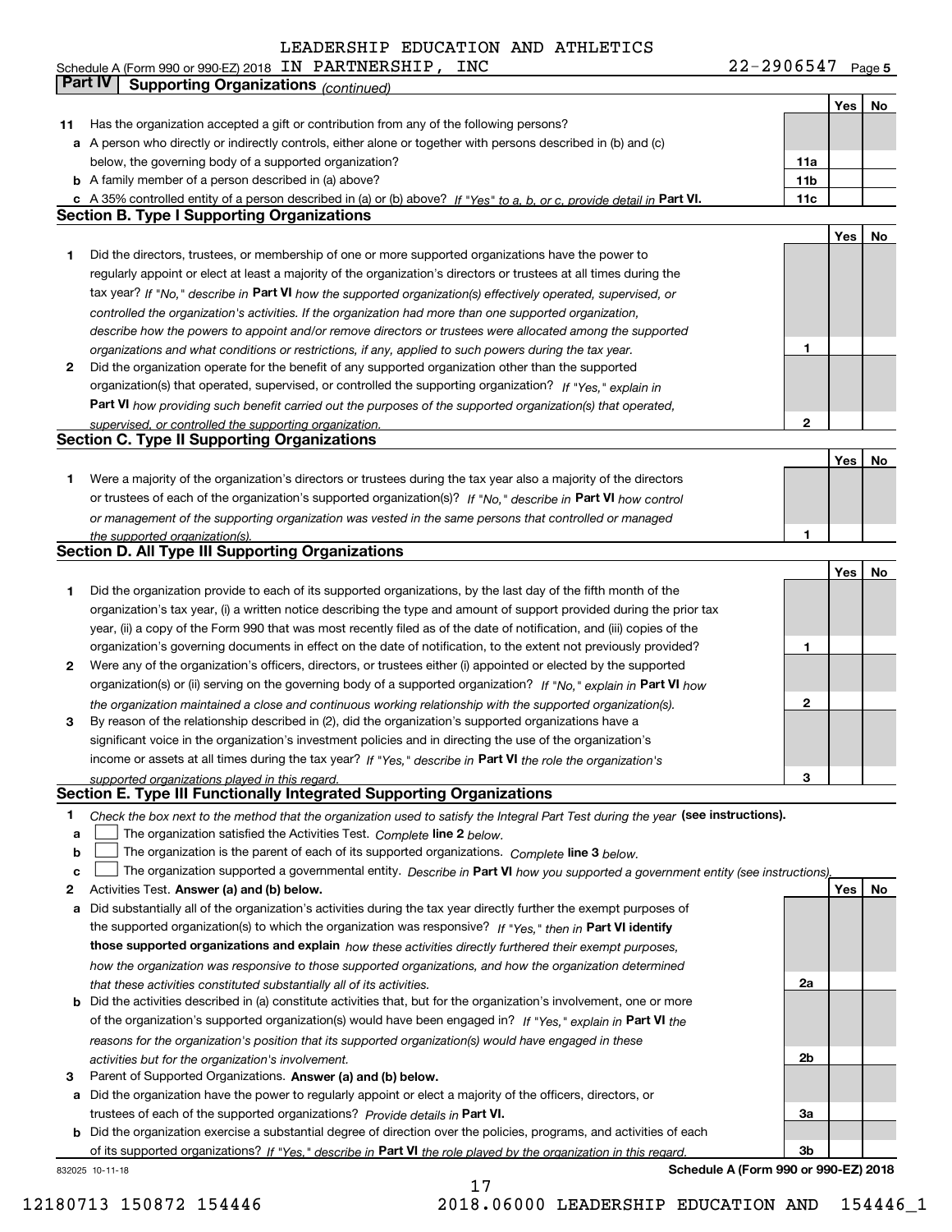LEADERSHIP EDUCATION AND ATHLETICS
Schedule A (Form 990 or 990-EZ) 2018 IN PARTNERSHIP, INC 22-2906547 Page 5

**Part IV | Supporting Organizations** *(continued)*

| | | | Yes | No |
|---|---|---|---|---|
| **11** | Has the organization accepted a gift or contribution from any of the following persons? | | | |
| **a** | A person who directly or indirectly controls, either alone or together with persons described in (b) and (c) below, the governing body of a supported organization? | **11a** | | |
| **b** | A family member of a person described in (a) above? | **11b** | | |
| **c** | A 35% controlled entity of a person described in (a) or (b) above? *If "Yes" to a, b, or c, provide detail in* **Part VI.** | **11c** | | |

## Section B. Type I Supporting Organizations

| | | | Yes | No |
|---|---|---|---|---|
| **1** | Did the directors, trustees, or membership of one or more supported organizations have the power to regularly appoint or elect at least a majority of the organization's directors or trustees at all times during the tax year? *If "No," describe in* **Part VI** *how the supported organization(s) effectively operated, supervised, or controlled the organization's activities. If the organization had more than one supported organization, describe how the powers to appoint and/or remove directors or trustees were allocated among the supported organizations and what conditions or restrictions, if any, applied to such powers during the tax year.* | **1** | | |
| **2** | Did the organization operate for the benefit of any supported organization other than the supported organization(s) that operated, supervised, or controlled the supporting organization? *If "Yes," explain in* **Part VI** *how providing such benefit carried out the purposes of the supported organization(s) that operated, supervised, or controlled the supporting organization.* | **2** | | |

## Section C. Type II Supporting Organizations

| | | | Yes | No |
|---|---|---|---|---|
| **1** | Were a majority of the organization's directors or trustees during the tax year also a majority of the directors or trustees of each of the organization's supported organization(s)? *If "No," describe in* **Part VI** *how control or management of the supporting organization was vested in the same persons that controlled or managed the supported organization(s).* | **1** | | |

## Section D. All Type III Supporting Organizations

| | | | Yes | No |
|---|---|---|---|---|
| **1** | Did the organization provide to each of its supported organizations, by the last day of the fifth month of the organization's tax year, (i) a written notice describing the type and amount of support provided during the prior tax year, (ii) a copy of the Form 990 that was most recently filed as of the date of notification, and (iii) copies of the organization's governing documents in effect on the date of notification, to the extent not previously provided? | **1** | | |
| **2** | Were any of the organization's officers, directors, or trustees either (i) appointed or elected by the supported organization(s) or (ii) serving on the governing body of a supported organization? *If "No," explain in* **Part VI** *how the organization maintained a close and continuous working relationship with the supported organization(s).* | **2** | | |
| **3** | By reason of the relationship described in (2), did the organization's supported organizations have a significant voice in the organization's investment policies and in directing the use of the organization's income or assets at all times during the tax year? *If "Yes," describe in* **Part VI** *the role the organization's supported organizations played in this regard.* | **3** | | |

## Section E. Type III Functionally Integrated Supporting Organizations

**1** *Check the box next to the method that the organization used to satisfy the Integral Part Test during the year* **(see instructions).**

**a** ☐ The organization satisfied the Activities Test. *Complete* **line 2** *below.*

**b** ☐ The organization is the parent of each of its supported organizations. *Complete* **line 3** *below.*

**c** ☐ The organization supported a governmental entity. *Describe in* **Part VI** *how you supported a government entity (see instructions).*

| | | | Yes | No |
|---|---|---|---|---|
| **2** | Activities Test. **Answer (a) and (b) below.** | | | |
| **a** | Did substantially all of the organization's activities during the tax year directly further the exempt purposes of the supported organization(s) to which the organization was responsive? *If "Yes," then in* **Part VI identify those supported organizations and explain** *how these activities directly furthered their exempt purposes, how the organization was responsive to those supported organizations, and how the organization determined that these activities constituted substantially all of its activities.* | **2a** | | |
| **b** | Did the activities described in (a) constitute activities that, but for the organization's involvement, one or more of the organization's supported organization(s) would have been engaged in? *If "Yes," explain in* **Part VI** *the reasons for the organization's position that its supported organization(s) would have engaged in these activities but for the organization's involvement.* | **2b** | | |
| **3** | Parent of Supported Organizations. **Answer (a) and (b) below.** | | | |
| **a** | Did the organization have the power to regularly appoint or elect a majority of the officers, directors, or trustees of each of the supported organizations? *Provide details in* **Part VI.** | **3a** | | |
| **b** | Did the organization exercise a substantial degree of direction over the policies, programs, and activities of each of its supported organizations? *If "Yes," describe in* **Part VI** *the role played by the organization in this regard.* | **3b** | | |

832025 10-11-18 **Schedule A (Form 990 or 990-EZ) 2018**

12180713 150872 154446 2018.06000 LEADERSHIP EDUCATION AND 154446_1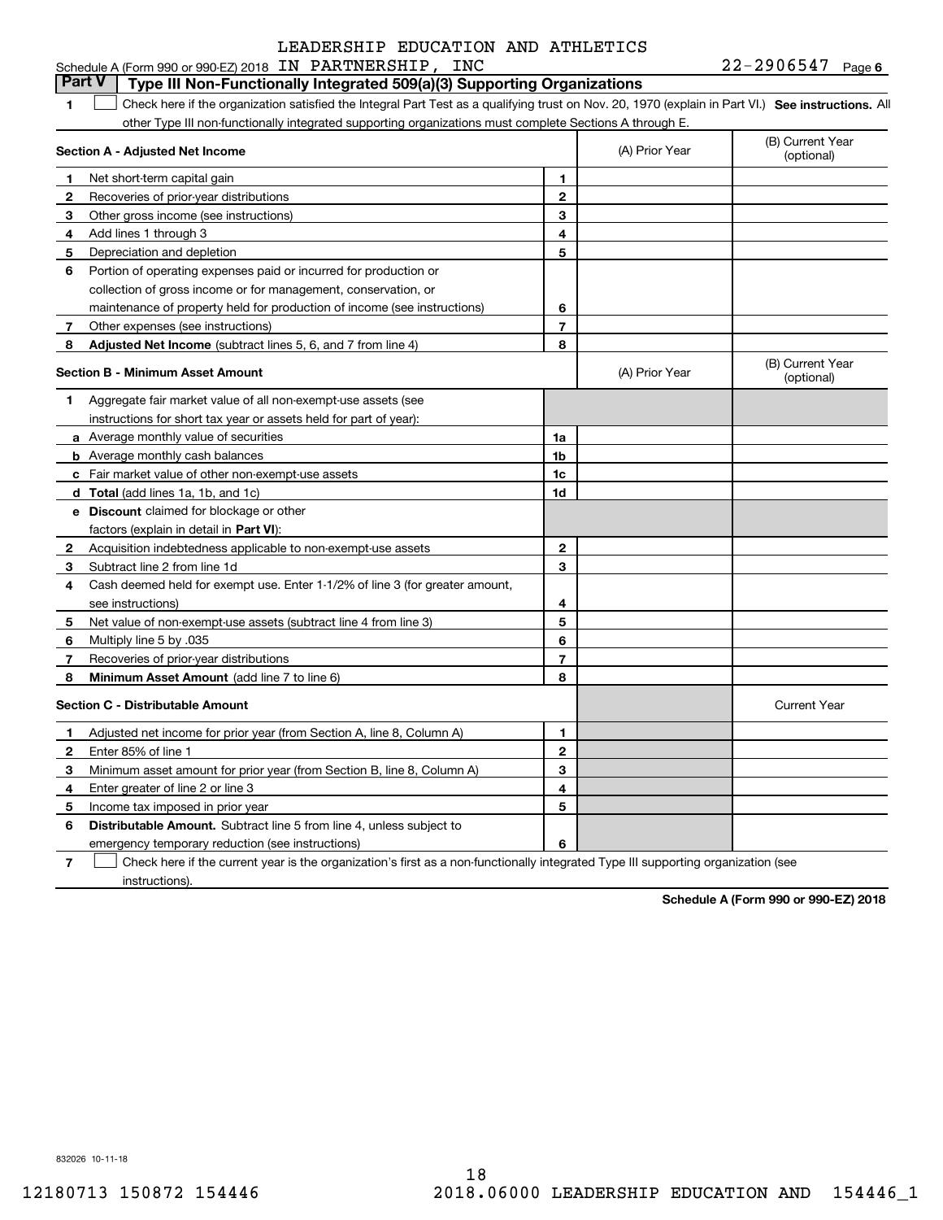LEADERSHIP EDUCATION AND ATHLETICS

Schedule A (Form 990 or 990-EZ) 2018 IN PARTNERSHIP, INC 22-2906547 Page 6

## Part V Type III Non-Functionally Integrated 509(a)(3) Supporting Organizations

1 ☐ Check here if the organization satisfied the Integral Part Test as a qualifying trust on Nov. 20, 1970 (explain in Part VI.) **See instructions.** All other Type III non-functionally integrated supporting organizations must complete Sections A through E.

| **Section A - Adjusted Net Income** | | | (A) Prior Year | (B) Current Year (optional) |
|---|---|---|---|---|
| 1 | Net short-term capital gain | 1 | | |
| 2 | Recoveries of prior-year distributions | 2 | | |
| 3 | Other gross income (see instructions) | 3 | | |
| 4 | Add lines 1 through 3 | 4 | | |
| 5 | Depreciation and depletion | 5 | | |
| 6 | Portion of operating expenses paid or incurred for production or collection of gross income or for management, conservation, or maintenance of property held for production of income (see instructions) | 6 | | |
| 7 | Other expenses (see instructions) | 7 | | |
| 8 | **Adjusted Net Income** (subtract lines 5, 6, and 7 from line 4) | 8 | | |

| **Section B - Minimum Asset Amount** | | | (A) Prior Year | (B) Current Year (optional) |
|---|---|---|---|---|
| 1 | Aggregate fair market value of all non-exempt-use assets (see instructions for short tax year or assets held for part of year): | | | |
| a | Average monthly value of securities | 1a | | |
| b | Average monthly cash balances | 1b | | |
| c | Fair market value of other non-exempt-use assets | 1c | | |
| d | **Total** (add lines 1a, 1b, and 1c) | 1d | | |
| e | **Discount** claimed for blockage or other factors (explain in detail in **Part VI**): | | | |
| 2 | Acquisition indebtedness applicable to non-exempt-use assets | 2 | | |
| 3 | Subtract line 2 from line 1d | 3 | | |
| 4 | Cash deemed held for exempt use. Enter 1-1/2% of line 3 (for greater amount, see instructions) | 4 | | |
| 5 | Net value of non-exempt-use assets (subtract line 4 from line 3) | 5 | | |
| 6 | Multiply line 5 by .035 | 6 | | |
| 7 | Recoveries of prior-year distributions | 7 | | |
| 8 | **Minimum Asset Amount** (add line 7 to line 6) | 8 | | |

| **Section C - Distributable Amount** | | | | Current Year |
|---|---|---|---|---|
| 1 | Adjusted net income for prior year (from Section A, line 8, Column A) | 1 | | |
| 2 | Enter 85% of line 1 | 2 | | |
| 3 | Minimum asset amount for prior year (from Section B, line 8, Column A) | 3 | | |
| 4 | Enter greater of line 2 or line 3 | 4 | | |
| 5 | Income tax imposed in prior year | 5 | | |
| 6 | **Distributable Amount.** Subtract line 5 from line 4, unless subject to emergency temporary reduction (see instructions) | 6 | | |

7 ☐ Check here if the current year is the organization's first as a non-functionally integrated Type III supporting organization (see instructions).

**Schedule A (Form 990 or 990-EZ) 2018**

832026 10-11-18

12180713 150872 154446 2018.06000 LEADERSHIP EDUCATION AND 154446_1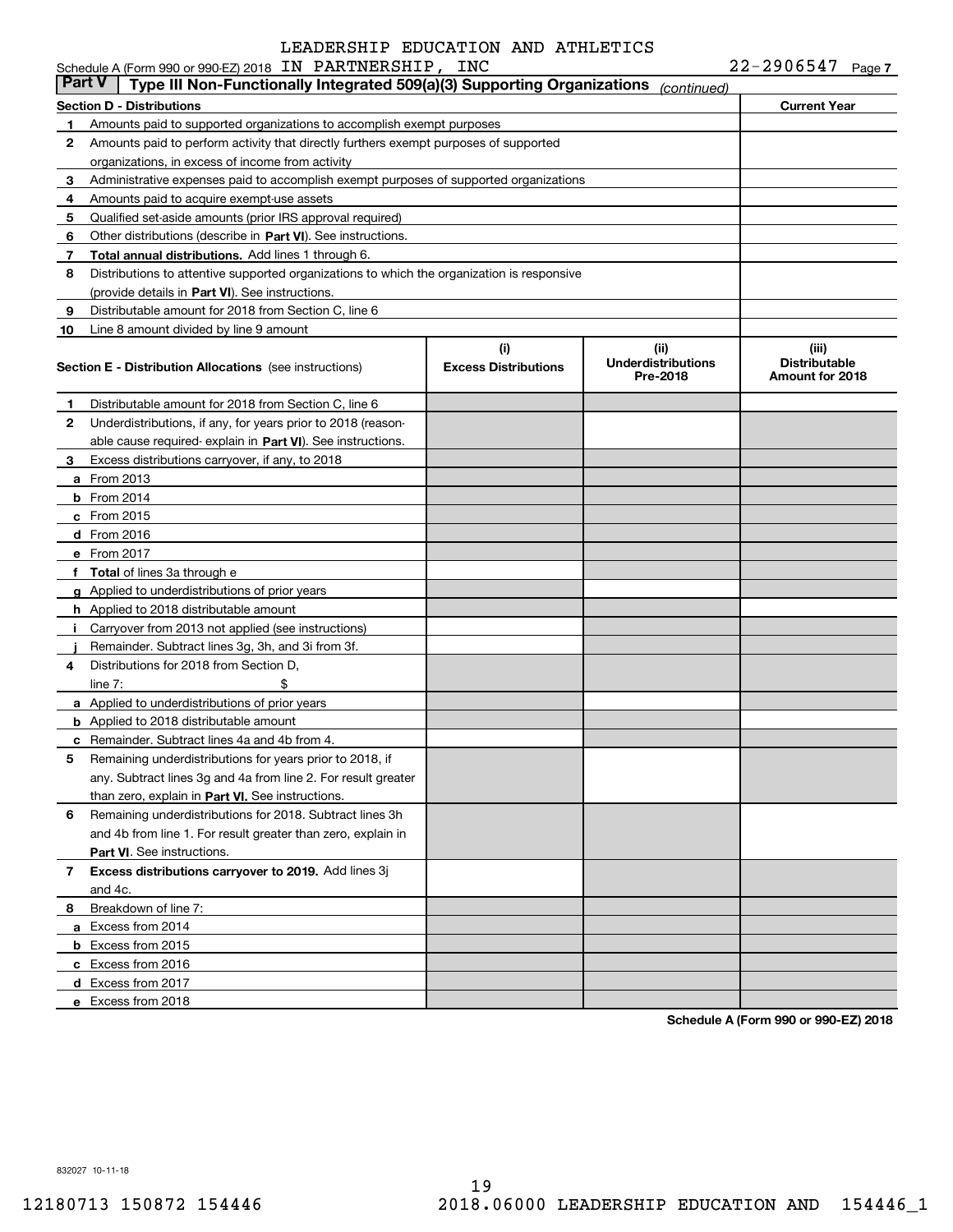LEADERSHIP EDUCATION AND ATHLETICS

Schedule A (Form 990 or 990-EZ) 2018 IN PARTNERSHIP, INC 22-2906547 Page 7

## Part V | Type III Non-Functionally Integrated 509(a)(3) Supporting Organizations *(continued)*

| Section D - Distributions | | Current Year |
|---|---|---|
| 1 | Amounts paid to supported organizations to accomplish exempt purposes | |
| 2 | Amounts paid to perform activity that directly furthers exempt purposes of supported organizations, in excess of income from activity | |
| 3 | Administrative expenses paid to accomplish exempt purposes of supported organizations | |
| 4 | Amounts paid to acquire exempt-use assets | |
| 5 | Qualified set-aside amounts (prior IRS approval required) | |
| 6 | Other distributions (describe in **Part VI**). See instructions. | |
| 7 | **Total annual distributions.** Add lines 1 through 6. | |
| 8 | Distributions to attentive supported organizations to which the organization is responsive (provide details in **Part VI**). See instructions. | |
| 9 | Distributable amount for 2018 from Section C, line 6 | |
| 10 | Line 8 amount divided by line 9 amount | |

| Section E - Distribution Allocations (see instructions) | (i) Excess Distributions | (ii) Underdistributions Pre-2018 | (iii) Distributable Amount for 2018 |
|---|---|---|---|
| 1 Distributable amount for 2018 from Section C, line 6 | | | |
| 2 Underdistributions, if any, for years prior to 2018 (reasonable cause required- explain in **Part VI**). See instructions. | | | |
| 3 Excess distributions carryover, if any, to 2018 | | | |
| a From 2013 | | | |
| b From 2014 | | | |
| c From 2015 | | | |
| d From 2016 | | | |
| e From 2017 | | | |
| f **Total** of lines 3a through e | | | |
| g Applied to underdistributions of prior years | | | |
| h Applied to 2018 distributable amount | | | |
| i Carryover from 2013 not applied (see instructions) | | | |
| j Remainder. Subtract lines 3g, 3h, and 3i from 3f. | | | |
| 4 Distributions for 2018 from Section D, line 7: $ | | | |
| a Applied to underdistributions of prior years | | | |
| b Applied to 2018 distributable amount | | | |
| c Remainder. Subtract lines 4a and 4b from 4. | | | |
| 5 Remaining underdistributions for years prior to 2018, if any. Subtract lines 3g and 4a from line 2. For result greater than zero, explain in **Part VI.** See instructions. | | | |
| 6 Remaining underdistributions for 2018. Subtract lines 3h and 4b from line 1. For result greater than zero, explain in **Part VI**. See instructions. | | | |
| 7 **Excess distributions carryover to 2019.** Add lines 3j and 4c. | | | |
| 8 Breakdown of line 7: | | | |
| a Excess from 2014 | | | |
| b Excess from 2015 | | | |
| c Excess from 2016 | | | |
| d Excess from 2017 | | | |
| e Excess from 2018 | | | |

**Schedule A (Form 990 or 990-EZ) 2018**

832027 10-11-18

12180713 150872 154446 2018.06000 LEADERSHIP EDUCATION AND 154446_1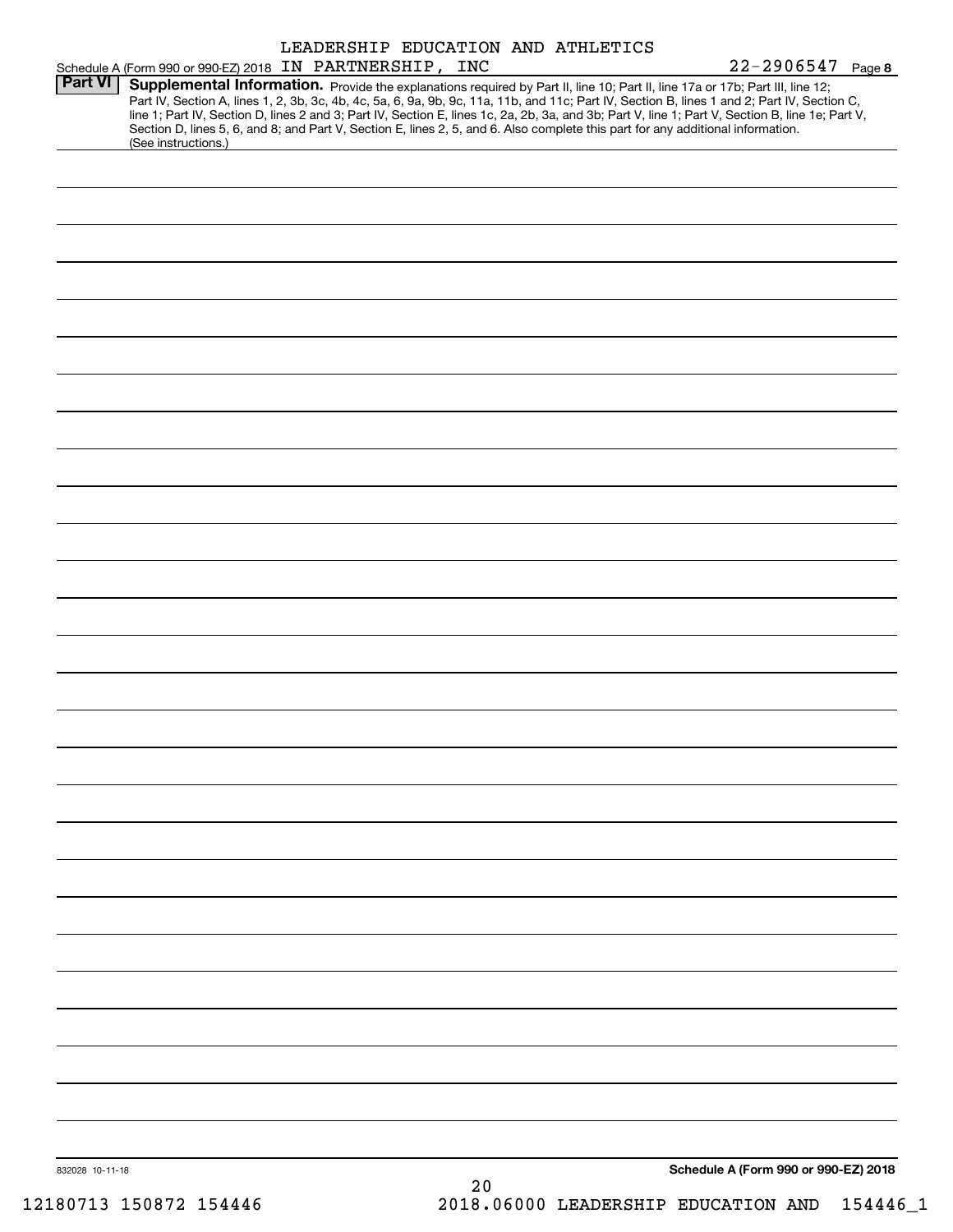Schedule A (Form 990 or 990-EZ) 2018 LEADERSHIP EDUCATION AND ATHLETICS IN PARTNERSHIP, INC 22-2906547 Page **8**

**Part VI** **Supplemental Information.** Provide the explanations required by Part II, line 10; Part II, line 17a or 17b; Part III, line 12; Part IV, Section A, lines 1, 2, 3b, 3c, 4b, 4c, 5a, 6, 9a, 9b, 9c, 11a, 11b, and 11c; Part IV, Section B, lines 1 and 2; Part IV, Section C, line 1; Part IV, Section D, lines 2 and 3; Part IV, Section E, lines 1c, 2a, 2b, 3a, and 3b; Part V, line 1; Part V, Section B, line 1e; Part V, Section D, lines 5, 6, and 8; and Part V, Section E, lines 2, 5, and 6. Also complete this part for any additional information. (See instructions.)

832028 10-11-18

**Schedule A (Form 990 or 990-EZ) 2018**

12180713 150872 154446 2018.06000 LEADERSHIP EDUCATION AND 154446_1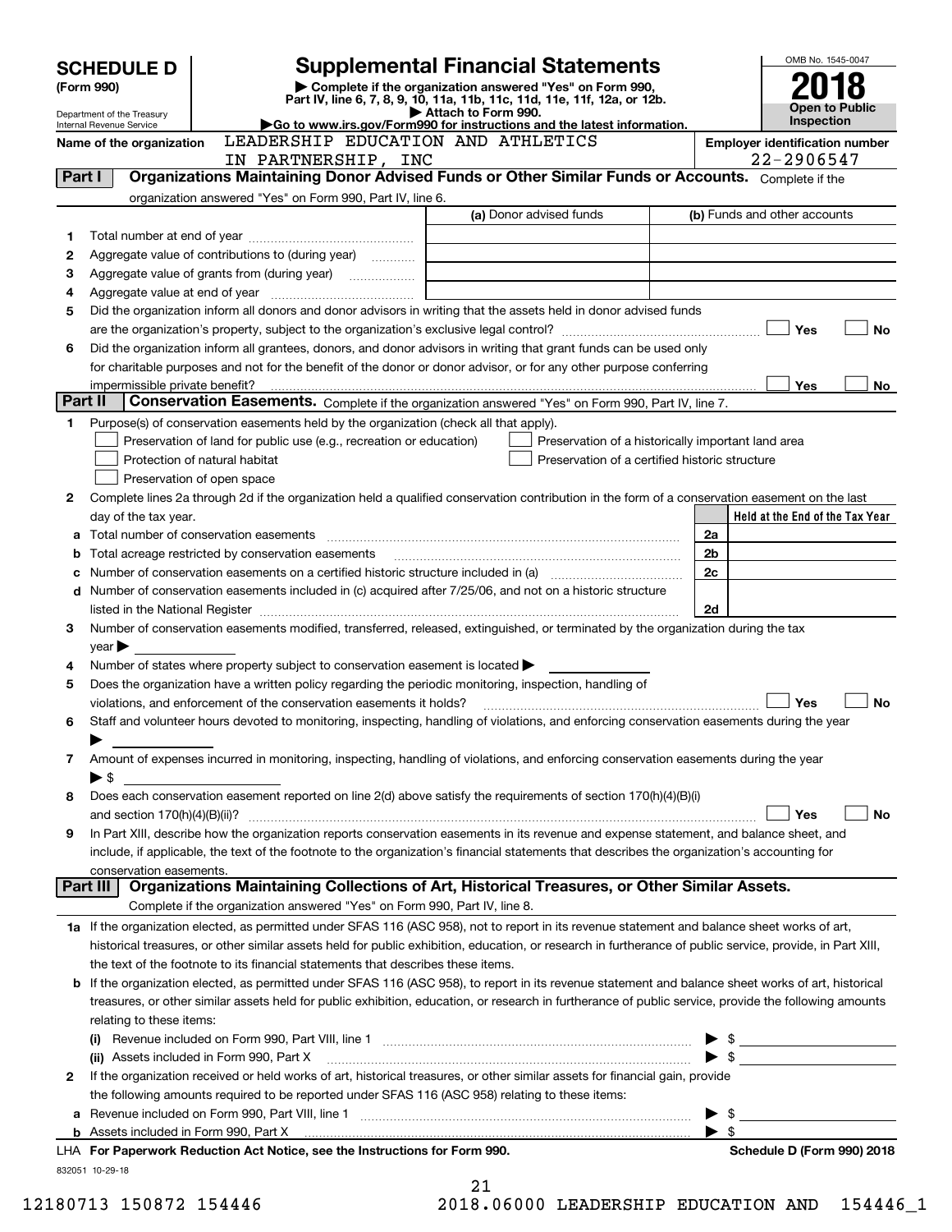# SCHEDULE D (Form 990)

Department of the Treasury
Internal Revenue Service

## Supplemental Financial Statements

▶ Complete if the organization answered "Yes" on Form 990, Part IV, line 6, 7, 8, 9, 10, 11a, 11b, 11c, 11d, 11e, 11f, 12a, or 12b.

▶ Attach to Form 990.

▶Go to www.irs.gov/Form990 for instructions and the latest information.

OMB No. 1545-0047

**2018**

**Open to Public Inspection**

Name of the organization: LEADERSHIP EDUCATION AND ATHLETICS IN PARTNERSHIP, INC

Employer identification number: 22-2906547

## Part I Organizations Maintaining Donor Advised Funds or Other Similar Funds or Accounts.

Complete if the organization answered "Yes" on Form 990, Part IV, line 6.

| | | (a) Donor advised funds | (b) Funds and other accounts |
|---|---|---|---|
| 1 | Total number at end of year | | |
| 2 | Aggregate value of contributions to (during year) | | |
| 3 | Aggregate value of grants from (during year) | | |
| 4 | Aggregate value at end of year | | |

5 Did the organization inform all donors and donor advisors in writing that the assets held in donor advised funds are the organization's property, subject to the organization's exclusive legal control? ☐ Yes ☐ No

6 Did the organization inform all grantees, donors, and donor advisors in writing that grant funds can be used only for charitable purposes and not for the benefit of the donor or donor advisor, or for any other purpose conferring impermissible private benefit? ☐ Yes ☐ No

## Part II Conservation Easements.

Complete if the organization answered "Yes" on Form 990, Part IV, line 7.

1 Purpose(s) of conservation easements held by the organization (check all that apply).

- ☐ Preservation of land for public use (e.g., recreation or education)
- ☐ Preservation of a historically important land area
- ☐ Protection of natural habitat
- ☐ Preservation of a certified historic structure
- ☐ Preservation of open space

2 Complete lines 2a through 2d if the organization held a qualified conservation contribution in the form of a conservation easement on the last day of the tax year.

| | | | Held at the End of the Tax Year |
|---|---|---|---|
| a | Total number of conservation easements | 2a | |
| b | Total acreage restricted by conservation easements | 2b | |
| c | Number of conservation easements on a certified historic structure included in (a) | 2c | |
| d | Number of conservation easements included in (c) acquired after 7/25/06, and not on a historic structure listed in the National Register | 2d | |

3 Number of conservation easements modified, transferred, released, extinguished, or terminated by the organization during the tax year ▶

4 Number of states where property subject to conservation easement is located ▶

5 Does the organization have a written policy regarding the periodic monitoring, inspection, handling of violations, and enforcement of the conservation easements it holds? ☐ Yes ☐ No

6 Staff and volunteer hours devoted to monitoring, inspecting, handling of violations, and enforcing conservation easements during the year ▶

7 Amount of expenses incurred in monitoring, inspecting, handling of violations, and enforcing conservation easements during the year ▶ $

8 Does each conservation easement reported on line 2(d) above satisfy the requirements of section 170(h)(4)(B)(i) and section 170(h)(4)(B)(ii)? ☐ Yes ☐ No

9 In Part XIII, describe how the organization reports conservation easements in its revenue and expense statement, and balance sheet, and include, if applicable, the text of the footnote to the organization's financial statements that describes the organization's accounting for conservation easements.

## Part III Organizations Maintaining Collections of Art, Historical Treasures, or Other Similar Assets.

Complete if the organization answered "Yes" on Form 990, Part IV, line 8.

1a If the organization elected, as permitted under SFAS 116 (ASC 958), not to report in its revenue statement and balance sheet works of art, historical treasures, or other similar assets held for public exhibition, education, or research in furtherance of public service, provide, in Part XIII, the text of the footnote to its financial statements that describes these items.

b If the organization elected, as permitted under SFAS 116 (ASC 958), to report in its revenue statement and balance sheet works of art, historical treasures, or other similar assets held for public exhibition, education, or research in furtherance of public service, provide the following amounts relating to these items:

(i) Revenue included on Form 990, Part VIII, line 1 ▶ $

(ii) Assets included in Form 990, Part X ▶ $

2 If the organization received or held works of art, historical treasures, or other similar assets for financial gain, provide the following amounts required to be reported under SFAS 116 (ASC 958) relating to these items:

a Revenue included on Form 990, Part VIII, line 1 ▶ $

b Assets included in Form 990, Part X ▶ $

LHA For Paperwork Reduction Act Notice, see the Instructions for Form 990.

Schedule D (Form 990) 2018

832051 10-29-18

12180713 150872 154446 2018.06000 LEADERSHIP EDUCATION AND 154446_1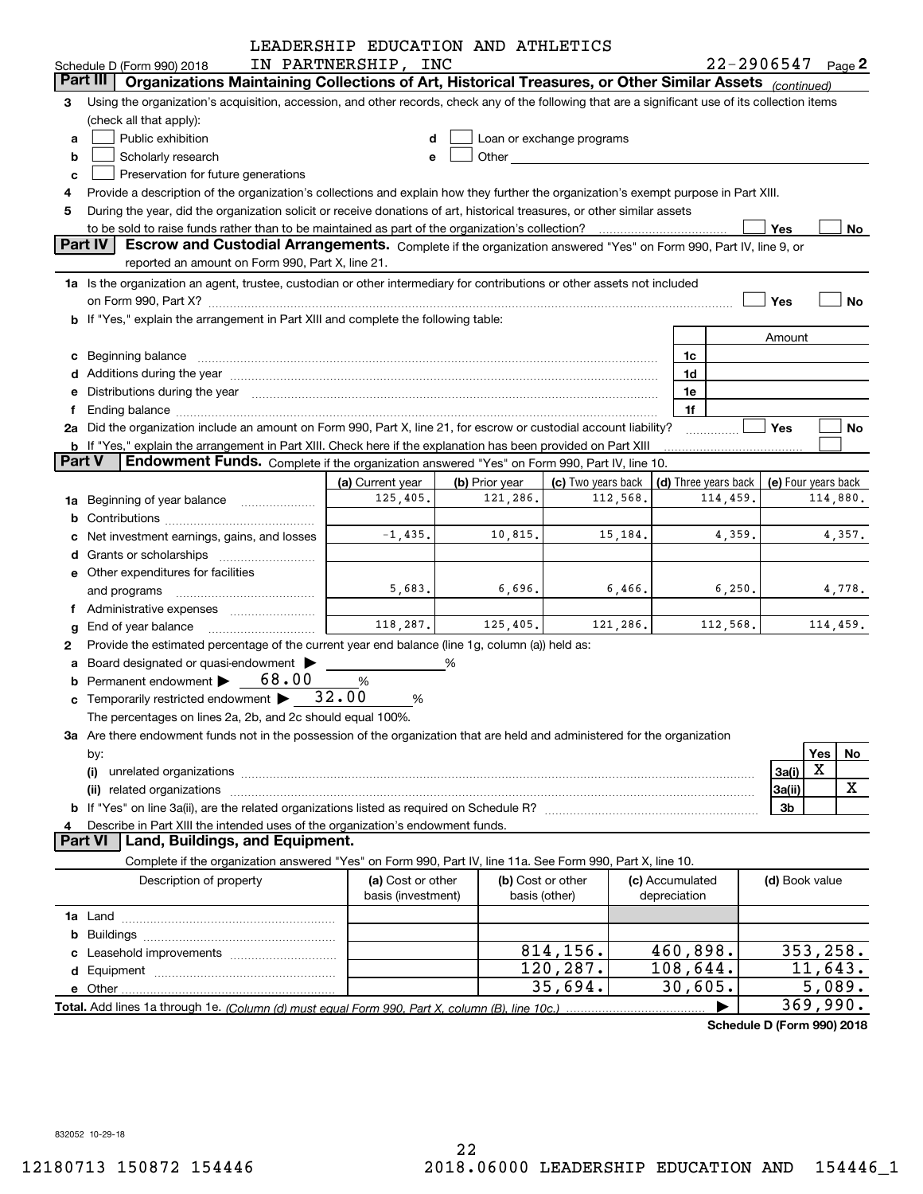LEADERSHIP EDUCATION AND ATHLETICS IN PARTNERSHIP, INC

Schedule D (Form 990) 2018 — 22-2906547 Page 2

## Part III Organizations Maintaining Collections of Art, Historical Treasures, or Other Similar Assets *(continued)*

3 Using the organization's acquisition, accession, and other records, check any of the following that are a significant use of its collection items (check all that apply):

- a ☐ Public exhibition
- b ☐ Scholarly research
- c ☐ Preservation for future generations
- d ☐ Loan or exchange programs
- e ☐ Other

4 Provide a description of the organization's collections and explain how they further the organization's exempt purpose in Part XIII.

5 During the year, did the organization solicit or receive donations of art, historical treasures, or other similar assets to be sold to raise funds rather than to be maintained as part of the organization's collection? ☐ Yes ☐ No

## Part IV Escrow and Custodial Arrangements.

Complete if the organization answered "Yes" on Form 990, Part IV, line 9, or reported an amount on Form 990, Part X, line 21.

1a Is the organization an agent, trustee, custodian or other intermediary for contributions or other assets not included on Form 990, Part X? ☐ Yes ☐ No

b If "Yes," explain the arrangement in Part XIII and complete the following table:

| | | Amount |
|---|---|---|
| c Beginning balance | 1c | |
| d Additions during the year | 1d | |
| e Distributions during the year | 1e | |
| f Ending balance | 1f | |

2a Did the organization include an amount on Form 990, Part X, line 21, for escrow or custodial account liability? ☐ Yes ☐ No

b If "Yes," explain the arrangement in Part XIII. Check here if the explanation has been provided on Part XIII ☐

## Part V Endowment Funds.

Complete if the organization answered "Yes" on Form 990, Part IV, line 10.

| | (a) Current year | (b) Prior year | (c) Two years back | (d) Three years back | (e) Four years back |
|---|---|---|---|---|---|
| 1a Beginning of year balance | 125,405. | 121,286. | 112,568. | 114,459. | 114,880. |
| b Contributions | | | | | |
| c Net investment earnings, gains, and losses | -1,435. | 10,815. | 15,184. | 4,359. | 4,357. |
| d Grants or scholarships | | | | | |
| e Other expenditures for facilities and programs | 5,683. | 6,696. | 6,466. | 6,250. | 4,778. |
| f Administrative expenses | | | | | |
| g End of year balance | 118,287. | 125,405. | 121,286. | 112,568. | 114,459. |

2 Provide the estimated percentage of the current year end balance (line 1g, column (a)) held as:

- a Board designated or quasi-endowment ▶ ____ %
- b Permanent endowment ▶ 68.00 %
- c Temporarily restricted endowment ▶ 32.00 %

The percentages on lines 2a, 2b, and 2c should equal 100%.

3a Are there endowment funds not in the possession of the organization that are held and administered for the organization by:

| | | Yes | No |
|---|---|---|---|
| (i) unrelated organizations | 3a(i) | X | |
| (ii) related organizations | 3a(ii) | | X |
| b If "Yes" on line 3a(ii), are the related organizations listed as required on Schedule R? | 3b | | |

4 Describe in Part XIII the intended uses of the organization's endowment funds.

## Part VI Land, Buildings, and Equipment.

Complete if the organization answered "Yes" on Form 990, Part IV, line 11a. See Form 990, Part X, line 10.

| Description of property | (a) Cost or other basis (investment) | (b) Cost or other basis (other) | (c) Accumulated depreciation | (d) Book value |
|---|---|---|---|---|
| 1a Land | | | | |
| b Buildings | | | | |
| c Leasehold improvements | | 814,156. | 460,898. | 353,258. |
| d Equipment | | 120,287. | 108,644. | 11,643. |
| e Other | | 35,694. | 30,605. | 5,089. |
| **Total.** Add lines 1a through 1e. *(Column (d) must equal Form 990, Part X, column (B), line 10c.)* ▶ | | | | 369,990. |

**Schedule D (Form 990) 2018**

832052 10-29-18

12180713 150872 154446 2018.06000 LEADERSHIP EDUCATION AND 154446_1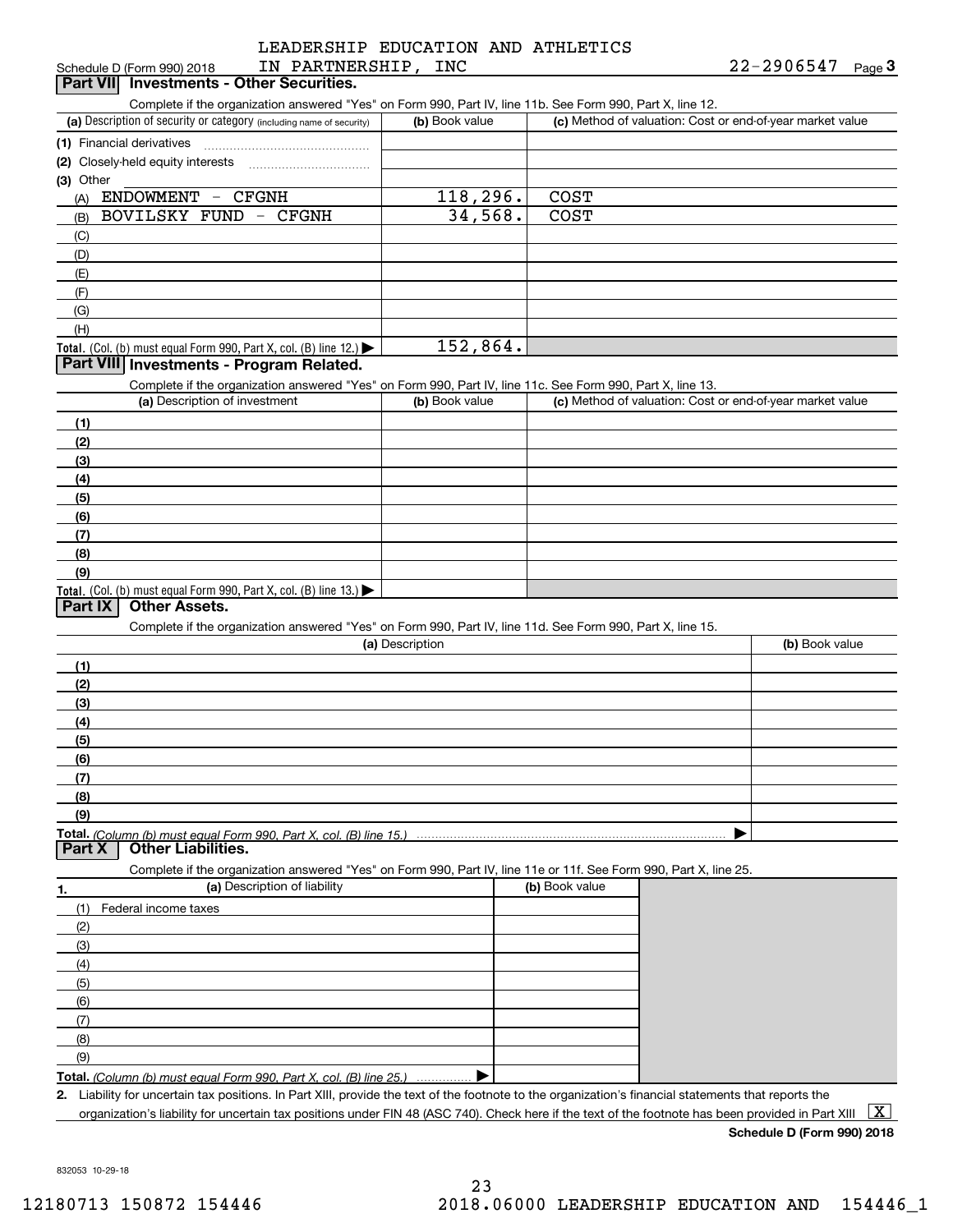Schedule D (Form 990) 2018 LEADERSHIP EDUCATION AND ATHLETICS IN PARTNERSHIP, INC 22-2906547 Page 3

## Part VII Investments - Other Securities.

Complete if the organization answered "Yes" on Form 990, Part IV, line 11b. See Form 990, Part X, line 12.

| (a) Description of security or category (including name of security) | (b) Book value | (c) Method of valuation: Cost or end-of-year market value |
|---|---|---|
| (1) Financial derivatives | | |
| (2) Closely-held equity interests | | |
| (3) Other | | |
| (A) ENDOWMENT - CFGNH | 118,296. | COST |
| (B) BOVILSKY FUND - CFGNH | 34,568. | COST |
| (C) | | |
| (D) | | |
| (E) | | |
| (F) | | |
| (G) | | |
| (H) | | |
| **Total.** (Col. (b) must equal Form 990, Part X, col. (B) line 12.) ▶ | 152,864. | |

## Part VIII Investments - Program Related.

Complete if the organization answered "Yes" on Form 990, Part IV, line 11c. See Form 990, Part X, line 13.

| (a) Description of investment | (b) Book value | (c) Method of valuation: Cost or end-of-year market value |
|---|---|---|
| (1) | | |
| (2) | | |
| (3) | | |
| (4) | | |
| (5) | | |
| (6) | | |
| (7) | | |
| (8) | | |
| (9) | | |
| **Total.** (Col. (b) must equal Form 990, Part X, col. (B) line 13.) ▶ | | |

## Part IX Other Assets.

Complete if the organization answered "Yes" on Form 990, Part IV, line 11d. See Form 990, Part X, line 15.

| (a) Description | (b) Book value |
|---|---|
| (1) | |
| (2) | |
| (3) | |
| (4) | |
| (5) | |
| (6) | |
| (7) | |
| (8) | |
| (9) | |
| **Total.** *(Column (b) must equal Form 990, Part X, col. (B) line 15.)* ▶ | |

## Part X Other Liabilities.

Complete if the organization answered "Yes" on Form 990, Part IV, line 11e or 11f. See Form 990, Part X, line 25.

| 1. (a) Description of liability | (b) Book value |
|---|---|
| (1) Federal income taxes | |
| (2) | |
| (3) | |
| (4) | |
| (5) | |
| (6) | |
| (7) | |
| (8) | |
| (9) | |
| **Total.** *(Column (b) must equal Form 990, Part X, col. (B) line 25.)* ▶ | |

**2.** Liability for uncertain tax positions. In Part XIII, provide the text of the footnote to the organization's financial statements that reports the organization's liability for uncertain tax positions under FIN 48 (ASC 740). Check here if the text of the footnote has been provided in Part XIII [X]

**Schedule D (Form 990) 2018**

832053 10-29-18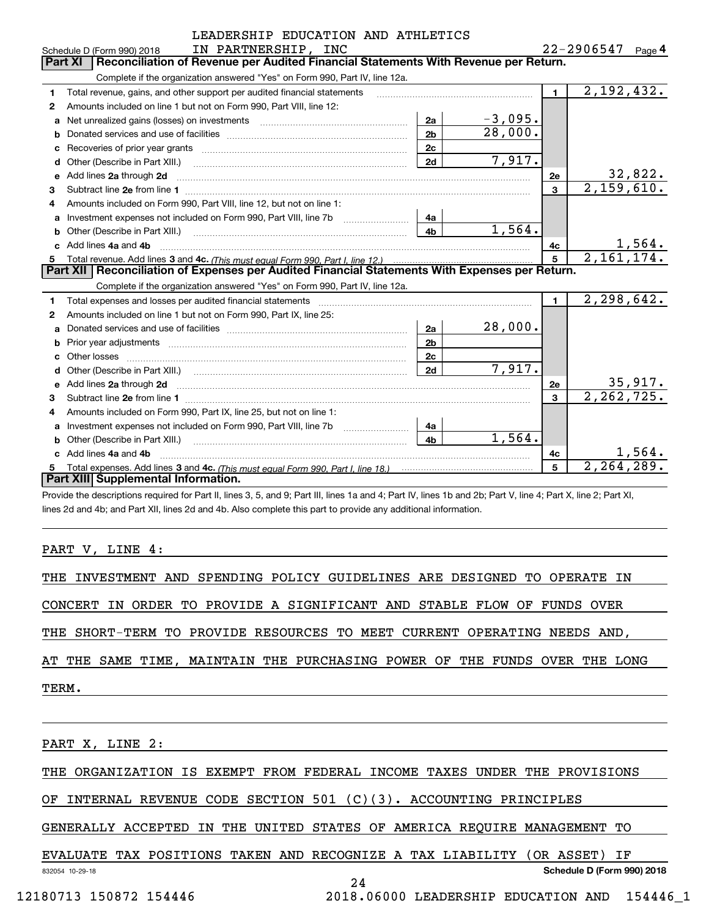LEADERSHIP EDUCATION AND ATHLETICS IN PARTNERSHIP, INC

Schedule D (Form 990) 2018 — 22-2906547 Page 4

## Part XI Reconciliation of Revenue per Audited Financial Statements With Revenue per Return.

Complete if the organization answered "Yes" on Form 990, Part IV, line 12a.

| | | | | | |
|---|---|---|---|---|---|
| 1 | Total revenue, gains, and other support per audited financial statements | | | 1 | 2,192,432. |
| 2 | Amounts included on line 1 but not on Form 990, Part VIII, line 12: | | | | |
| a | Net unrealized gains (losses) on investments | 2a | -3,095. | | |
| b | Donated services and use of facilities | 2b | 28,000. | | |
| c | Recoveries of prior year grants | 2c | | | |
| d | Other (Describe in Part XIII.) | 2d | 7,917. | | |
| e | Add lines 2a through 2d | | | 2e | 32,822. |
| 3 | Subtract line 2e from line 1 | | | 3 | 2,159,610. |
| 4 | Amounts included on Form 990, Part VIII, line 12, but not on line 1: | | | | |
| a | Investment expenses not included on Form 990, Part VIII, line 7b | 4a | | | |
| b | Other (Describe in Part XIII.) | 4b | 1,564. | | |
| c | Add lines 4a and 4b | | | 4c | 1,564. |
| 5 | Total revenue. Add lines 3 and 4c. *(This must equal Form 990, Part I, line 12.)* | | | 5 | 2,161,174. |

## Part XII Reconciliation of Expenses per Audited Financial Statements With Expenses per Return.

Complete if the organization answered "Yes" on Form 990, Part IV, line 12a.

| | | | | | |
|---|---|---|---|---|---|
| 1 | Total expenses and losses per audited financial statements | | | 1 | 2,298,642. |
| 2 | Amounts included on line 1 but not on Form 990, Part IX, line 25: | | | | |
| a | Donated services and use of facilities | 2a | 28,000. | | |
| b | Prior year adjustments | 2b | | | |
| c | Other losses | 2c | | | |
| d | Other (Describe in Part XIII.) | 2d | 7,917. | | |
| e | Add lines 2a through 2d | | | 2e | 35,917. |
| 3 | Subtract line 2e from line 1 | | | 3 | 2,262,725. |
| 4 | Amounts included on Form 990, Part IX, line 25, but not on line 1: | | | | |
| a | Investment expenses not included on Form 990, Part VIII, line 7b | 4a | | | |
| b | Other (Describe in Part XIII.) | 4b | 1,564. | | |
| c | Add lines 4a and 4b | | | 4c | 1,564. |
| 5 | Total expenses. Add lines 3 and 4c. *(This must equal Form 990, Part I, line 18.)* | | | 5 | 2,264,289. |

## Part XIII Supplemental Information.

Provide the descriptions required for Part II, lines 3, 5, and 9; Part III, lines 1a and 4; Part IV, lines 1b and 2b; Part V, line 4; Part X, line 2; Part XI, lines 2d and 4b; and Part XII, lines 2d and 4b. Also complete this part to provide any additional information.

PART V, LINE 4:

THE INVESTMENT AND SPENDING POLICY GUIDELINES ARE DESIGNED TO OPERATE IN CONCERT IN ORDER TO PROVIDE A SIGNIFICANT AND STABLE FLOW OF FUNDS OVER THE SHORT-TERM TO PROVIDE RESOURCES TO MEET CURRENT OPERATING NEEDS AND, AT THE SAME TIME, MAINTAIN THE PURCHASING POWER OF THE FUNDS OVER THE LONG TERM.

PART X, LINE 2:

THE ORGANIZATION IS EXEMPT FROM FEDERAL INCOME TAXES UNDER THE PROVISIONS OF INTERNAL REVENUE CODE SECTION 501 (C)(3). ACCOUNTING PRINCIPLES GENERALLY ACCEPTED IN THE UNITED STATES OF AMERICA REQUIRE MANAGEMENT TO EVALUATE TAX POSITIONS TAKEN AND RECOGNIZE A TAX LIABILITY (OR ASSET) IF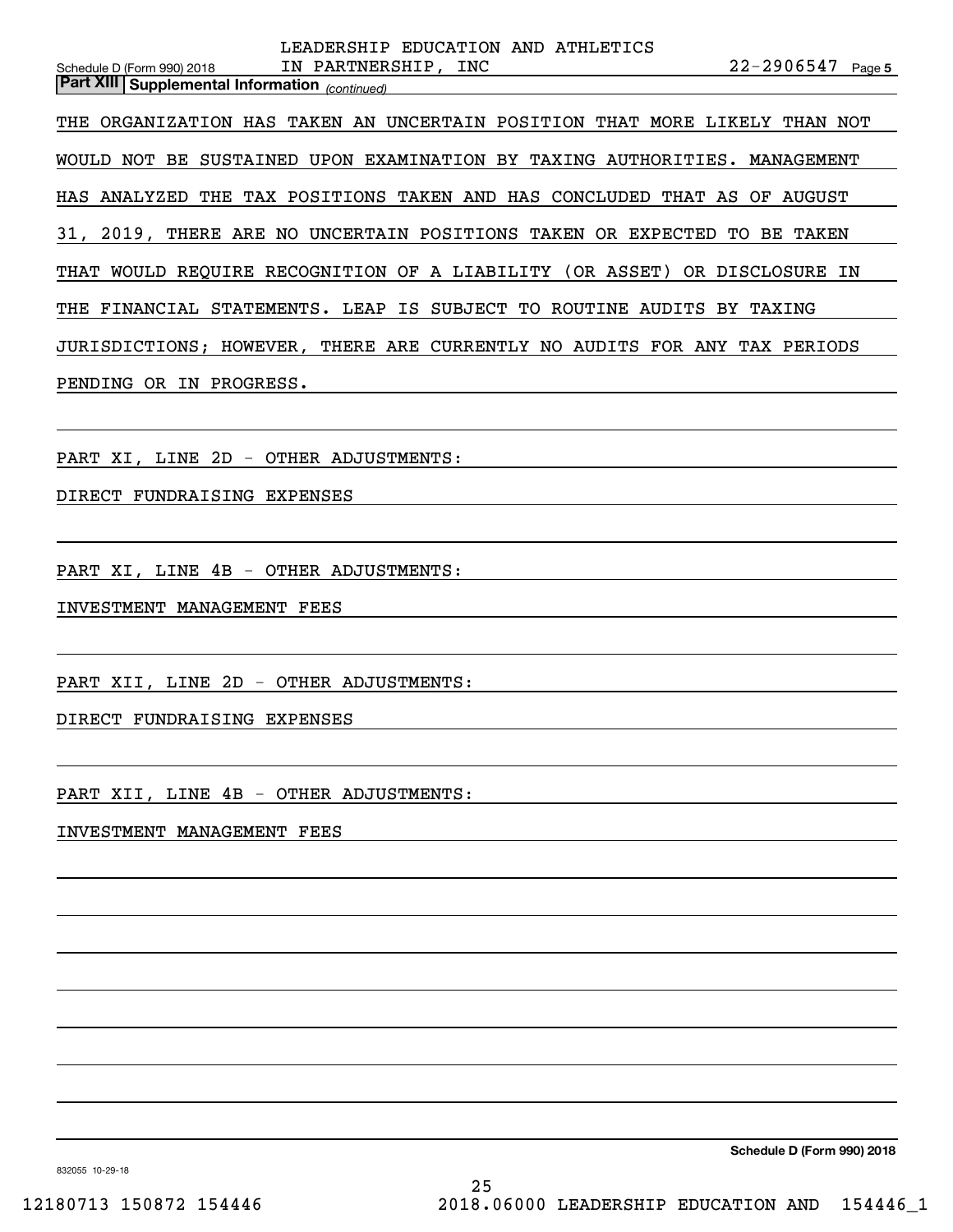LEADERSHIP EDUCATION AND ATHLETICS IN PARTNERSHIP, INC

Schedule D (Form 990) 2018 — 22-2906547 — Page 5

**Part XIII | Supplemental Information** *(continued)*

THE ORGANIZATION HAS TAKEN AN UNCERTAIN POSITION THAT MORE LIKELY THAN NOT WOULD NOT BE SUSTAINED UPON EXAMINATION BY TAXING AUTHORITIES. MANAGEMENT HAS ANALYZED THE TAX POSITIONS TAKEN AND HAS CONCLUDED THAT AS OF AUGUST 31, 2019, THERE ARE NO UNCERTAIN POSITIONS TAKEN OR EXPECTED TO BE TAKEN THAT WOULD REQUIRE RECOGNITION OF A LIABILITY (OR ASSET) OR DISCLOSURE IN THE FINANCIAL STATEMENTS. LEAP IS SUBJECT TO ROUTINE AUDITS BY TAXING JURISDICTIONS; HOWEVER, THERE ARE CURRENTLY NO AUDITS FOR ANY TAX PERIODS PENDING OR IN PROGRESS.

PART XI, LINE 2D - OTHER ADJUSTMENTS:

DIRECT FUNDRAISING EXPENSES

PART XI, LINE 4B - OTHER ADJUSTMENTS:

INVESTMENT MANAGEMENT FEES

PART XII, LINE 2D - OTHER ADJUSTMENTS:

DIRECT FUNDRAISING EXPENSES

PART XII, LINE 4B - OTHER ADJUSTMENTS:

INVESTMENT MANAGEMENT FEES

**Schedule D (Form 990) 2018**

832055 10-29-18

12180713 150872 154446 2018.06000 LEADERSHIP EDUCATION AND 154446_1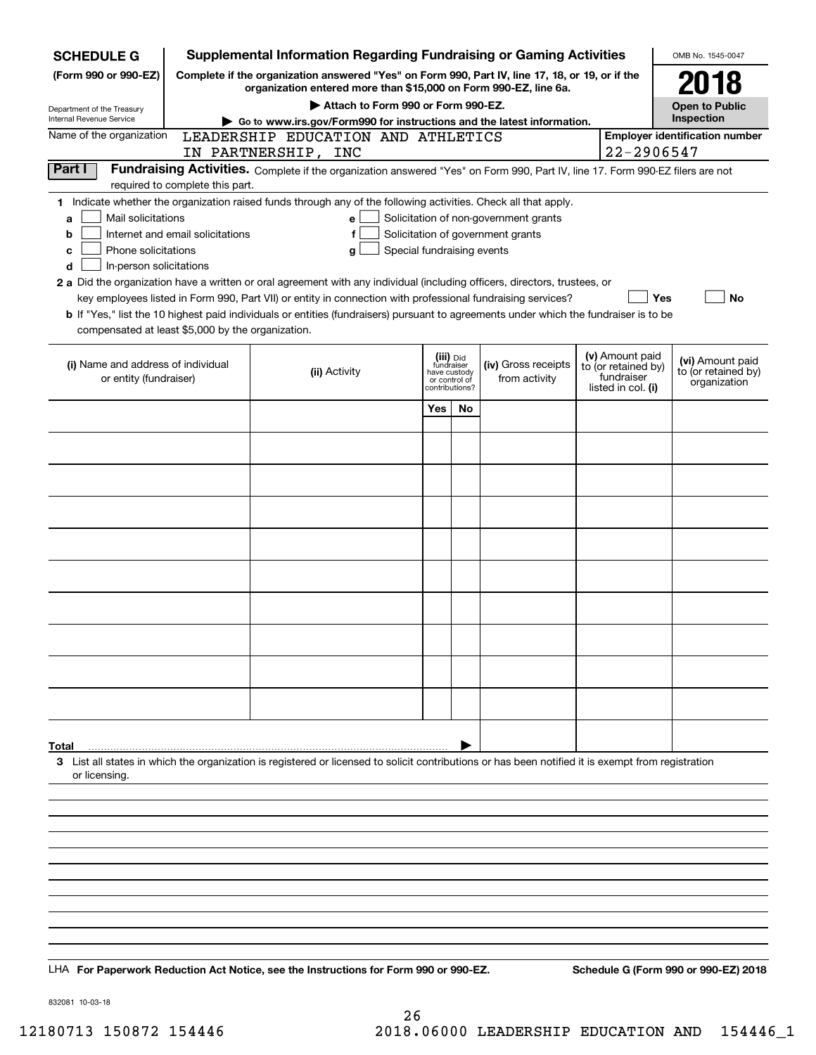**SCHEDULE G (Form 990 or 990-EZ)**

Department of the Treasury
Internal Revenue Service

# Supplemental Information Regarding Fundraising or Gaming Activities

**Complete if the organization answered "Yes" on Form 990, Part IV, line 17, 18, or 19, or if the organization entered more than $15,000 on Form 990-EZ, line 6a.**

**▶ Attach to Form 990 or Form 990-EZ.**

**▶ Go to www.irs.gov/Form990 for instructions and the latest information.**

OMB No. 1545-0047

**2018**

**Open to Public Inspection**

Name of the organization: LEADERSHIP EDUCATION AND ATHLETICS IN PARTNERSHIP, INC

**Employer identification number**: 22-2906547

## Part I Fundraising Activities.

Complete if the organization answered "Yes" on Form 990, Part IV, line 17. Form 990-EZ filers are not required to complete this part.

**1** Indicate whether the organization raised funds through any of the following activities. Check all that apply.

- **a** ☐ Mail solicitations
- **b** ☐ Internet and email solicitations
- **c** ☐ Phone solicitations
- **d** ☐ In-person solicitations
- **e** ☐ Solicitation of non-government grants
- **f** ☐ Solicitation of government grants
- **g** ☐ Special fundraising events

**2 a** Did the organization have a written or oral agreement with any individual (including officers, directors, trustees, or key employees listed in Form 990, Part VII) or entity in connection with professional fundraising services? ☐ **Yes** ☐ **No**

**b** If "Yes," list the 10 highest paid individuals or entities (fundraisers) pursuant to agreements under which the fundraiser is to be compensated at least $5,000 by the organization.

| (i) Name and address of individual or entity (fundraiser) | (ii) Activity | (iii) Did fundraiser have custody or control of contributions? Yes | No | (iv) Gross receipts from activity | (v) Amount paid to (or retained by) fundraiser listed in col. (i) | (vi) Amount paid to (or retained by) organization |
|---|---|---|---|---|---|---|
| | | | | | | |
| | | | | | | |
| | | | | | | |
| | | | | | | |
| | | | | | | |
| | | | | | | |
| | | | | | | |
| | | | | | | |
| | | | | | | |
| | | | | | | |
| **Total** ▶ | | | | | | |

**3** List all states in which the organization is registered or licensed to solicit contributions or has been notified it is exempt from registration or licensing.

LHA **For Paperwork Reduction Act Notice, see the Instructions for Form 990 or 990-EZ.** **Schedule G (Form 990 or 990-EZ) 2018**

832081 10-03-18

12180713 150872 154446 2018.06000 LEADERSHIP EDUCATION AND 154446_1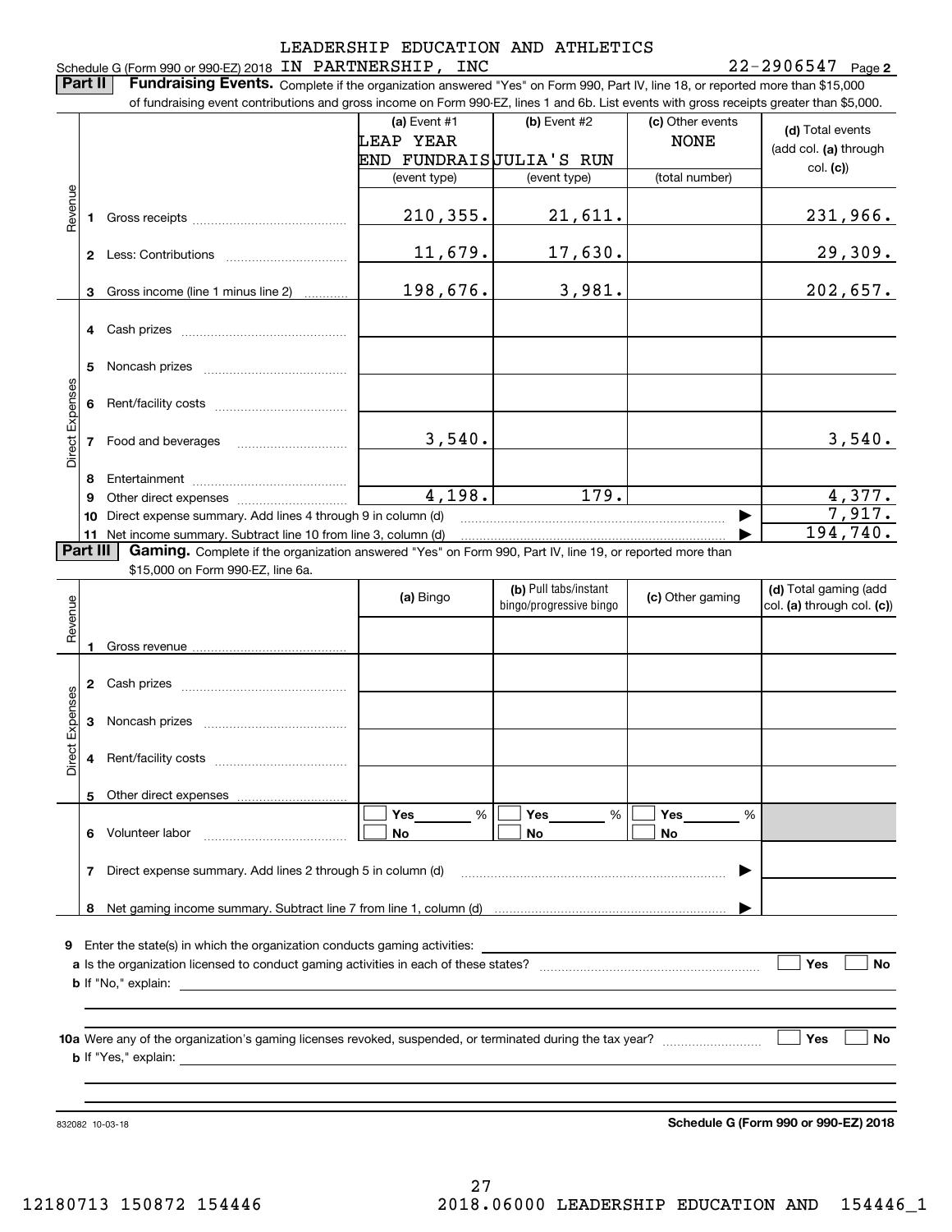LEADERSHIP EDUCATION AND ATHLETICS

Schedule G (Form 990 or 990-EZ) 2018 IN PARTNERSHIP, INC 22-2906547 Page **2**

**Part II** **Fundraising Events.** Complete if the organization answered "Yes" on Form 990, Part IV, line 18, or reported more than $15,000 of fundraising event contributions and gross income on Form 990-EZ, lines 1 and 6b. List events with gross receipts greater than $5,000.

| | | (a) Event #1 LEAP YEAR END FUNDRAIS (event type) | (b) Event #2 JULIA'S RUN (event type) | (c) Other events NONE (total number) | (d) Total events (add col. (a) through col. (c)) |
|---|---|---|---|---|---|
| Revenue | 1 Gross receipts | 210,355. | 21,611. | | 231,966. |
| | 2 Less: Contributions | 11,679. | 17,630. | | 29,309. |
| | 3 Gross income (line 1 minus line 2) | 198,676. | 3,981. | | 202,657. |
| Direct Expenses | 4 Cash prizes | | | | |
| | 5 Noncash prizes | | | | |
| | 6 Rent/facility costs | | | | |
| | 7 Food and beverages | 3,540. | | | 3,540. |
| | 8 Entertainment | | | | |
| | 9 Other direct expenses | 4,198. | 179. | | 4,377. |
| | 10 Direct expense summary. Add lines 4 through 9 in column (d) | | | ▶ | 7,917. |
| | 11 Net income summary. Subtract line 10 from line 3, column (d) | | | ▶ | 194,740. |

**Part III** **Gaming.** Complete if the organization answered "Yes" on Form 990, Part IV, line 19, or reported more than $15,000 on Form 990-EZ, line 6a.

| | | (a) Bingo | (b) Pull tabs/instant bingo/progressive bingo | (c) Other gaming | (d) Total gaming (add col. (a) through col. (c)) |
|---|---|---|---|---|---|
| Revenue | 1 Gross revenue | | | | |
| Direct Expenses | 2 Cash prizes | | | | |
| | 3 Noncash prizes | | | | |
| | 4 Rent/facility costs | | | | |
| | 5 Other direct expenses | | | | |
| | 6 Volunteer labor | ☐ Yes ___ % ☐ No | ☐ Yes ___ % ☐ No | ☐ Yes ___ % ☐ No | |
| | 7 Direct expense summary. Add lines 2 through 5 in column (d) | | | ▶ | |
| | 8 Net gaming income summary. Subtract line 7 from line 1, column (d) | | | ▶ | |

**9** Enter the state(s) in which the organization conducts gaming activities: ____________________

**a** Is the organization licensed to conduct gaming activities in each of these states? ☐ **Yes** ☐ **No**

**b** If "No," explain: ____________________

**10a** Were any of the organization's gaming licenses revoked, suspended, or terminated during the tax year? ☐ **Yes** ☐ **No**

**b** If "Yes," explain: ____________________

832082 10-03-18 **Schedule G (Form 990 or 990-EZ) 2018**

12180713 150872 154446 2018.06000 LEADERSHIP EDUCATION AND 154446_1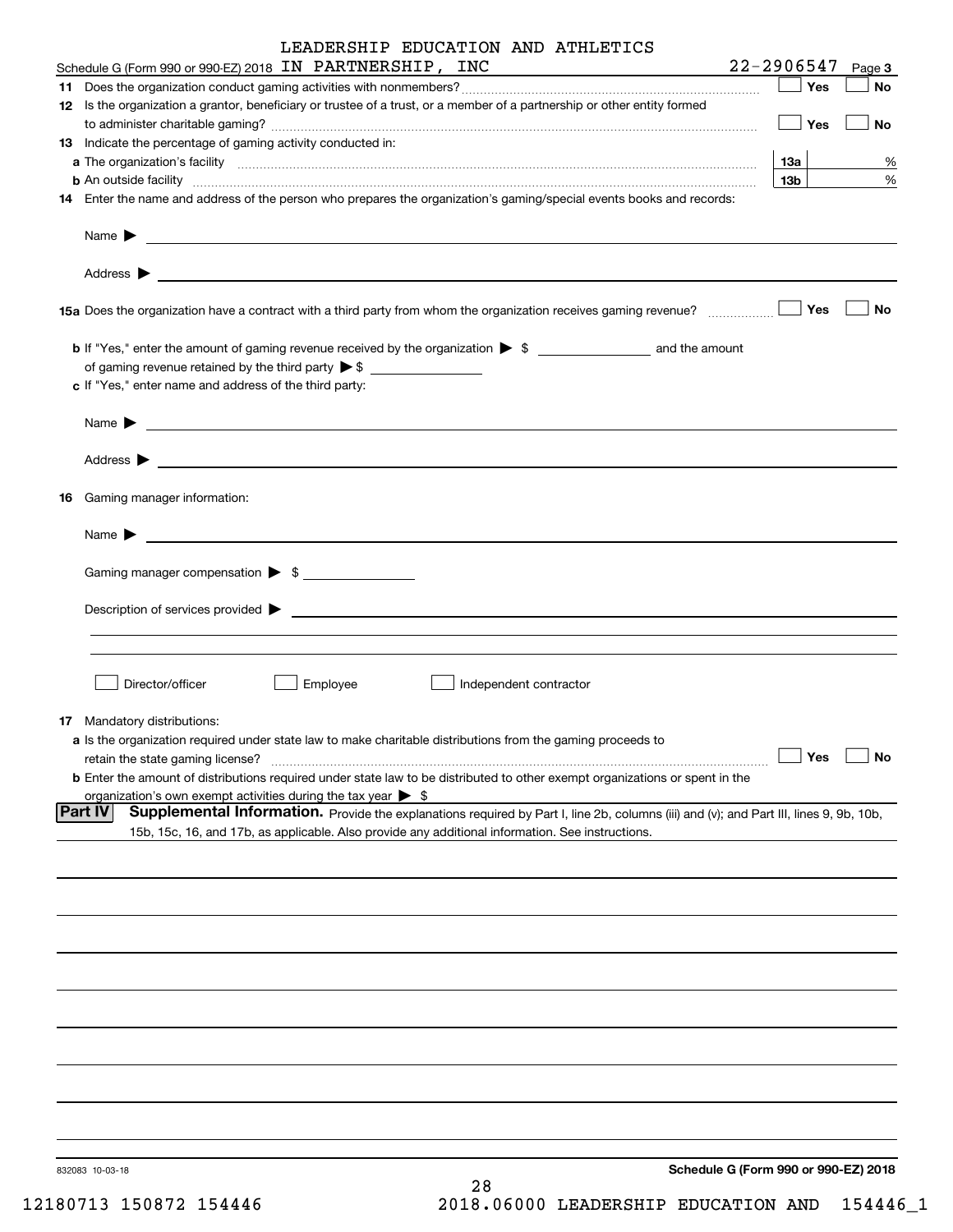Schedule G (Form 990 or 990-EZ) 2018 LEADERSHIP EDUCATION AND ATHLETICS IN PARTNERSHIP, INC 22-2906547 Page 3

**11** Does the organization conduct gaming activities with nonmembers? ☐ Yes ☐ No

**12** Is the organization a grantor, beneficiary or trustee of a trust, or a member of a partnership or other entity formed to administer charitable gaming? ☐ Yes ☐ No

**13** Indicate the percentage of gaming activity conducted in:

**a** The organization's facility **13a** %

**b** An outside facility **13b** %

**14** Enter the name and address of the person who prepares the organization's gaming/special events books and records:

Name ▶

Address ▶

**15a** Does the organization have a contract with a third party from whom the organization receives gaming revenue? ☐ Yes ☐ No

**b** If "Yes," enter the amount of gaming revenue received by the organization ▶ $ \_\_\_\_\_\_\_\_ and the amount of gaming revenue retained by the third party ▶ $ \_\_\_\_\_\_\_\_

**c** If "Yes," enter name and address of the third party:

Name ▶

Address ▶

**16** Gaming manager information:

Name ▶

Gaming manager compensation ▶ $

Description of services provided ▶

☐ Director/officer ☐ Employee ☐ Independent contractor

**17** Mandatory distributions:

**a** Is the organization required under state law to make charitable distributions from the gaming proceeds to retain the state gaming license? ☐ Yes ☐ No

**b** Enter the amount of distributions required under state law to be distributed to other exempt organizations or spent in the organization's own exempt activities during the tax year ▶ $

**Part IV** **Supplemental Information.** Provide the explanations required by Part I, line 2b, columns (iii) and (v); and Part III, lines 9, 9b, 10b, 15b, 15c, 16, and 17b, as applicable. Also provide any additional information. See instructions.

832083 10-03-18

**Schedule G (Form 990 or 990-EZ) 2018**

12180713 150872 154446 2018.06000 LEADERSHIP EDUCATION AND 154446_1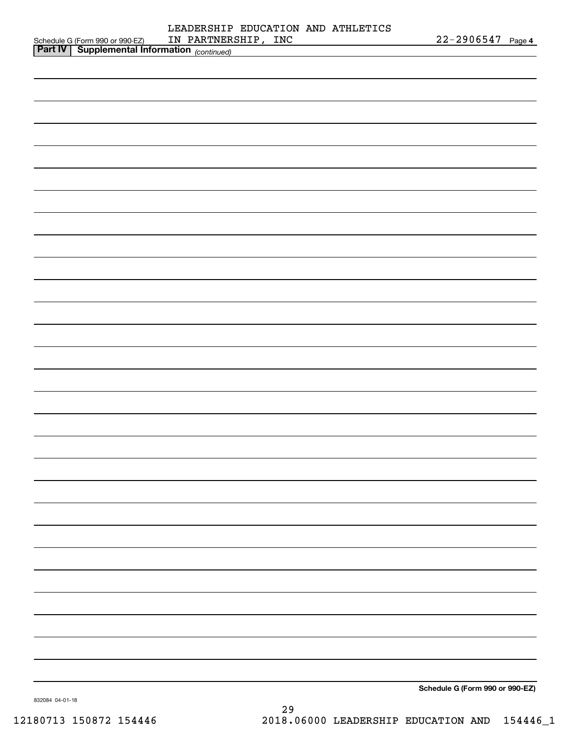Schedule G (Form 990 or 990-EZ) LEADERSHIP EDUCATION AND ATHLETICS IN PARTNERSHIP, INC 22-2906547 Page 4

**Part IV | Supplemental Information** *(continued)*

**Schedule G (Form 990 or 990-EZ)**

832084 04-01-18

12180713 150872 154446 2018.06000 LEADERSHIP EDUCATION AND 154446_1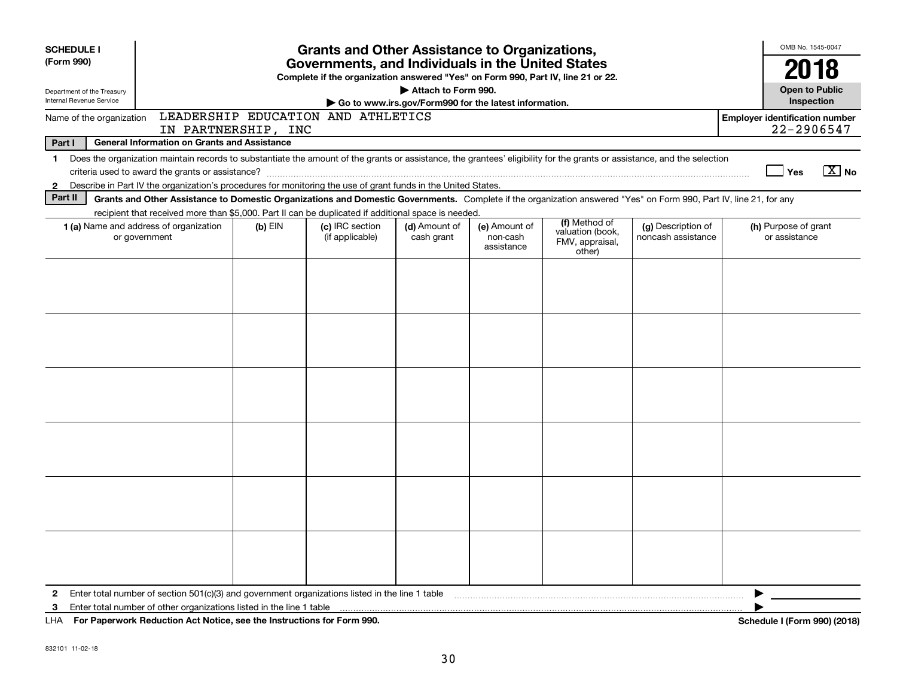**SCHEDULE I**
**(Form 990)**

Department of the Treasury
Internal Revenue Service

# Grants and Other Assistance to Organizations, Governments, and Individuals in the United States

**Complete if the organization answered "Yes" on Form 990, Part IV, line 21 or 22.**
**▶ Attach to Form 990.**
**▶ Go to www.irs.gov/Form990 for the latest information.**

OMB No. 1545-0047

**2018**

**Open to Public Inspection**

Name of the organization: LEADERSHIP EDUCATION AND ATHLETICS IN PARTNERSHIP, INC

**Employer identification number** 22-2906547

**Part I — General Information on Grants and Assistance**

1 Does the organization maintain records to substantiate the amount of the grants or assistance, the grantees' eligibility for the grants or assistance, and the selection criteria used to award the grants or assistance? ☐ Yes ☒ No

2 Describe in Part IV the organization's procedures for monitoring the use of grant funds in the United States.

**Part II — Grants and Other Assistance to Domestic Organizations and Domestic Governments.** Complete if the organization answered "Yes" on Form 990, Part IV, line 21, for any recipient that received more than $5,000. Part II can be duplicated if additional space is needed.

| 1 (a) Name and address of organization or government | (b) EIN | (c) IRC section (if applicable) | (d) Amount of cash grant | (e) Amount of non-cash assistance | (f) Method of valuation (book, FMV, appraisal, other) | (g) Description of noncash assistance | (h) Purpose of grant or assistance |
|---|---|---|---|---|---|---|---|
| | | | | | | | |
| | | | | | | | |
| | | | | | | | |
| | | | | | | | |
| | | | | | | | |
| | | | | | | | |

2 Enter total number of section 501(c)(3) and government organizations listed in the line 1 table ▶

3 Enter total number of other organizations listed in the line 1 table ▶

LHA **For Paperwork Reduction Act Notice, see the Instructions for Form 990.** **Schedule I (Form 990) (2018)**

832101 11-02-18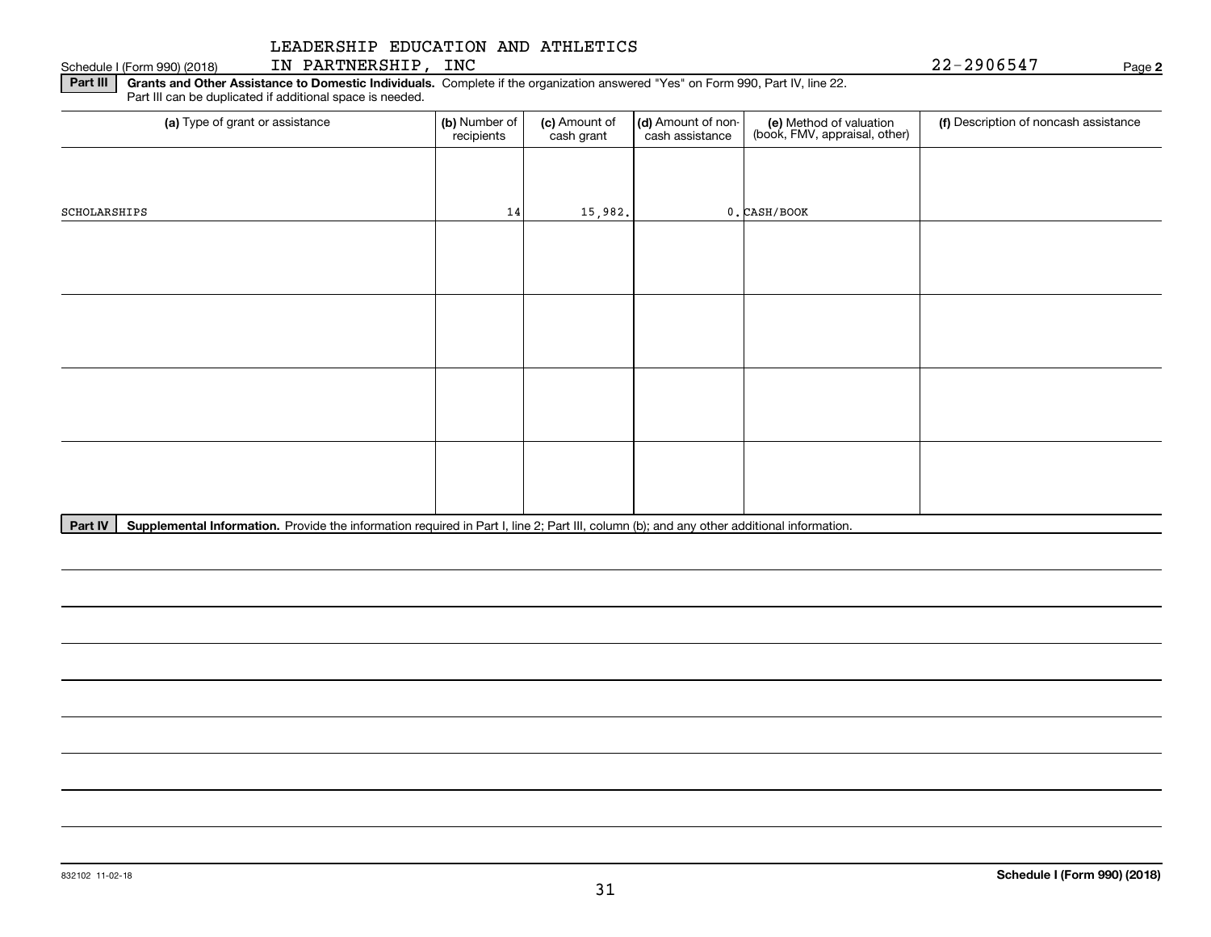LEADERSHIP EDUCATION AND ATHLETICS IN PARTNERSHIP, INC

Schedule I (Form 990) (2018) 22-2906547 Page **2**

**Part III** **Grants and Other Assistance to Domestic Individuals.** Complete if the organization answered "Yes" on Form 990, Part IV, line 22. Part III can be duplicated if additional space is needed.

| (a) Type of grant or assistance | (b) Number of recipients | (c) Amount of cash grant | (d) Amount of non-cash assistance | (e) Method of valuation (book, FMV, appraisal, other) | (f) Description of noncash assistance |
|---|---|---|---|---|---|
| SCHOLARSHIPS | 14 | 15,982. | 0. | CASH/BOOK | |
| | | | | | |
| | | | | | |
| | | | | | |
| | | | | | |

**Part IV** **Supplemental Information.** Provide the information required in Part I, line 2; Part III, column (b); and any other additional information.

832102 11-02-18 **Schedule I (Form 990) (2018)**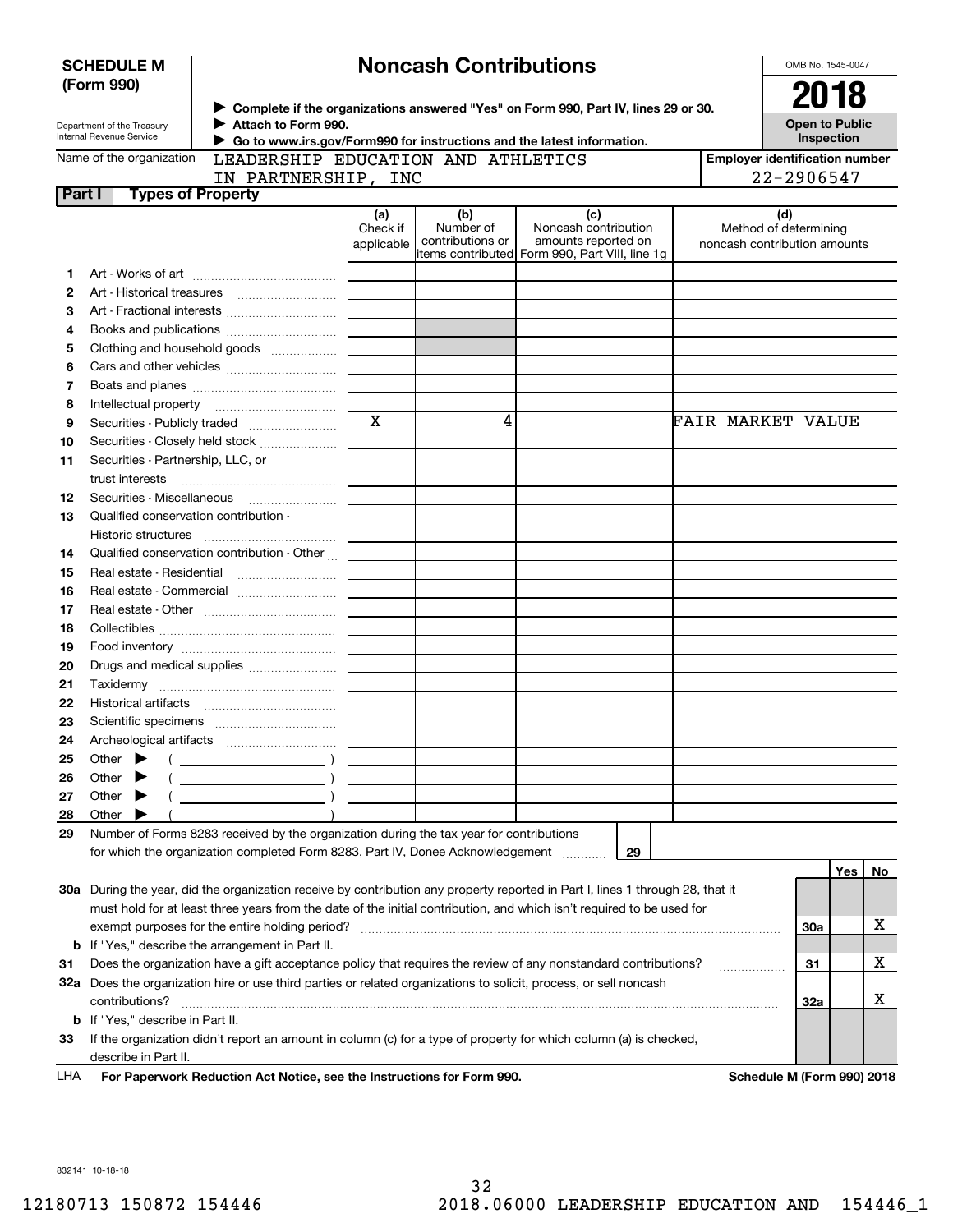**SCHEDULE M (Form 990)**

Department of the Treasury
Internal Revenue Service

# Noncash Contributions

▶ Complete if the organizations answered "Yes" on Form 990, Part IV, lines 29 or 30.
▶ Attach to Form 990.
▶ Go to www.irs.gov/Form990 for instructions and the latest information.

OMB No. 1545-0047

**2018**

**Open to Public Inspection**

Name of the organization: LEADERSHIP EDUCATION AND ATHLETICS IN PARTNERSHIP, INC

Employer identification number: 22-2906547

## Part I Types of Property

| | | (a) Check if applicable | (b) Number of contributions or items contributed | (c) Noncash contribution amounts reported on Form 990, Part VIII, line 1g | (d) Method of determining noncash contribution amounts |
|---|---|---|---|---|---|
| 1 | Art - Works of art | | | | |
| 2 | Art - Historical treasures | | | | |
| 3 | Art - Fractional interests | | | | |
| 4 | Books and publications | | | | |
| 5 | Clothing and household goods | | | | |
| 6 | Cars and other vehicles | | | | |
| 7 | Boats and planes | | | | |
| 8 | Intellectual property | | | | |
| 9 | Securities - Publicly traded | X | 4 | | FAIR MARKET VALUE |
| 10 | Securities - Closely held stock | | | | |
| 11 | Securities - Partnership, LLC, or trust interests | | | | |
| 12 | Securities - Miscellaneous | | | | |
| 13 | Qualified conservation contribution - Historic structures | | | | |
| 14 | Qualified conservation contribution - Other | | | | |
| 15 | Real estate - Residential | | | | |
| 16 | Real estate - Commercial | | | | |
| 17 | Real estate - Other | | | | |
| 18 | Collectibles | | | | |
| 19 | Food inventory | | | | |
| 20 | Drugs and medical supplies | | | | |
| 21 | Taxidermy | | | | |
| 22 | Historical artifacts | | | | |
| 23 | Scientific specimens | | | | |
| 24 | Archeological artifacts | | | | |
| 25 | Other ▶ ( ) | | | | |
| 26 | Other ▶ ( ) | | | | |
| 27 | Other ▶ ( ) | | | | |
| 28 | Other ▶ ( ) | | | | |

29 Number of Forms 8283 received by the organization during the tax year for contributions for which the organization completed Form 8283, Part IV, Donee Acknowledgement ..... 29

| | | | Yes | No |
|---|---|---|---|---|
| 30a | During the year, did the organization receive by contribution any property reported in Part I, lines 1 through 28, that it must hold for at least three years from the date of the initial contribution, and which isn't required to be used for exempt purposes for the entire holding period? | 30a | | X |
| b | If "Yes," describe the arrangement in Part II. | | | |
| 31 | Does the organization have a gift acceptance policy that requires the review of any nonstandard contributions? | 31 | | X |
| 32a | Does the organization hire or use third parties or related organizations to solicit, process, or sell noncash contributions? | 32a | | X |
| b | If "Yes," describe in Part II. | | | |
| 33 | If the organization didn't report an amount in column (c) for a type of property for which column (a) is checked, describe in Part II. | | | |

LHA **For Paperwork Reduction Act Notice, see the Instructions for Form 990.** **Schedule M (Form 990) 2018**

832141 10-18-18

12180713 150872 154446 2018.06000 LEADERSHIP EDUCATION AND 154446_1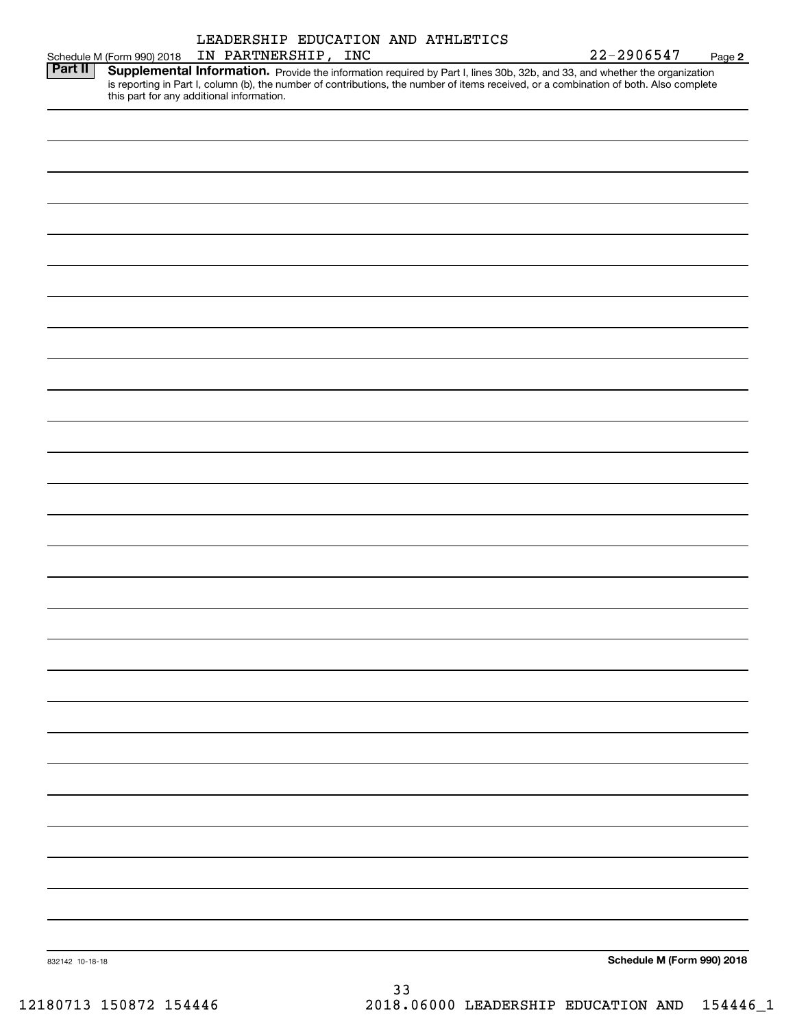LEADERSHIP EDUCATION AND ATHLETICS IN PARTNERSHIP, INC

22-2906547

**Part II** **Supplemental Information.** Provide the information required by Part I, lines 30b, 32b, and 33, and whether the organization is reporting in Part I, column (b), the number of contributions, the number of items received, or a combination of both. Also complete this part for any additional information.

832142 10-18-18

**Schedule M (Form 990) 2018**

12180713 150872 154446 2018.06000 LEADERSHIP EDUCATION AND 154446_1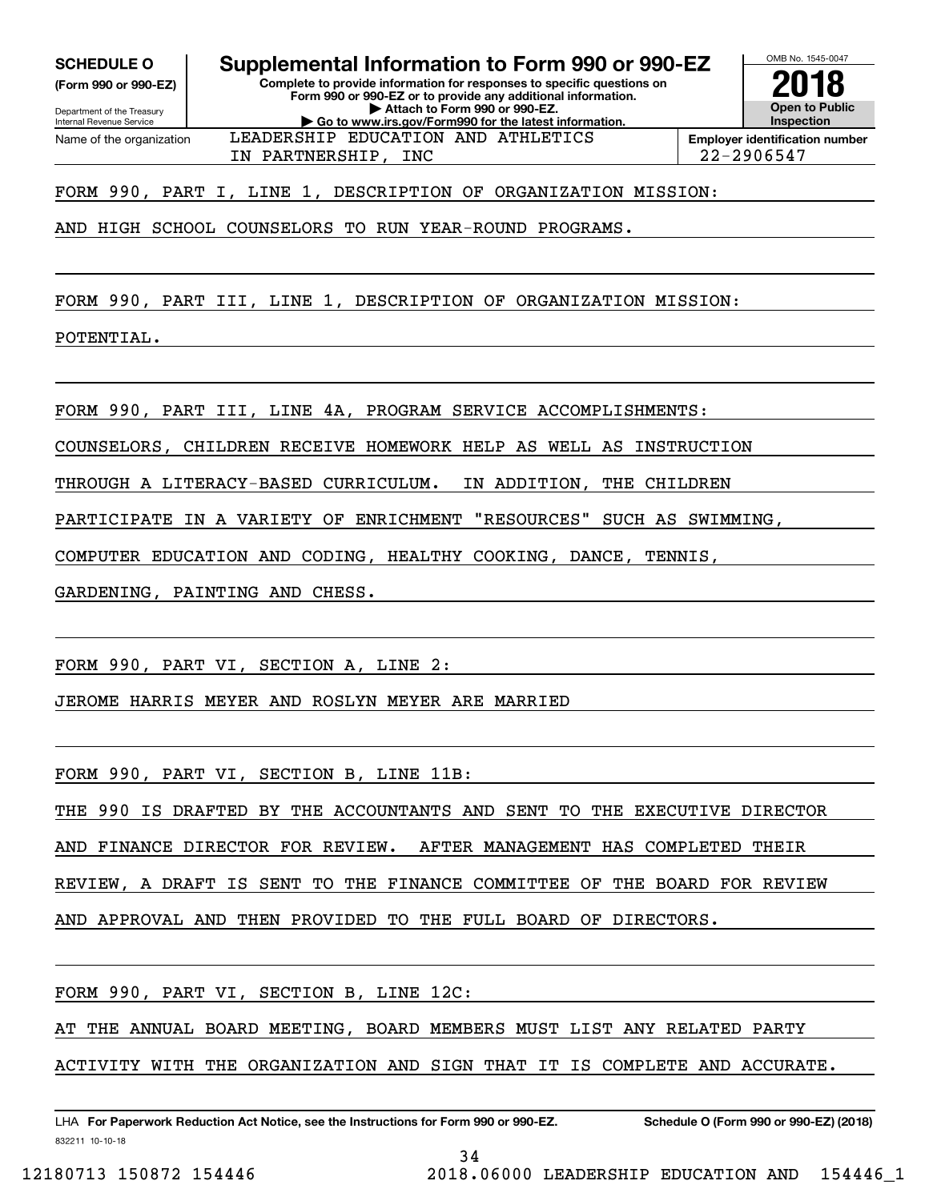**SCHEDULE O**
**(Form 990 or 990-EZ)**

Department of the Treasury
Internal Revenue Service

# Supplemental Information to Form 990 or 990-EZ

**Complete to provide information for responses to specific questions on Form 990 or 990-EZ or to provide any additional information.**
**▶ Attach to Form 990 or 990-EZ.**
**▶ Go to www.irs.gov/Form990 for the latest information.**

OMB No. 1545-0047

**2018**

**Open to Public Inspection**

| Name of the organization | Employer identification number |
|---|---|
| LEADERSHIP EDUCATION AND ATHLETICS IN PARTNERSHIP, INC | 22-2906547 |

FORM 990, PART I, LINE 1, DESCRIPTION OF ORGANIZATION MISSION:

AND HIGH SCHOOL COUNSELORS TO RUN YEAR-ROUND PROGRAMS.

FORM 990, PART III, LINE 1, DESCRIPTION OF ORGANIZATION MISSION:

POTENTIAL.

FORM 990, PART III, LINE 4A, PROGRAM SERVICE ACCOMPLISHMENTS:

COUNSELORS, CHILDREN RECEIVE HOMEWORK HELP AS WELL AS INSTRUCTION THROUGH A LITERACY-BASED CURRICULUM. IN ADDITION, THE CHILDREN PARTICIPATE IN A VARIETY OF ENRICHMENT "RESOURCES" SUCH AS SWIMMING, COMPUTER EDUCATION AND CODING, HEALTHY COOKING, DANCE, TENNIS, GARDENING, PAINTING AND CHESS.

FORM 990, PART VI, SECTION A, LINE 2:

JEROME HARRIS MEYER AND ROSLYN MEYER ARE MARRIED

FORM 990, PART VI, SECTION B, LINE 11B:

THE 990 IS DRAFTED BY THE ACCOUNTANTS AND SENT TO THE EXECUTIVE DIRECTOR AND FINANCE DIRECTOR FOR REVIEW. AFTER MANAGEMENT HAS COMPLETED THEIR REVIEW, A DRAFT IS SENT TO THE FINANCE COMMITTEE OF THE BOARD FOR REVIEW AND APPROVAL AND THEN PROVIDED TO THE FULL BOARD OF DIRECTORS.

FORM 990, PART VI, SECTION B, LINE 12C:

AT THE ANNUAL BOARD MEETING, BOARD MEMBERS MUST LIST ANY RELATED PARTY ACTIVITY WITH THE ORGANIZATION AND SIGN THAT IT IS COMPLETE AND ACCURATE.

LHA **For Paperwork Reduction Act Notice, see the Instructions for Form 990 or 990-EZ.** **Schedule O (Form 990 or 990-EZ) (2018)**
832211 10-10-18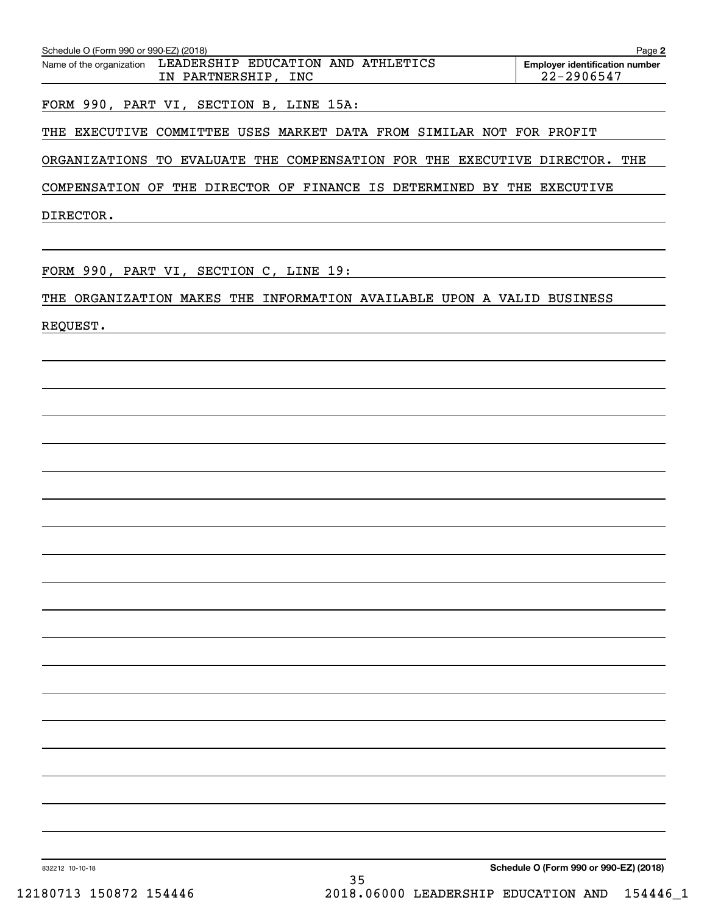Schedule O (Form 990 or 990-EZ) (2018) Page **2**

| Name of the organization | Employer identification number |
|---|---|
| LEADERSHIP EDUCATION AND ATHLETICS IN PARTNERSHIP, INC | 22-2906547 |

FORM 990, PART VI, SECTION B, LINE 15A:

THE EXECUTIVE COMMITTEE USES MARKET DATA FROM SIMILAR NOT FOR PROFIT ORGANIZATIONS TO EVALUATE THE COMPENSATION FOR THE EXECUTIVE DIRECTOR. THE COMPENSATION OF THE DIRECTOR OF FINANCE IS DETERMINED BY THE EXECUTIVE DIRECTOR.

FORM 990, PART VI, SECTION C, LINE 19:

THE ORGANIZATION MAKES THE INFORMATION AVAILABLE UPON A VALID BUSINESS REQUEST.

832212 10-10-18 **Schedule O (Form 990 or 990-EZ) (2018)**

12180713 150872 154446 2018.06000 LEADERSHIP EDUCATION AND 154446_1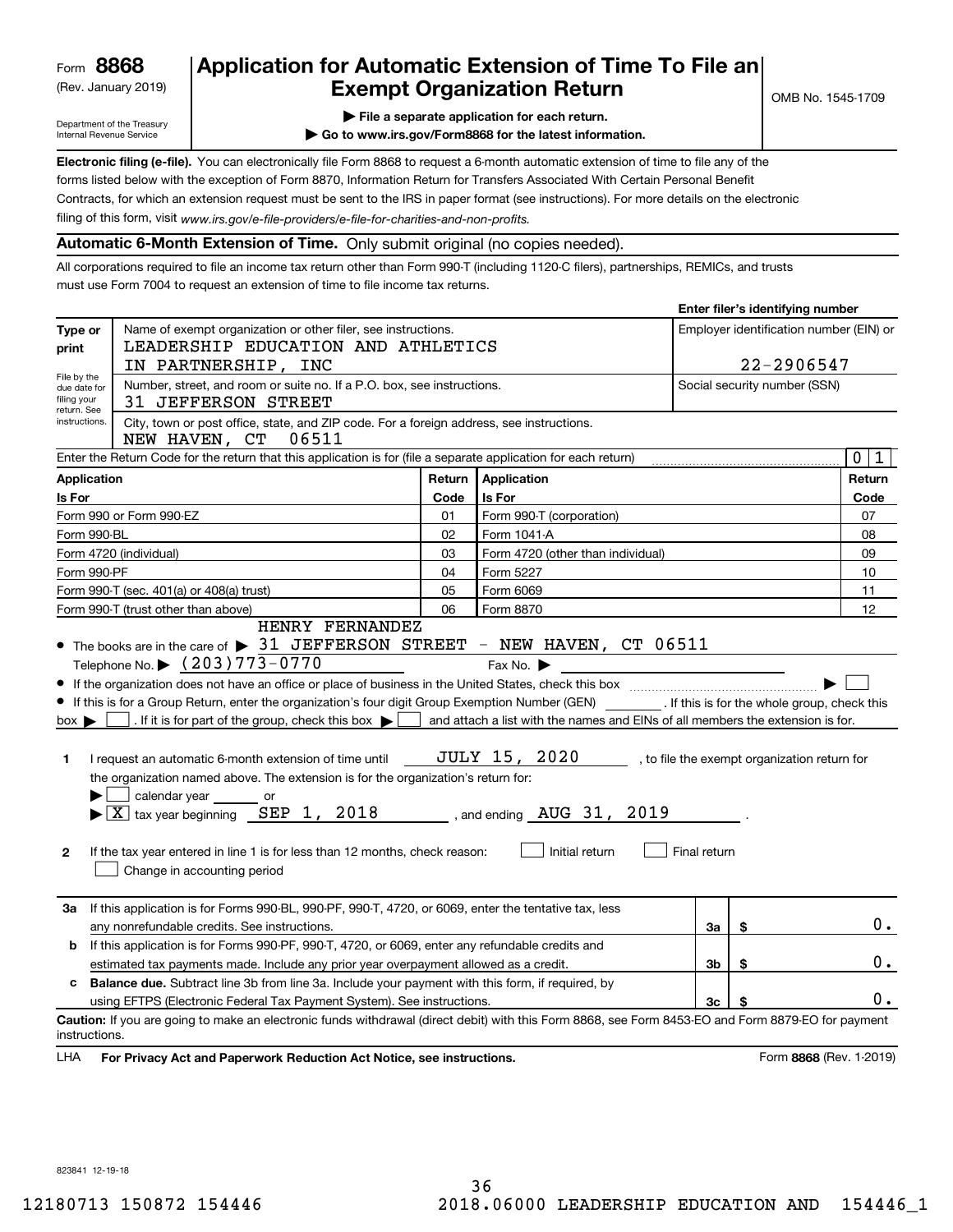Form **8868** (Rev. January 2019)

Department of the Treasury Internal Revenue Service

# Application for Automatic Extension of Time To File an Exempt Organization Return

OMB No. 1545-1709

▶ File a separate application for each return.

▶ Go to www.irs.gov/Form8868 for the latest information.

**Electronic filing (e-file).** You can electronically file Form 8868 to request a 6-month automatic extension of time to file any of the forms listed below with the exception of Form 8870, Information Return for Transfers Associated With Certain Personal Benefit Contracts, for which an extension request must be sent to the IRS in paper format (see instructions). For more details on the electronic filing of this form, visit *www.irs.gov/e-file-providers/e-file-for-charities-and-non-profits.*

**Automatic 6-Month Extension of Time.** Only submit original (no copies needed).

All corporations required to file an income tax return other than Form 990-T (including 1120-C filers), partnerships, REMICs, and trusts must use Form 7004 to request an extension of time to file income tax returns.

**Enter filer's identifying number**

| | | |
|---|---|---|
| **Type or print** | Name of exempt organization or other filer, see instructions. LEADERSHIP EDUCATION AND ATHLETICS IN PARTNERSHIP, INC | Employer identification number (EIN) or 22-2906547 |
| File by the due date for filing your return. See instructions. | Number, street, and room or suite no. If a P.O. box, see instructions. 31 JEFFERSON STREET | Social security number (SSN) |
| | City, town or post office, state, and ZIP code. For a foreign address, see instructions. NEW HAVEN, CT 06511 | |

Enter the Return Code for the return that this application is for (file a separate application for each return) ..... 0 1

| Application Is For | Return Code | Application Is For | Return Code |
|---|---|---|---|
| Form 990 or Form 990-EZ | 01 | Form 990-T (corporation) | 07 |
| Form 990-BL | 02 | Form 1041-A | 08 |
| Form 4720 (individual) | 03 | Form 4720 (other than individual) | 09 |
| Form 990-PF | 04 | Form 5227 | 10 |
| Form 990-T (sec. 401(a) or 408(a) trust) | 05 | Form 6069 | 11 |
| Form 990-T (trust other than above) | 06 | Form 8870 | 12 |

- The books are in the care of ▶ HENRY FERNANDEZ 31 JEFFERSON STREET - NEW HAVEN, CT 06511
  Telephone No. ▶ (203)773-0770   Fax No. ▶
- If the organization does not have an office or place of business in the United States, check this box ..... ▶ ☐
- If this is for a Group Return, enter the organization's four digit Group Exemption Number (GEN) ______ . If this is for the whole group, check this box ▶ ☐ . If it is for part of the group, check this box ▶ ☐ and attach a list with the names and EINs of all members the extension is for.

**1** I request an automatic 6-month extension of time until JULY 15, 2020 , to file the exempt organization return for the organization named above. The extension is for the organization's return for:
▶ ☐ calendar year ______ or
▶ ☒ tax year beginning SEP 1, 2018 , and ending AUG 31, 2019 .

**2** If the tax year entered in line 1 is for less than 12 months, check reason: ☐ Initial return ☐ Final return ☐ Change in accounting period

| | | | |
|---|---|---|---|
| **3a** | If this application is for Forms 990-BL, 990-PF, 990-T, 4720, or 6069, enter the tentative tax, less any nonrefundable credits. See instructions. | 3a | $ 0. |
| **b** | If this application is for Forms 990-PF, 990-T, 4720, or 6069, enter any refundable credits and estimated tax payments made. Include any prior year overpayment allowed as a credit. | 3b | $ 0. |
| **c** | **Balance due.** Subtract line 3b from line 3a. Include your payment with this form, if required, by using EFTPS (Electronic Federal Tax Payment System). See instructions. | 3c | $ 0. |

**Caution:** If you are going to make an electronic funds withdrawal (direct debit) with this Form 8868, see Form 8453-EO and Form 8879-EO for payment instructions.

LHA **For Privacy Act and Paperwork Reduction Act Notice, see instructions.** Form **8868** (Rev. 1-2019)

823841 12-19-18

12180713 150872 154446 2018.06000 LEADERSHIP EDUCATION AND 154446_1